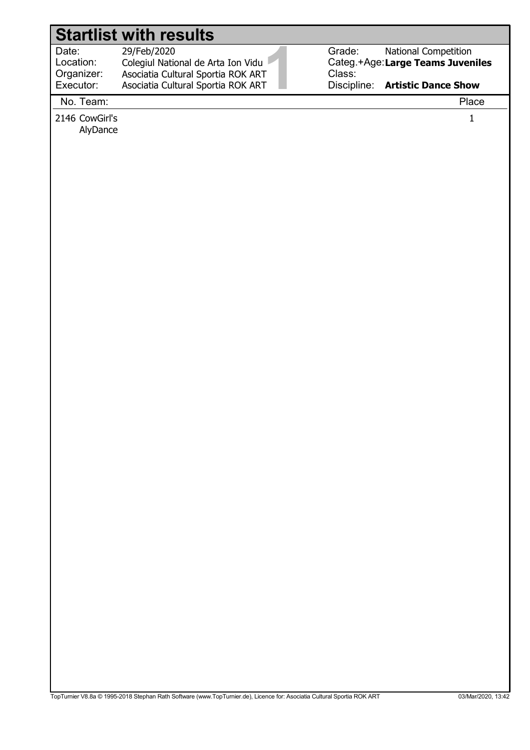# Startlist with results

| | | | |
|---|---|---|---|
| Date: | 29/Feb/2020 | Grade: | National Competition |
| Location: | Colegiul National de Arta Ion Vidu | Categ.+Age: | **Large Teams Juveniles** |
| Organizer: | Asociatia Cultural Sportia ROK ART | Class: | |
| Executor: | Asociatia Cultural Sportia ROK ART | Discipline: | **Artistic Dance Show** |

| No. | Team: | Place |
|---|---|---|
| 2146 | CowGirl's AlyDance | 1 |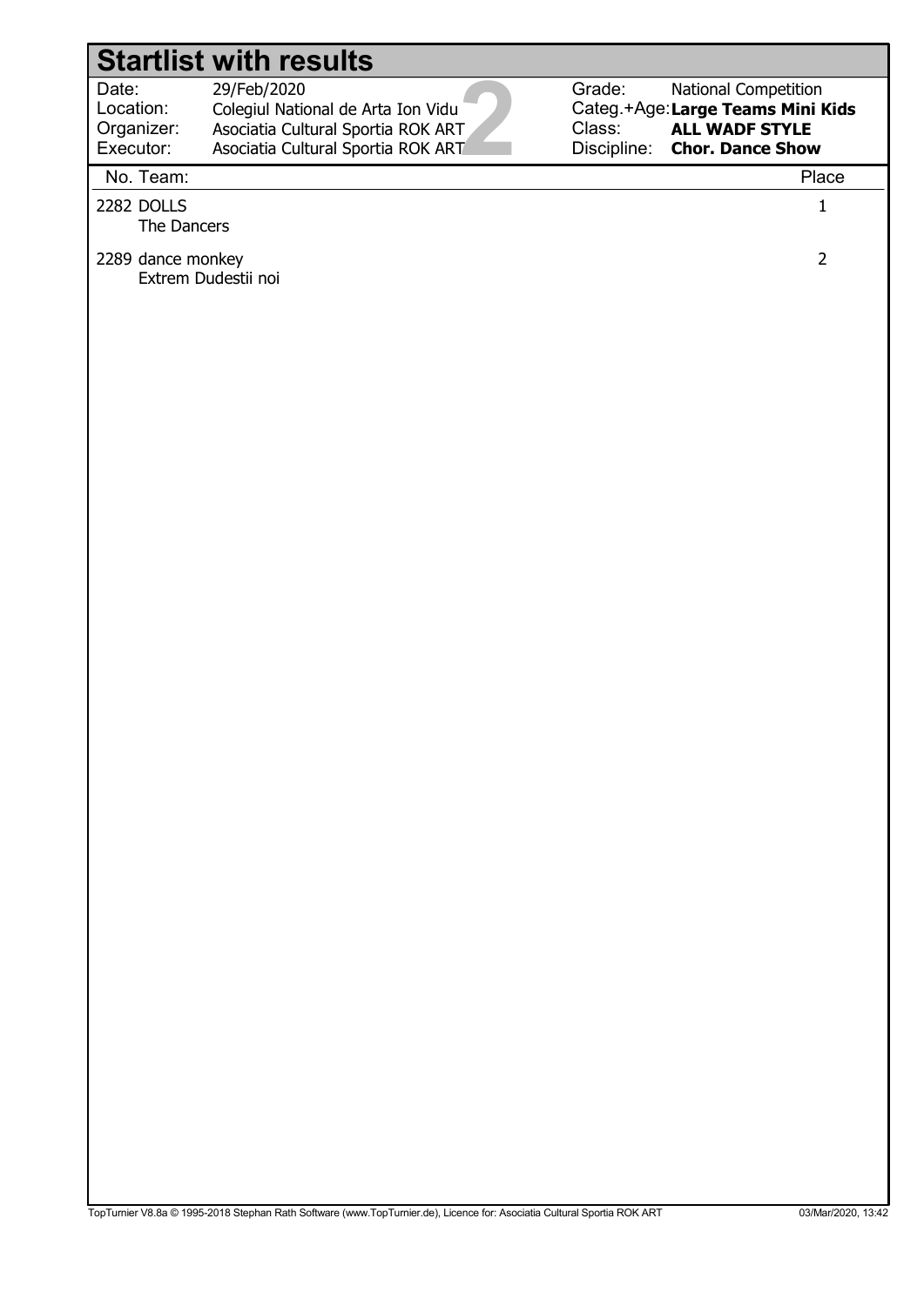# Startlist with results

| | | | |
|---|---|---|---|
| Date: | 29/Feb/2020 | Grade: | National Competition |
| Location: | Colegiul National de Arta Ion Vidu | Categ.+Age: | **Large Teams Mini Kids** |
| Organizer: | Asociatia Cultural Sportia ROK ART | Class: | **ALL WADF STYLE** |
| Executor: | Asociatia Cultural Sportia ROK ART | Discipline: | **Chor. Dance Show** |

| No. | Team: | Place |
|---|---|---|
| 2282 | DOLLS<br>The Dancers | 1 |
| 2289 | dance monkey<br>Extrem Dudestii noi | 2 |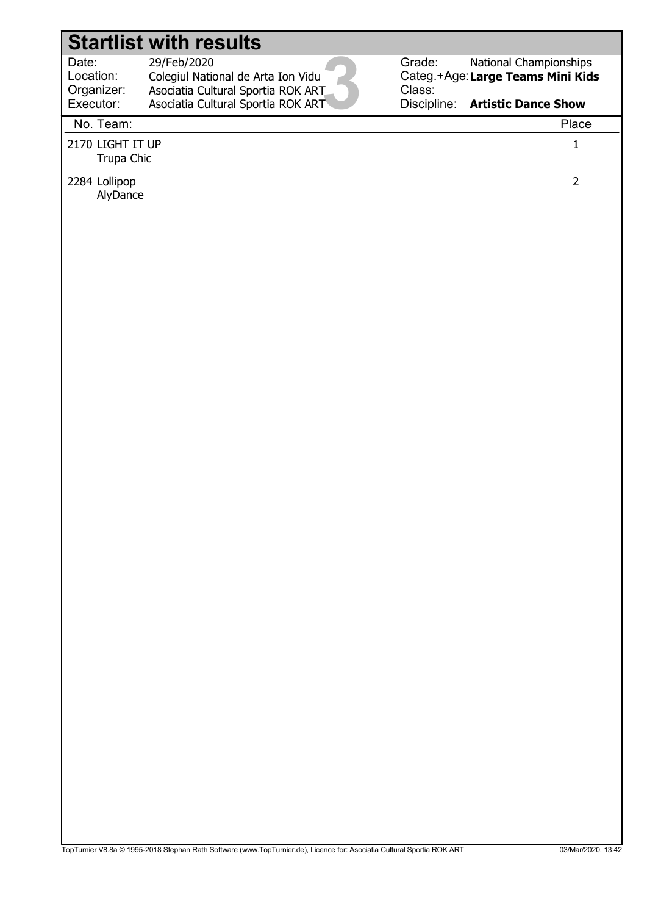# Startlist with results

| | | | |
|---|---|---|---|
| Date: | 29/Feb/2020 | Grade: | National Championships |
| Location: | Colegiul National de Arta Ion Vidu | Categ.+Age: | **Large Teams Mini Kids** |
| Organizer: | Asociatia Cultural Sportia ROK ART | Class: | |
| Executor: | Asociatia Cultural Sportia ROK ART | Discipline: | **Artistic Dance Show** |

| No. | Team: | Place |
|---|---|---|
| 2170 | LIGHT IT UP<br>Trupa Chic | 1 |
| 2284 | Lollipop<br>AlyDance | 2 |

TopTurnier V8.8a © 1995-2018 Stephan Rath Software (www.TopTurnier.de), Licence for: Asociatia Cultural Sportia ROK ART 03/Mar/2020, 13:42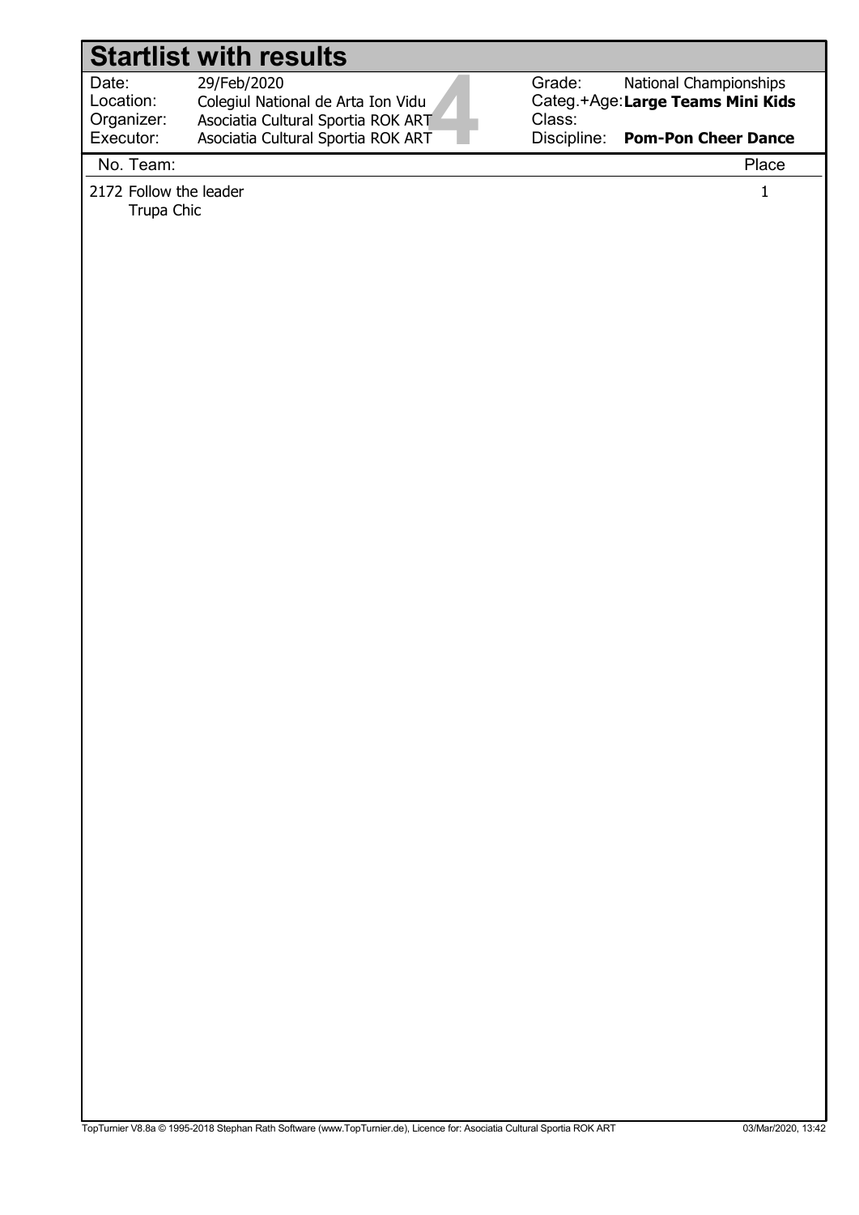# Startlist with results

| | | | |
|---|---|---|---|
| Date: | 29/Feb/2020 | Grade: | National Championships |
| Location: | Colegiul National de Arta Ion Vidu | Categ.+Age: | **Large Teams Mini Kids** |
| Organizer: | Asociatia Cultural Sportia ROK ART | Class: | |
| Executor: | Asociatia Cultural Sportia ROK ART | Discipline: | **Pom-Pon Cheer Dance** |

| No. | Team: | Place |
|---|---|---|
| 2172 | Follow the leader<br>Trupa Chic | 1 |

TopTurnier V8.8a © 1995-2018 Stephan Rath Software (www.TopTurnier.de), Licence for: Asociatia Cultural Sportia ROK ART 03/Mar/2020, 13:42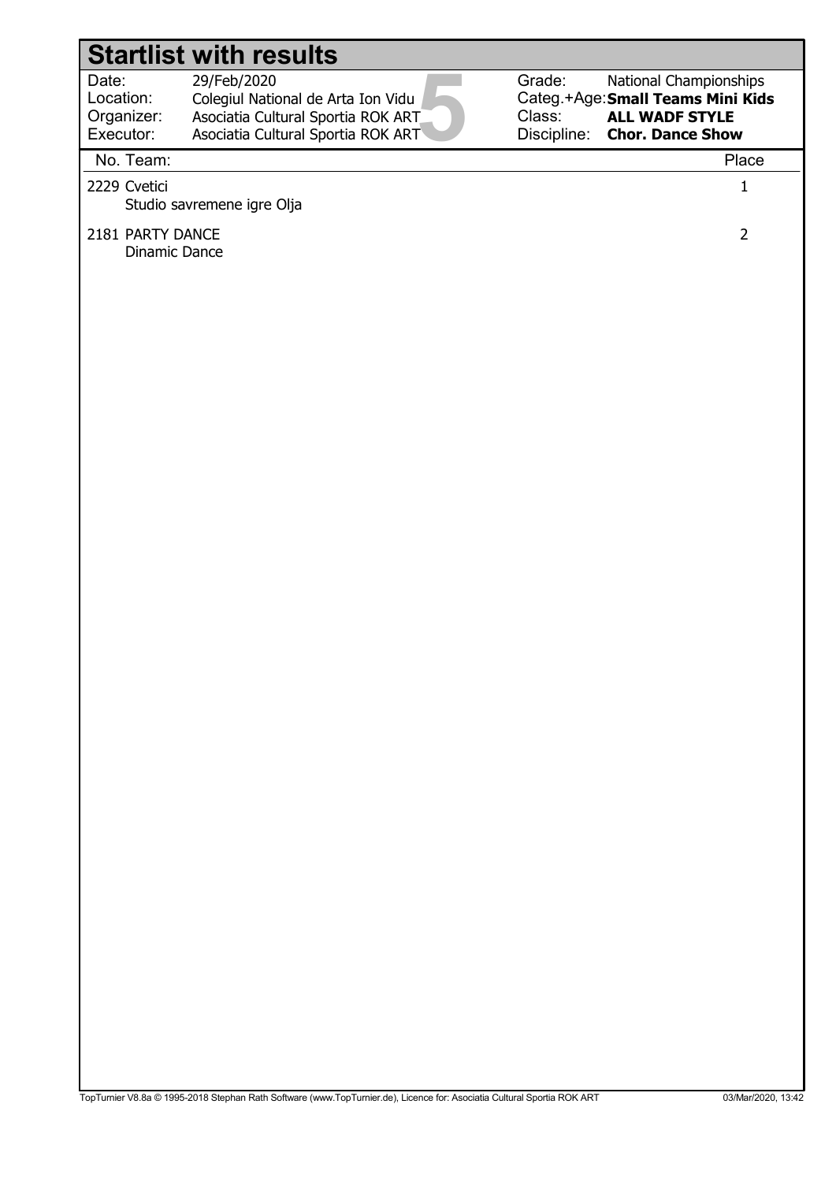# Startlist with results

| | | | |
|---|---|---|---|
| Date: | 29/Feb/2020 | Grade: | National Championships |
| Location: | Colegiul National de Arta Ion Vidu | Categ.+Age: | **Small Teams Mini Kids** |
| Organizer: | Asociatia Cultural Sportia ROK ART | Class: | **ALL WADF STYLE** |
| Executor: | Asociatia Cultural Sportia ROK ART | Discipline: | **Chor. Dance Show** |

| No. | Team: | Place |
|---|---|---|
| 2229 | Cvetici<br>Studio savremene igre Olja | 1 |
| 2181 | PARTY DANCE<br>Dinamic Dance | 2 |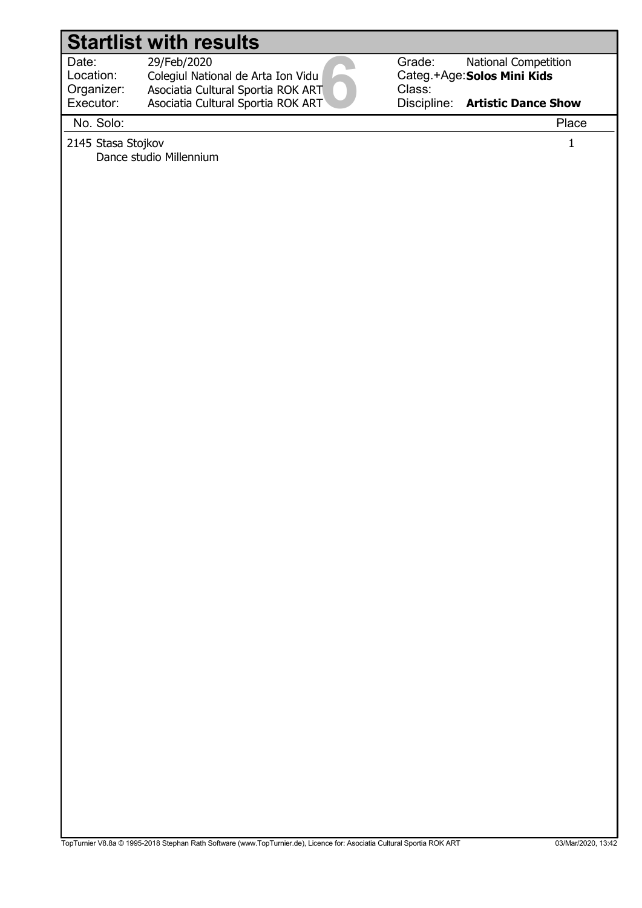# Startlist with results

| | | | |
|---|---|---|---|
| Date: | 29/Feb/2020 | Grade: | National Competition |
| Location: | Colegiul National de Arta Ion Vidu | Categ.+Age: | **Solos Mini Kids** |
| Organizer: | Asociatia Cultural Sportia ROK ART | Class: | |
| Executor: | Asociatia Cultural Sportia ROK ART | Discipline: | **Artistic Dance Show** |

| No. Solo: | Place |
|---|---|
| 2145 Stasa Stojkov<br>Dance studio Millennium | 1 |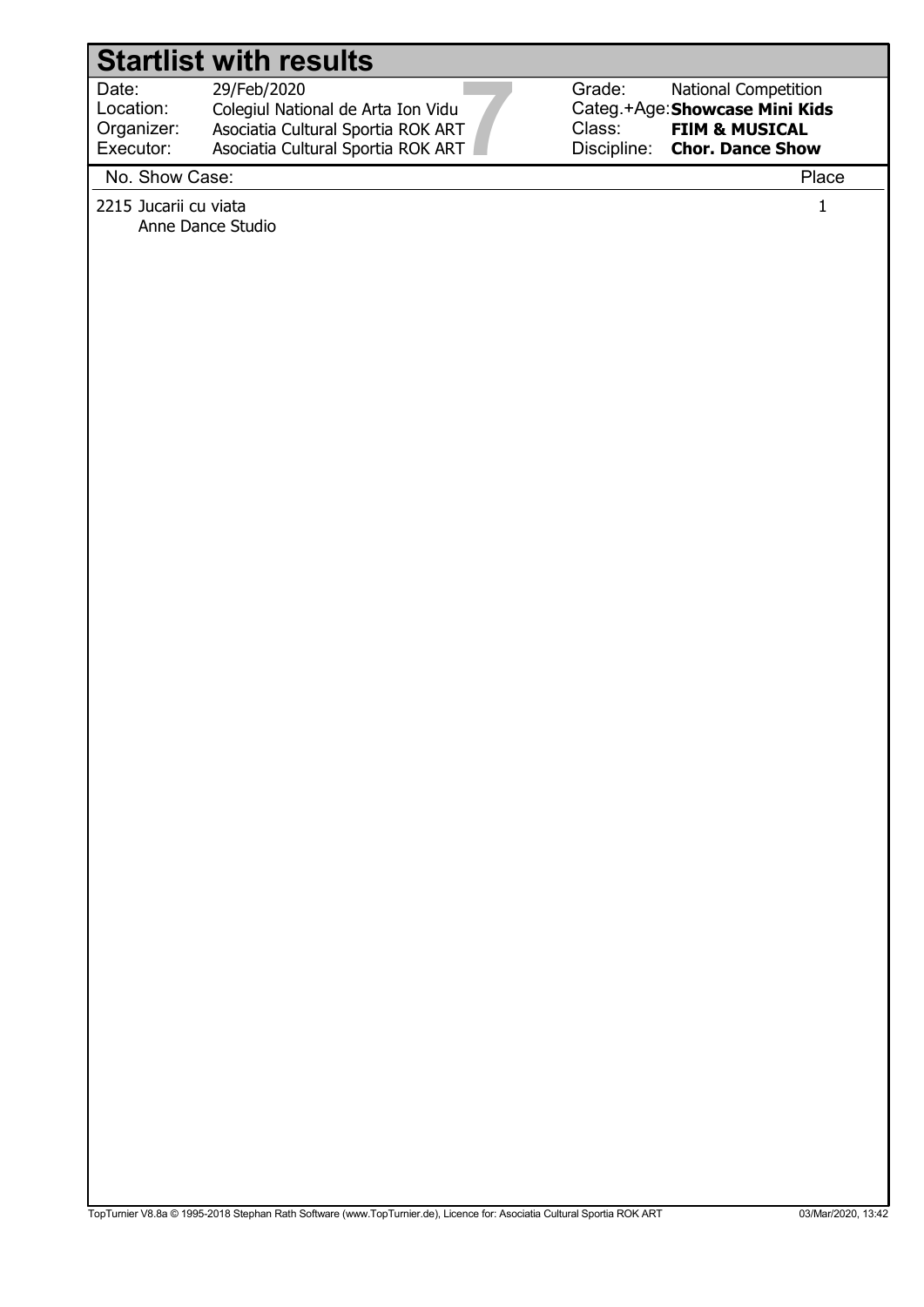# Startlist with results

| | | | |
|---|---|---|---|
| Date: | 29/Feb/2020 | Grade: | National Competition |
| Location: | Colegiul National de Arta Ion Vidu | Categ.+Age: | **Showcase Mini Kids** |
| Organizer: | Asociatia Cultural Sportia ROK ART | Class: | **FIIM & MUSICAL** |
| Executor: | Asociatia Cultural Sportia ROK ART | Discipline: | **Chor. Dance Show** |

| No. | Show Case: | Place |
|---|---|---|
| 2215 | Jucarii cu viata<br>Anne Dance Studio | 1 |

TopTurnier V8.8a © 1995-2018 Stephan Rath Software (www.TopTurnier.de), Licence for: Asociatia Cultural Sportia ROK ART 03/Mar/2020, 13:42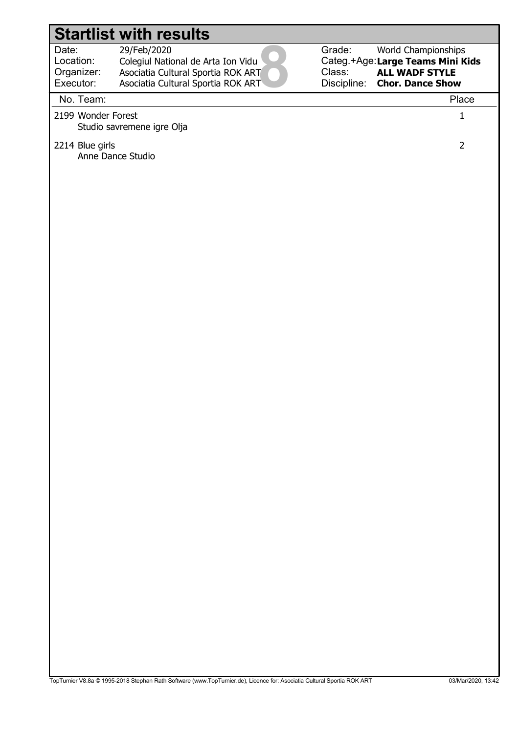# Startlist with results

| | | | |
|---|---|---|---|
| Date: | 29/Feb/2020 | Grade: | World Championships |
| Location: | Colegiul National de Arta Ion Vidu | Categ.+Age: | **Large Teams Mini Kids** |
| Organizer: | Asociatia Cultural Sportia ROK ART | Class: | **ALL WADF STYLE** |
| Executor: | Asociatia Cultural Sportia ROK ART | Discipline: | **Chor. Dance Show** |

8

| No. | Team: | Place |
|---|---|---|
| 2199 | Wonder Forest<br>Studio savremene igre Olja | 1 |
| 2214 | Blue girls<br>Anne Dance Studio | 2 |

TopTurnier V8.8a © 1995-2018 Stephan Rath Software (www.TopTurnier.de), Licence for: Asociatia Cultural Sportia ROK ART 03/Mar/2020, 13:42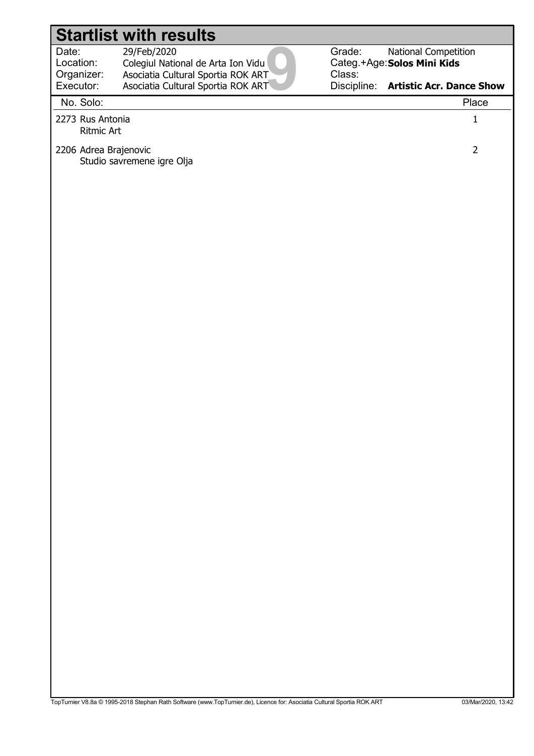# Startlist with results

| | | | |
|---|---|---|---|
| Date: | 29/Feb/2020 | Grade: | National Competition |
| Location: | Colegiul National de Arta Ion Vidu | Categ.+Age: | **Solos Mini Kids** |
| Organizer: | Asociatia Cultural Sportia ROK ART | Class: | |
| Executor: | Asociatia Cultural Sportia ROK ART | Discipline: | **Artistic Acr. Dance Show** |

| No. Solo: | Place |
|---|---|
| 2273 Rus Antonia<br>Ritmic Art | 1 |
| 2206 Adrea Brajenovic<br>Studio savremene igre Olja | 2 |

TopTurnier V8.8a © 1995-2018 Stephan Rath Software (www.TopTurnier.de), Licence for: Asociatia Cultural Sportia ROK ART 03/Mar/2020, 13:42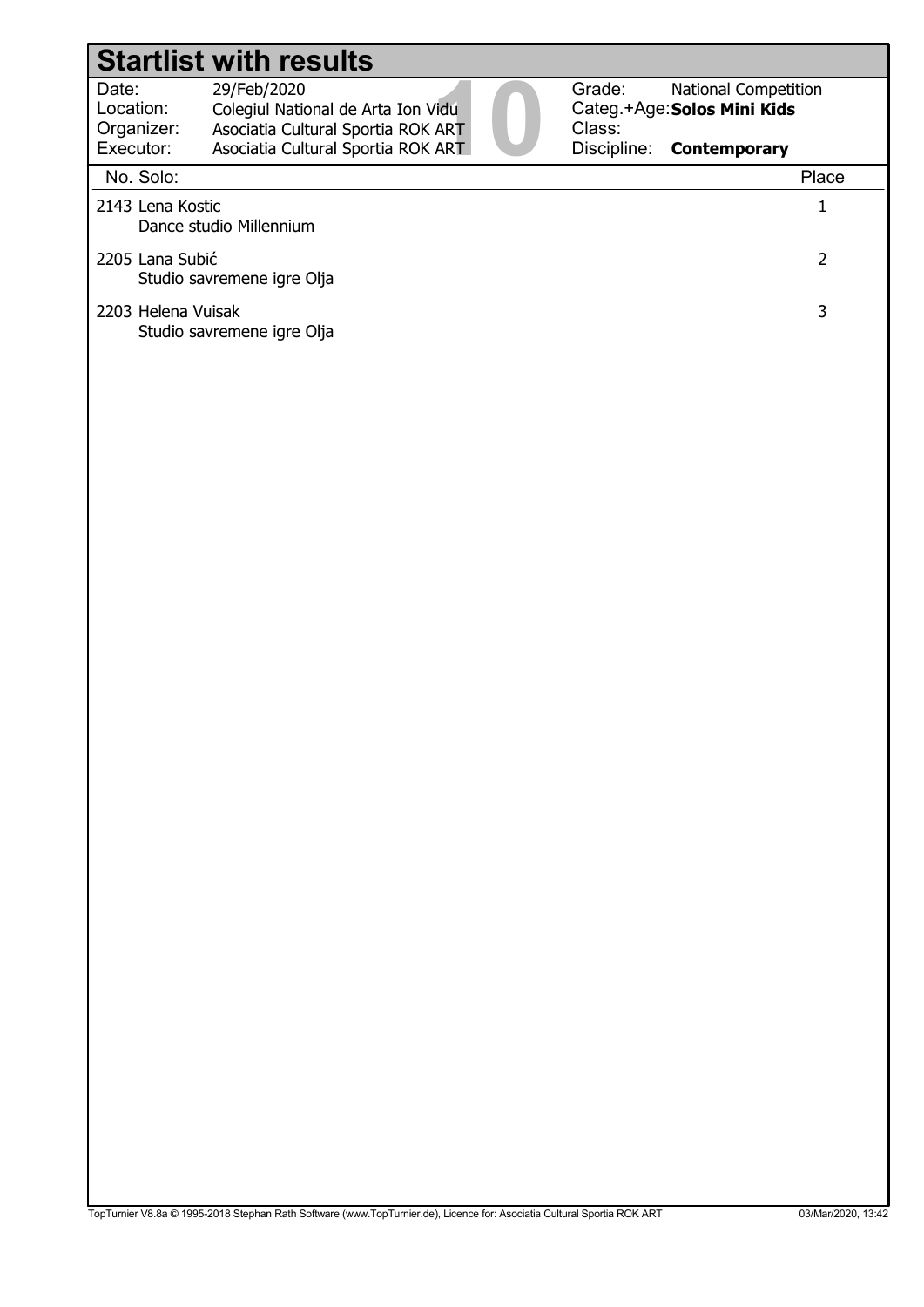# Startlist with results

| | | | |
|---|---|---|---|
| Date: | 29/Feb/2020 | Grade: | National Competition |
| Location: | Colegiul National de Arta Ion Vidu | Categ.+Age: | **Solos Mini Kids** |
| Organizer: | Asociatia Cultural Sportia ROK ART | Class: | |
| Executor: | Asociatia Cultural Sportia ROK ART | Discipline: | **Contemporary** |

10

| No. | Solo: | Place |
|---|---|---|
| 2143 | Lena Kostic<br>Dance studio Millennium | 1 |
| 2205 | Lana Subić<br>Studio savremene igre Olja | 2 |
| 2203 | Helena Vuisak<br>Studio savremene igre Olja | 3 |

TopTurnier V8.8a © 1995-2018 Stephan Rath Software (www.TopTurnier.de), Licence for: Asociatia Cultural Sportia ROK ART 03/Mar/2020, 13:42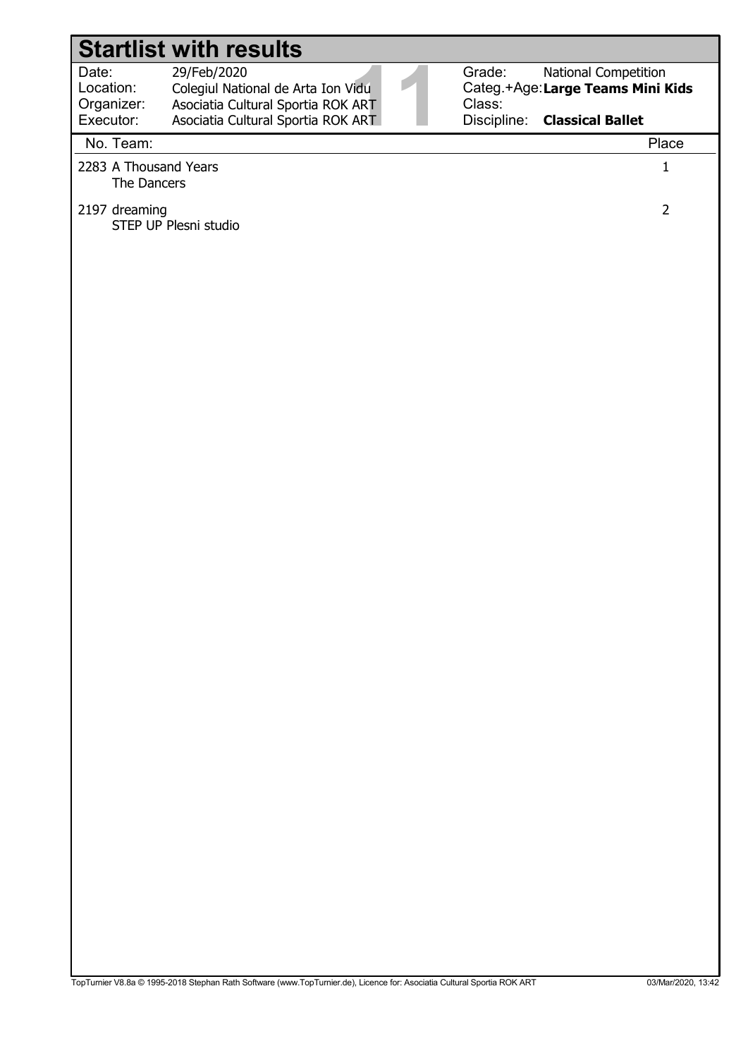# Startlist with results

| | | | |
|---|---|---|---|
| Date: | 29/Feb/2020 | Grade: | National Competition |
| Location: | Colegiul National de Arta Ion Vidu | Categ.+Age: | **Large Teams Mini Kids** |
| Organizer: | Asociatia Cultural Sportia ROK ART | Class: | |
| Executor: | Asociatia Cultural Sportia ROK ART | Discipline: | **Classical Ballet** |

| No. | Team: | Place |
|---|---|---|
| 2283 | A Thousand Years<br>The Dancers | 1 |
| 2197 | dreaming<br>STEP UP Plesni studio | 2 |

TopTurnier V8.8a © 1995-2018 Stephan Rath Software (www.TopTurnier.de), Licence for: Asociatia Cultural Sportia ROK ART 03/Mar/2020, 13:42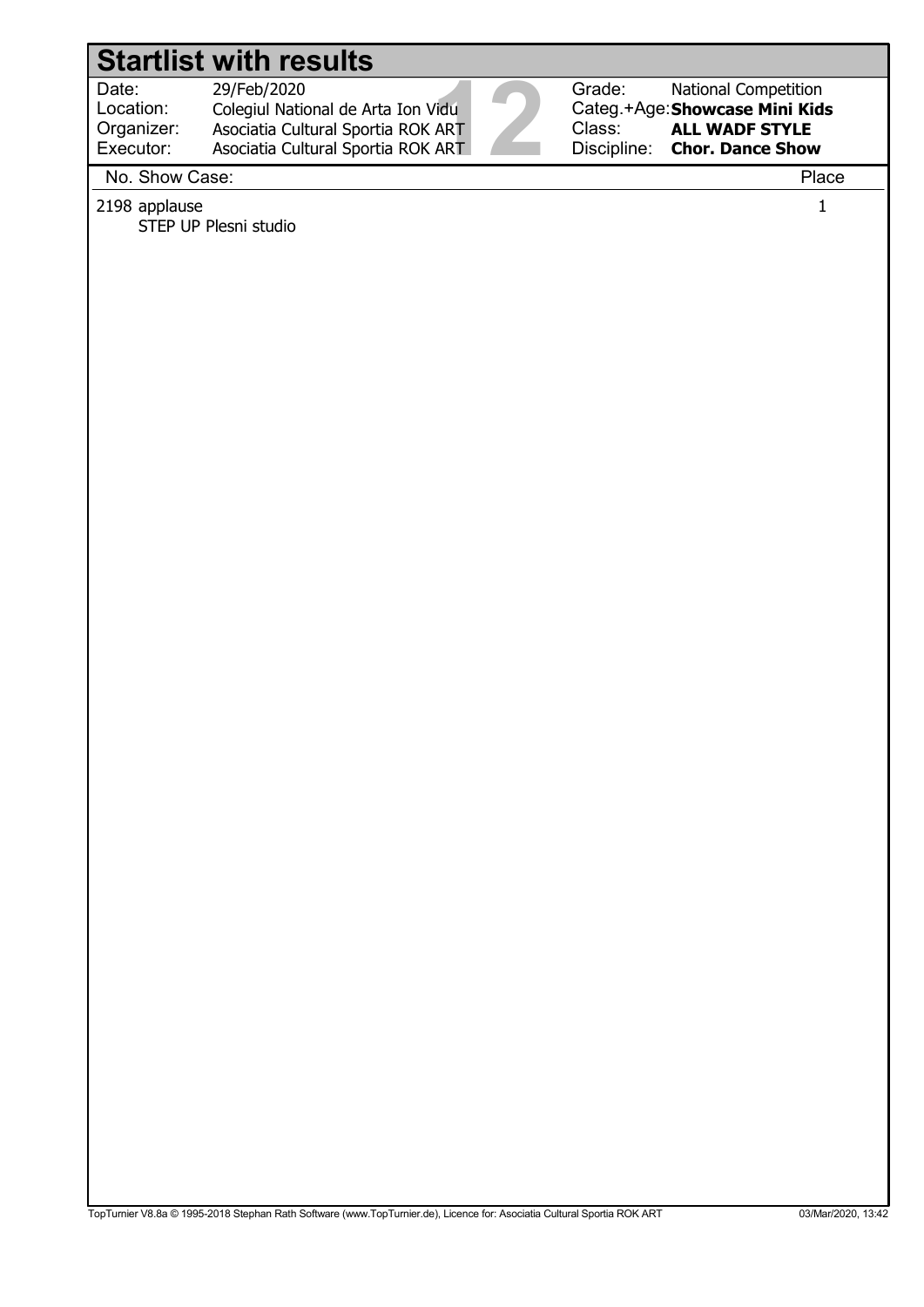# Startlist with results

| | | | |
|---|---|---|---|
| Date: | 29/Feb/2020 | Grade: | National Competition |
| Location: | Colegiul National de Arta Ion Vidu | Categ.+Age: | **Showcase Mini Kids** |
| Organizer: | Asociatia Cultural Sportia ROK ART | Class: | **ALL WADF STYLE** |
| Executor: | Asociatia Cultural Sportia ROK ART | Discipline: | **Chor. Dance Show** |

| No. Show Case: | Place |
|---|---|
| 2198 applause<br>STEP UP Plesni studio | 1 |

TopTurnier V8.8a © 1995-2018 Stephan Rath Software (www.TopTurnier.de), Licence for: Asociatia Cultural Sportia ROK ART 03/Mar/2020, 13:42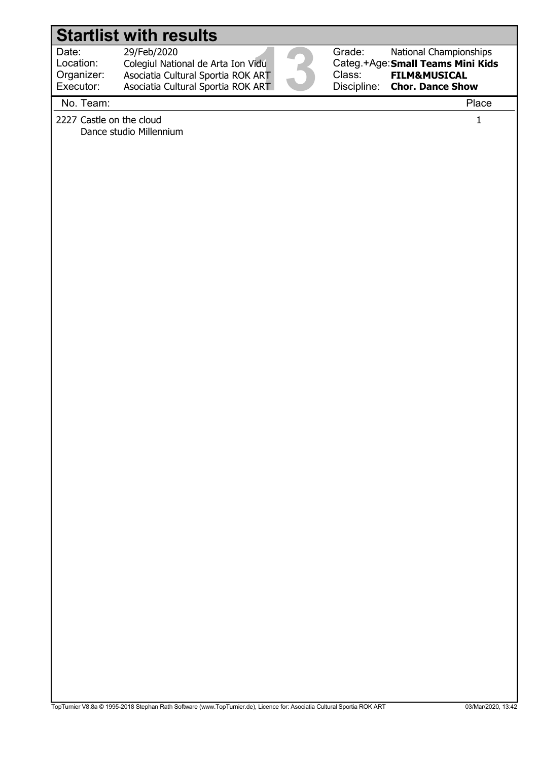# Startlist with results

| | | | |
|---|---|---|---|
| Date: | 29/Feb/2020 | Grade: | National Championships |
| Location: | Colegiul National de Arta Ion Vidu | Categ.+Age: | **Small Teams Mini Kids** |
| Organizer: | Asociatia Cultural Sportia ROK ART | Class: | **FILM&MUSICAL** |
| Executor: | Asociatia Cultural Sportia ROK ART | Discipline: | **Chor. Dance Show** |

| No. | Team: | Place |
|---|---|---|
| 2227 | Castle on the cloud<br>Dance studio Millennium | 1 |

TopTurnier V8.8a © 1995-2018 Stephan Rath Software (www.TopTurnier.de), Licence for: Asociatia Cultural Sportia ROK ART 03/Mar/2020, 13:42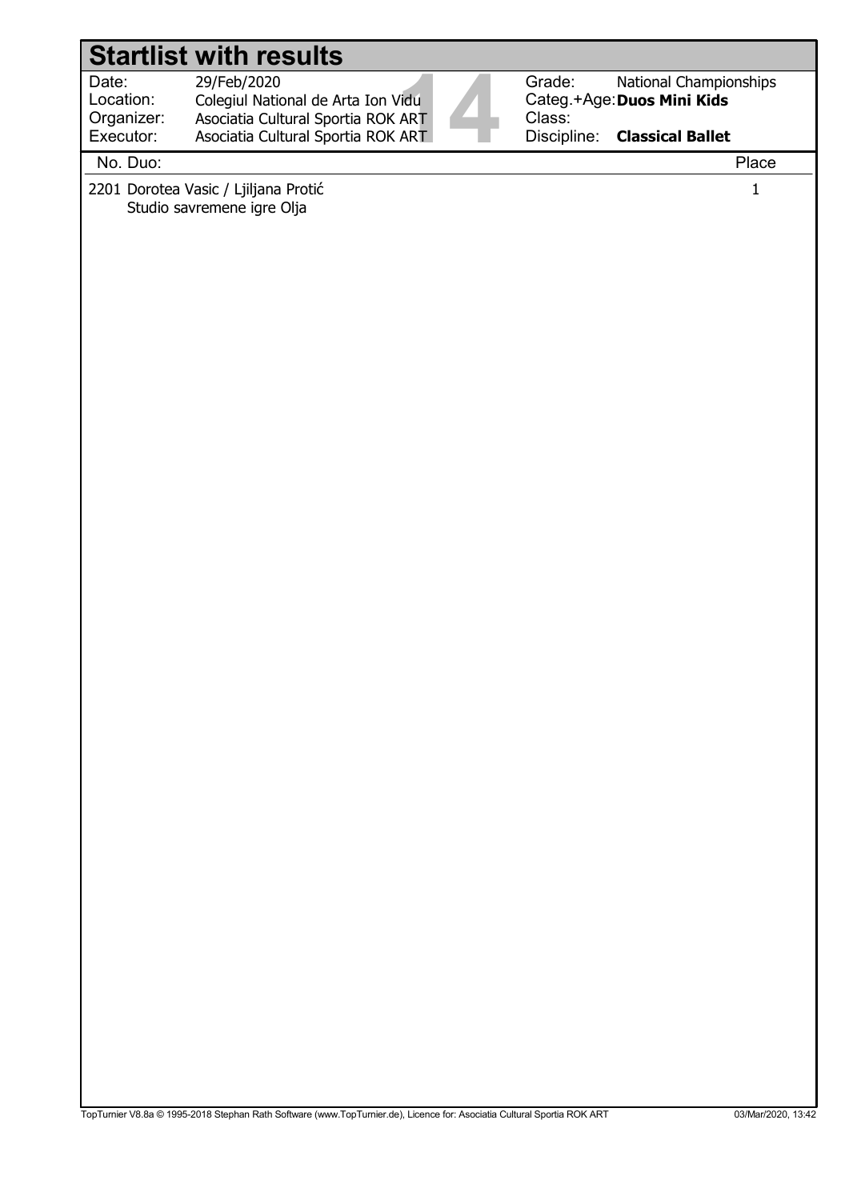# Startlist with results

| | | | |
|---|---|---|---|
| Date: | 29/Feb/2020 | Grade: | National Championships |
| Location: | Colegiul National de Arta Ion Vidu | Categ.+Age: | **Duos Mini Kids** |
| Organizer: | Asociatia Cultural Sportia ROK ART | Class: | |
| Executor: | Asociatia Cultural Sportia ROK ART | Discipline: | **Classical Ballet** |

| No. | Duo: | Place |
|---|---|---|
| 2201 | Dorotea Vasic / Ljiljana Protić<br>Studio savremene igre Olja | 1 |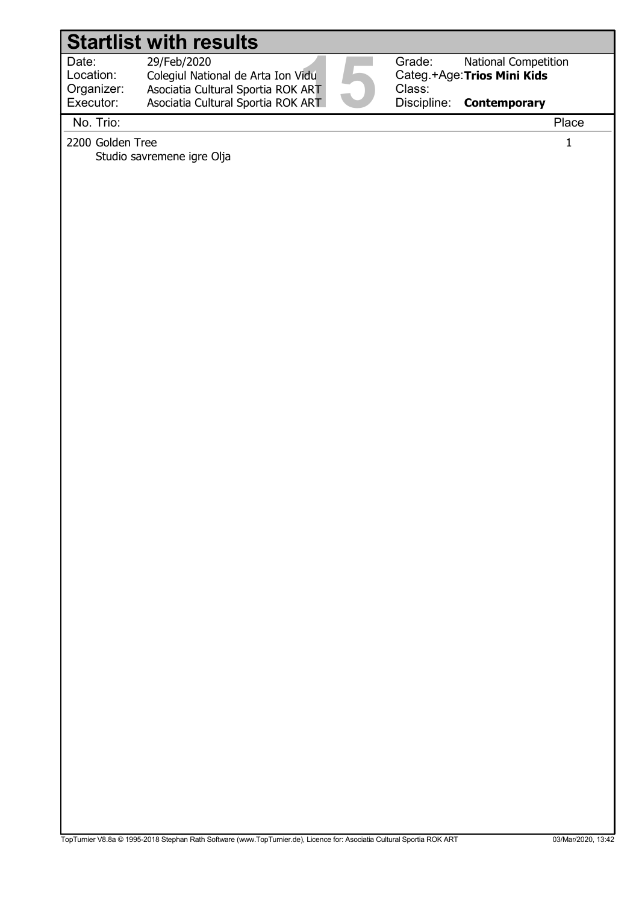# Startlist with results

| | | | |
|---|---|---|---|
| Date: | 29/Feb/2020 | Grade: | National Competition |
| Location: | Colegiul National de Arta Ion Vidu | Categ.+Age: | **Trios Mini Kids** |
| Organizer: | Asociatia Cultural Sportia ROK ART | Class: | |
| Executor: | Asociatia Cultural Sportia ROK ART | Discipline: | **Contemporary** |

| No. Trio: | Place |
|---|---|
| 2200 Golden Tree<br>Studio savremene igre Olja | 1 |

TopTurnier V8.8a © 1995-2018 Stephan Rath Software (www.TopTurnier.de), Licence for: Asociatia Cultural Sportia ROK ART 03/Mar/2020, 13:42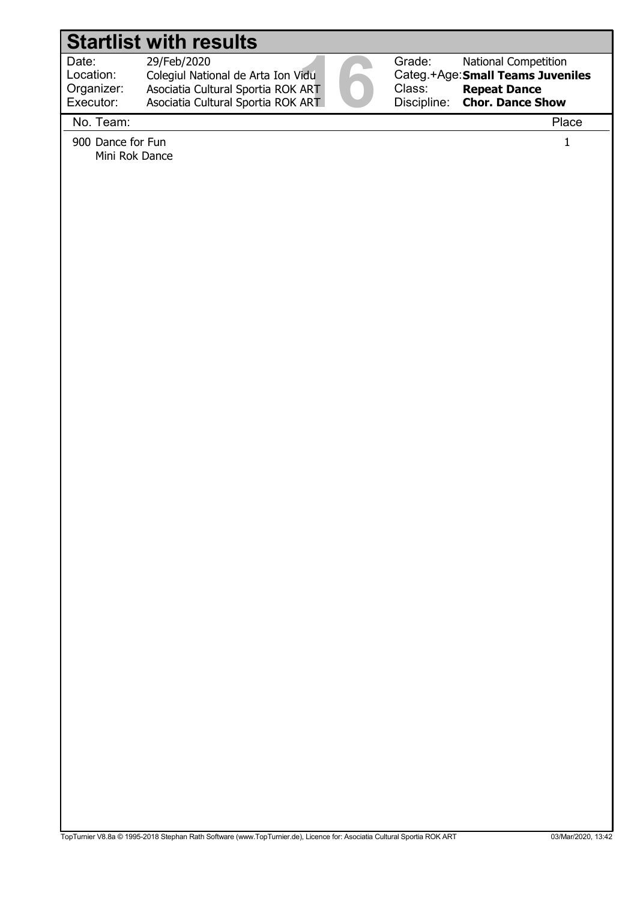# Startlist with results

| | | | |
|---|---|---|---|
| Date: | 29/Feb/2020 | Grade: | National Competition |
| Location: | Colegiul National de Arta Ion Vidu | Categ.+Age: | **Small Teams Juveniles** |
| Organizer: | Asociatia Cultural Sportia ROK ART | Class: | **Repeat Dance** |
| Executor: | Asociatia Cultural Sportia ROK ART | Discipline: | **Chor. Dance Show** |

| No. | Team: | Place |
|---|---|---|
| 900 | Dance for Fun<br>Mini Rok Dance | 1 |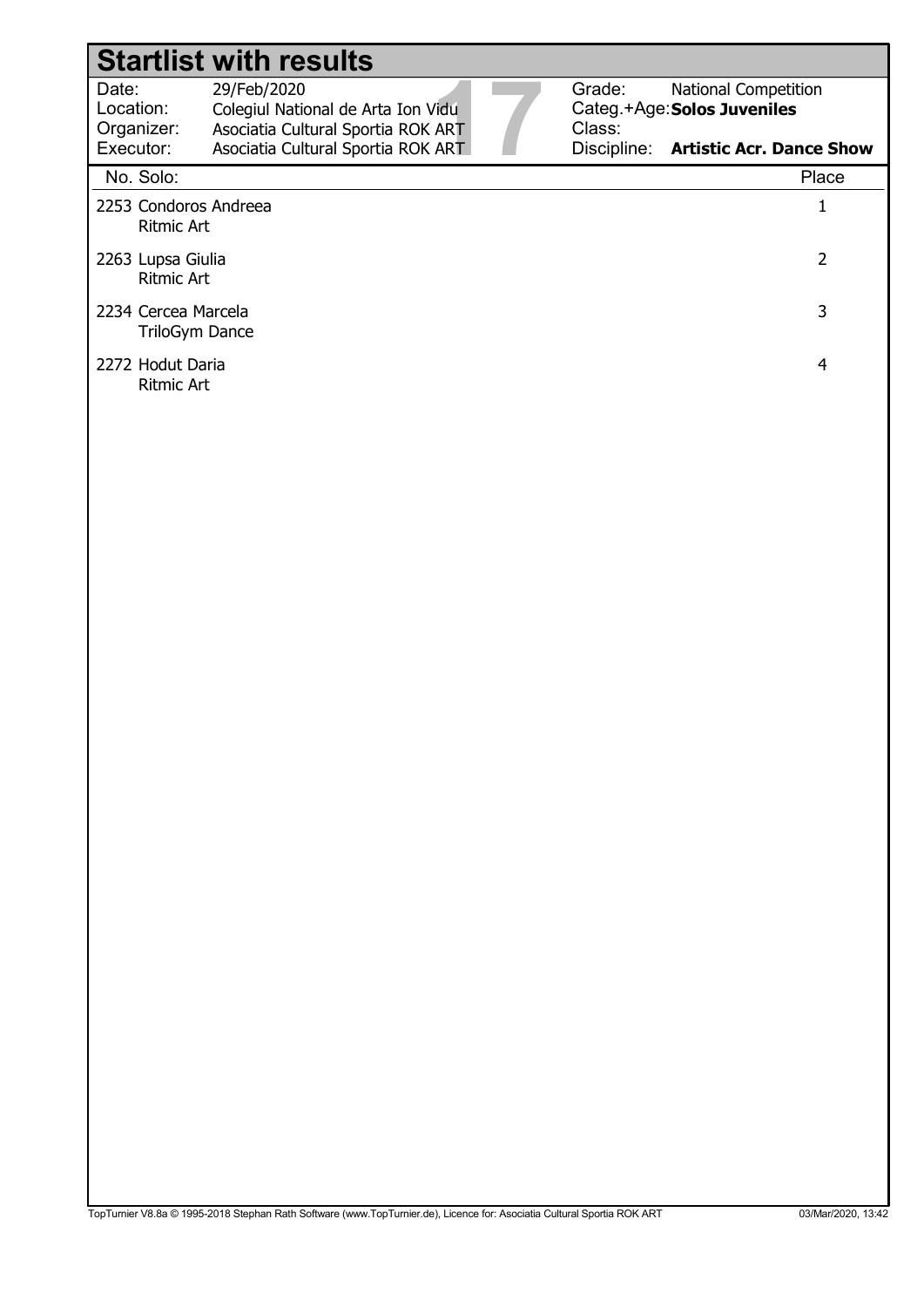# Startlist with results

| | | | |
|---|---|---|---|
| Date: | 29/Feb/2020 | Grade: | National Competition |
| Location: | Colegiul National de Arta Ion Vidu | Categ.+Age: | **Solos Juveniles** |
| Organizer: | Asociatia Cultural Sportia ROK ART | Class: | |
| Executor: | Asociatia Cultural Sportia ROK ART | Discipline: | **Artistic Acr. Dance Show** |

| No. Solo: | Place |
|---|---|
| 2253 Condoros Andreea<br>Ritmic Art | 1 |
| 2263 Lupsa Giulia<br>Ritmic Art | 2 |
| 2234 Cercea Marcela<br>TriloGym Dance | 3 |
| 2272 Hodut Daria<br>Ritmic Art | 4 |

TopTurnier V8.8a © 1995-2018 Stephan Rath Software (www.TopTurnier.de), Licence for: Asociatia Cultural Sportia ROK ART 03/Mar/2020, 13:42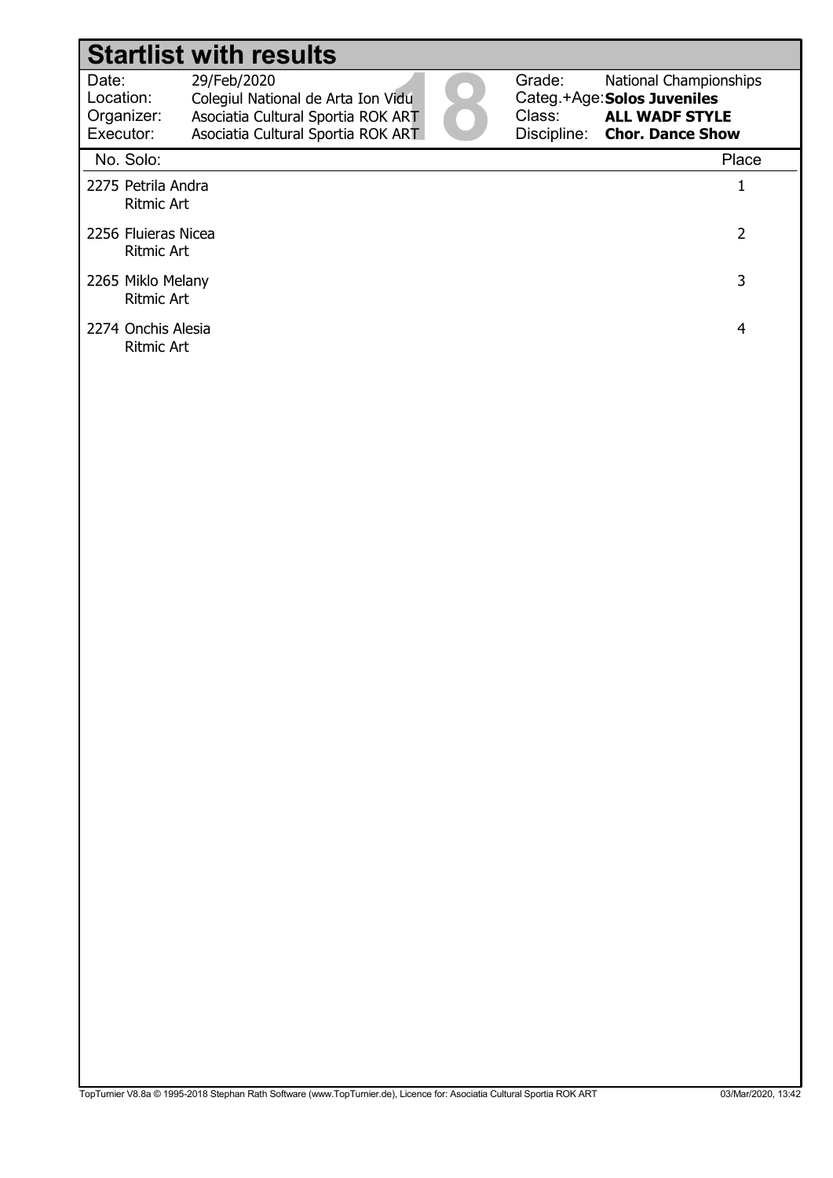# Startlist with results

| | | | |
|---|---|---|---|
| Date: | 29/Feb/2020 | Grade: | National Championships |
| Location: | Colegiul National de Arta Ion Vidu | Categ.+Age: | **Solos Juveniles** |
| Organizer: | Asociatia Cultural Sportia ROK ART | Class: | **ALL WADF STYLE** |
| Executor: | Asociatia Cultural Sportia ROK ART | Discipline: | **Chor. Dance Show** |

18

| No. | Solo | Place |
|---|---|---|
| 2275 | Petrila Andra<br>Ritmic Art | 1 |
| 2256 | Fluieras Nicea<br>Ritmic Art | 2 |
| 2265 | Miklo Melany<br>Ritmic Art | 3 |
| 2274 | Onchis Alesia<br>Ritmic Art | 4 |

TopTurnier V8.8a © 1995-2018 Stephan Rath Software (www.TopTurnier.de), Licence for: Asociatia Cultural Sportia ROK ART 03/Mar/2020, 13:42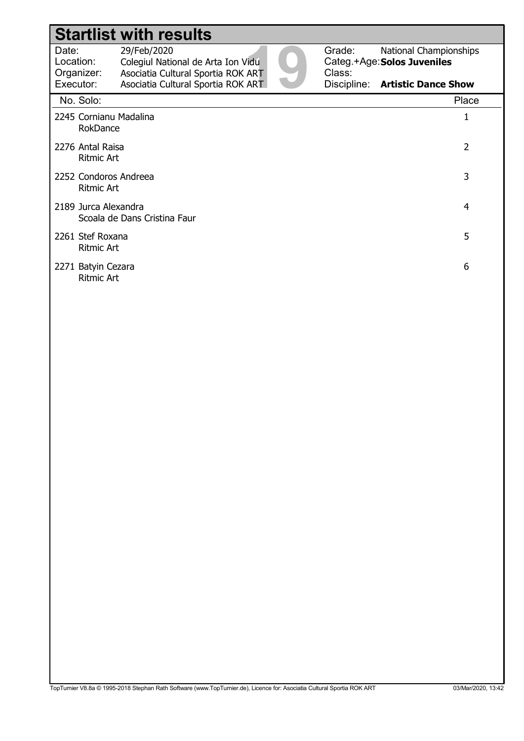# Startlist with results

| | | | |
|---|---|---|---|
| Date: | 29/Feb/2020 | Grade: | National Championships |
| Location: | Colegiul National de Arta Ion Vidu | Categ.+Age: | **Solos Juveniles** |
| Organizer: | Asociatia Cultural Sportia ROK ART | Class: | |
| Executor: | Asociatia Cultural Sportia ROK ART | Discipline: | **Artistic Dance Show** |

| No. | Solo | Place |
|---|---|---|
| 2245 | Cornianu Madalina<br>RokDance | 1 |
| 2276 | Antal Raisa<br>Ritmic Art | 2 |
| 2252 | Condoros Andreea<br>Ritmic Art | 3 |
| 2189 | Jurca Alexandra<br>Scoala de Dans Cristina Faur | 4 |
| 2261 | Stef Roxana<br>Ritmic Art | 5 |
| 2271 | Batyin Cezara<br>Ritmic Art | 6 |

TopTurnier V8.8a © 1995-2018 Stephan Rath Software (www.TopTurnier.de), Licence for: Asociatia Cultural Sportia ROK ART 03/Mar/2020, 13:42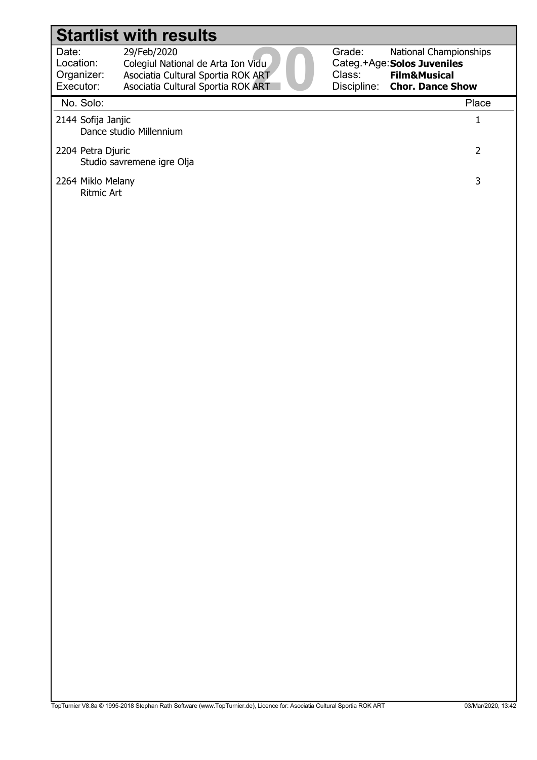# Startlist with results

| | | | |
|---|---|---|---|
| Date: | 29/Feb/2020 | Grade: | National Championships |
| Location: | Colegiul National de Arta Ion Vidu | Categ.+Age: | **Solos Juveniles** |
| Organizer: | Asociatia Cultural Sportia ROK ART | Class: | **Film&Musical** |
| Executor: | Asociatia Cultural Sportia ROK ART | Discipline: | **Chor. Dance Show** |

| No. | Solo: | Place |
|---|---|---|
| 2144 | Sofija Janjic<br>Dance studio Millennium | 1 |
| 2204 | Petra Djuric<br>Studio savremene igre Olja | 2 |
| 2264 | Miklo Melany<br>Ritmic Art | 3 |

TopTurnier V8.8a © 1995-2018 Stephan Rath Software (www.TopTurnier.de), Licence for: Asociatia Cultural Sportia ROK ART 03/Mar/2020, 13:42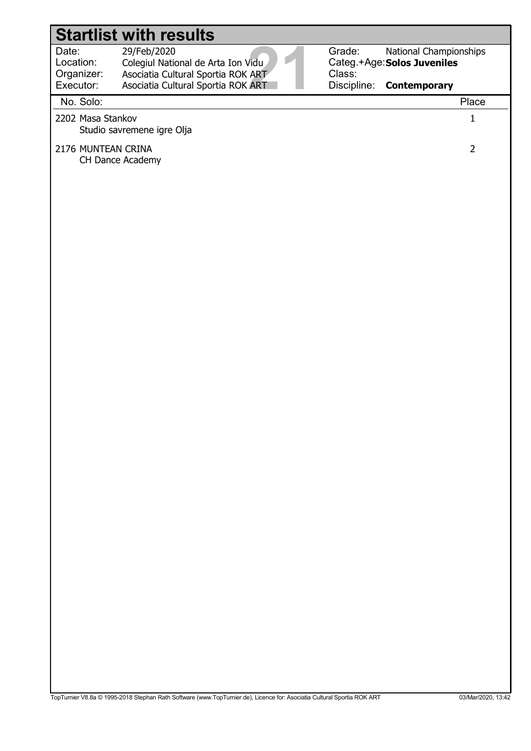# Startlist with results

| | | | |
|---|---|---|---|
| Date: | 29/Feb/2020 | Grade: | National Championships |
| Location: | Colegiul National de Arta Ion Vidu | Categ.+Age: | **Solos Juveniles** |
| Organizer: | Asociatia Cultural Sportia ROK ART | Class: | |
| Executor: | Asociatia Cultural Sportia ROK ART | Discipline: | **Contemporary** |

| No. Solo: | Place |
|---|---|
| 2202 Masa Stankov<br>Studio savremene igre Olja | 1 |
| 2176 MUNTEAN CRINA<br>CH Dance Academy | 2 |

TopTurnier V8.8a © 1995-2018 Stephan Rath Software (www.TopTurnier.de), Licence for: Asociatia Cultural Sportia ROK ART 03/Mar/2020, 13:42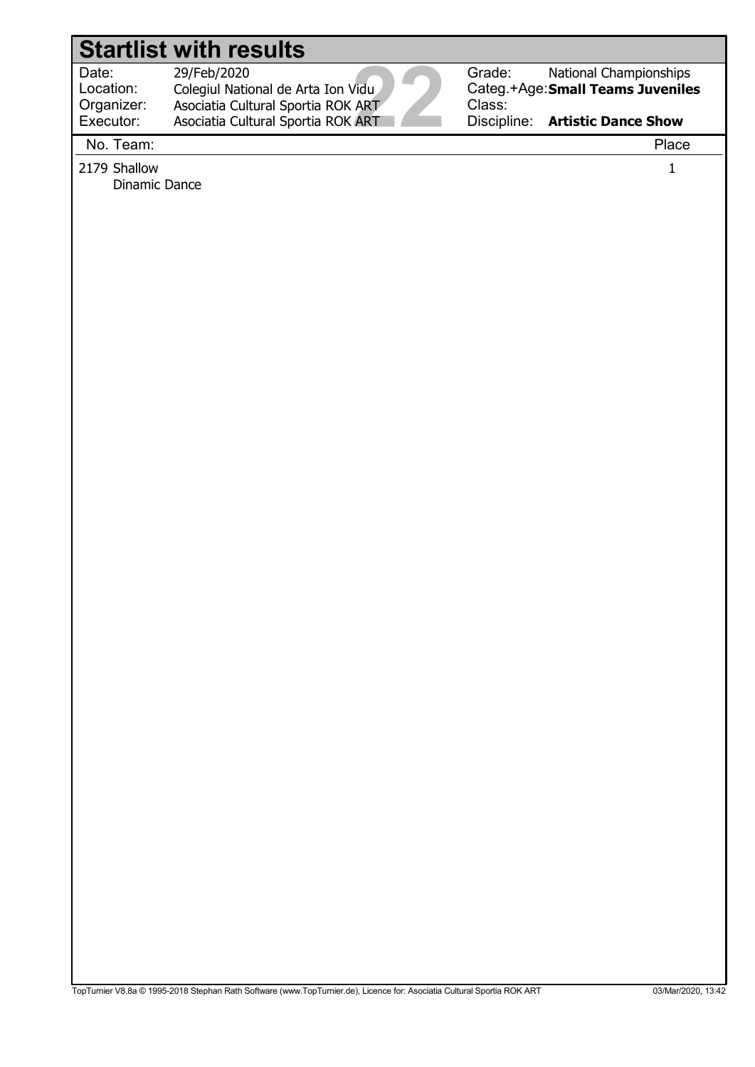# Startlist with results

| | | | |
|---|---|---|---|
| Date: | 29/Feb/2020 | Grade: | National Championships |
| Location: | Colegiul National de Arta Ion Vidu | Categ.+Age: | **Small Teams Juveniles** |
| Organizer: | Asociatia Cultural Sportia ROK ART | Class: | |
| Executor: | Asociatia Cultural Sportia ROK ART | Discipline: | **Artistic Dance Show** |

| No. | Team: | Place |
|---|---|---|
| 2179 | Shallow<br>Dinamic Dance | 1 |

TopTurnier V8.8a © 1995-2018 Stephan Rath Software (www.TopTurnier.de), Licence for: Asociatia Cultural Sportia ROK ART 03/Mar/2020, 13:42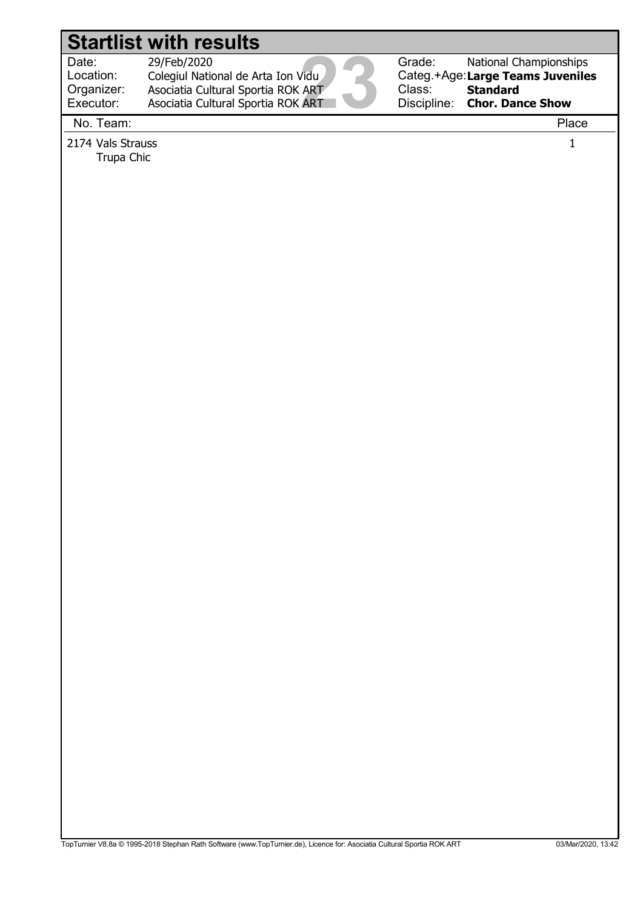# Startlist with results

| | | | |
|---|---|---|---|
| Date: | 29/Feb/2020 | Grade: | National Championships |
| Location: | Colegiul National de Arta Ion Vidu | Categ.+Age: | **Large Teams Juveniles** |
| Organizer: | Asociatia Cultural Sportia ROK ART | Class: | **Standard** |
| Executor: | Asociatia Cultural Sportia ROK ART | Discipline: | **Chor. Dance Show** |

| No. | Team: | Place |
|---|---|---|
| 2174 | Vals Strauss<br>Trupa Chic | 1 |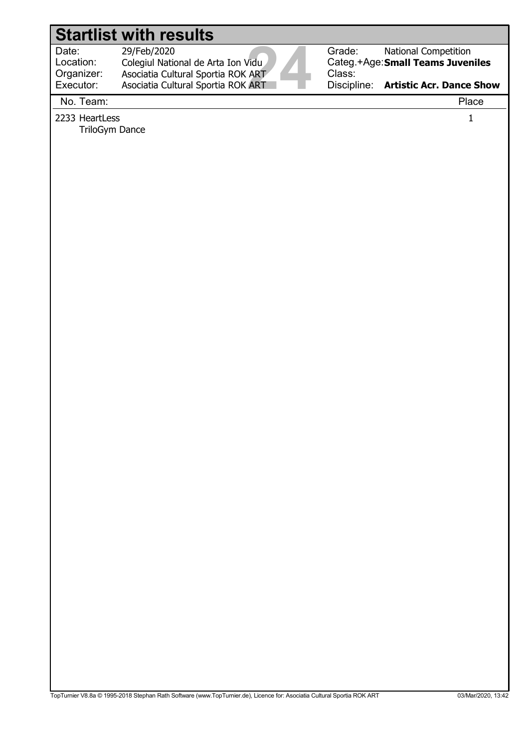# Startlist with results

| | | | |
|---|---|---|---|
| Date: | 29/Feb/2020 | Grade: | National Competition |
| Location: | Colegiul National de Arta Ion Vidu | Categ.+Age: | **Small Teams Juveniles** |
| Organizer: | Asociatia Cultural Sportia ROK ART | Class: | |
| Executor: | Asociatia Cultural Sportia ROK ART | Discipline: | **Artistic Acr. Dance Show** |

| No. Team: | Place |
|---|---|
| 2233 HeartLess<br>TriloGym Dance | 1 |

TopTurnier V8.8a © 1995-2018 Stephan Rath Software (www.TopTurnier.de), Licence for: Asociatia Cultural Sportia ROK ART 03/Mar/2020, 13:42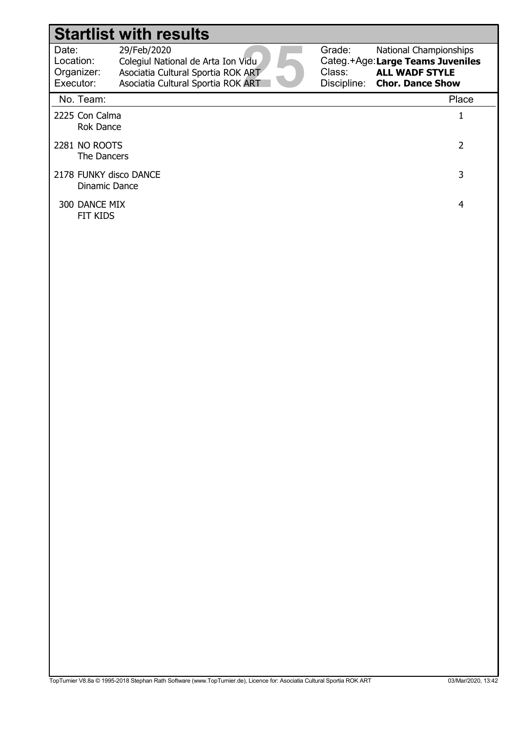# Startlist with results

| | | | |
|---|---|---|---|
| Date: | 29/Feb/2020 | Grade: | National Championships |
| Location: | Colegiul National de Arta Ion Vidu | Categ.+Age: | **Large Teams Juveniles** |
| Organizer: | Asociatia Cultural Sportia ROK ART | Class: | **ALL WADF STYLE** |
| Executor: | Asociatia Cultural Sportia ROK ART | Discipline: | **Chor. Dance Show** |

| No. | Team: | Place |
|---|---|---|
| 2225 | Con Calma<br>Rok Dance | 1 |
| 2281 | NO ROOTS<br>The Dancers | 2 |
| 2178 | FUNKY disco DANCE<br>Dinamic Dance | 3 |
| 300 | DANCE MIX<br>FIT KIDS | 4 |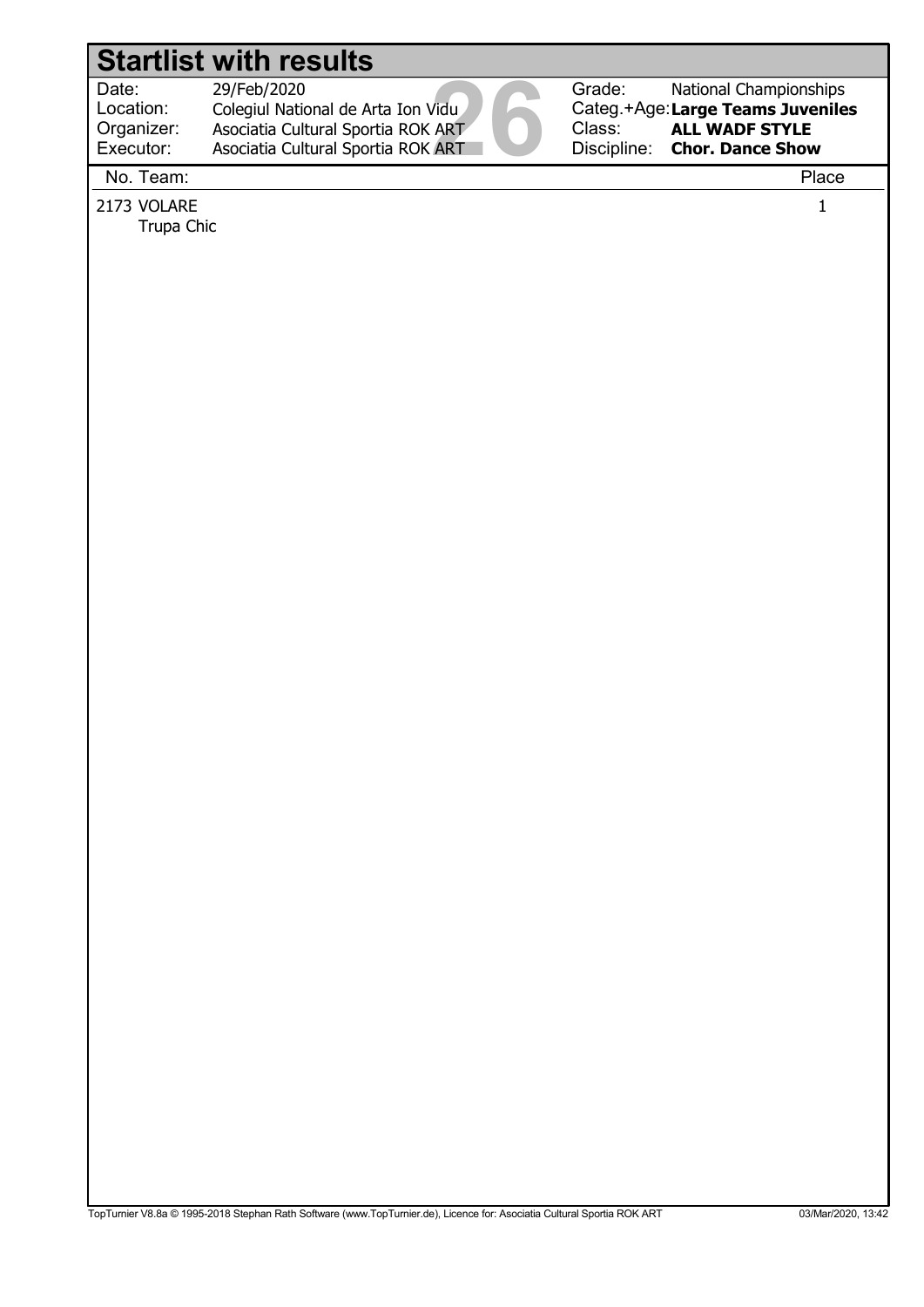# Startlist with results

| | | | |
|---|---|---|---|
| Date: | 29/Feb/2020 | Grade: | National Championships |
| Location: | Colegiul National de Arta Ion Vidu | Categ.+Age: | **Large Teams Juveniles** |
| Organizer: | Asociatia Cultural Sportia ROK ART | Class: | **ALL WADF STYLE** |
| Executor: | Asociatia Cultural Sportia ROK ART | Discipline: | **Chor. Dance Show** |

| No. Team: | Place |
|---|---|
| 2173 VOLARE<br>Trupa Chic | 1 |

TopTurnier V8.8a © 1995-2018 Stephan Rath Software (www.TopTurnier.de), Licence for: Asociatia Cultural Sportia ROK ART 03/Mar/2020, 13:42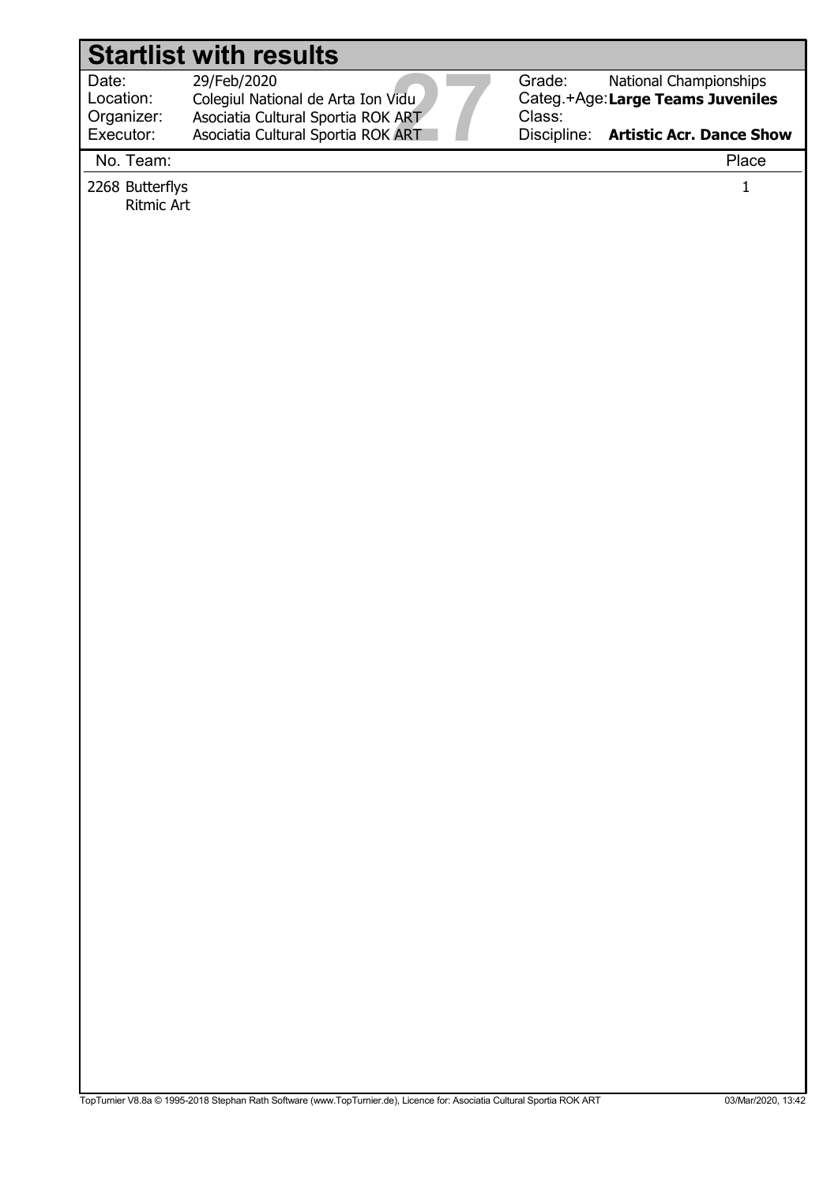# Startlist with results

| | | | |
|---|---|---|---|
| Date: | 29/Feb/2020 | Grade: | National Championships |
| Location: | Colegiul National de Arta Ion Vidu | Categ.+Age: | **Large Teams Juveniles** |
| Organizer: | Asociatia Cultural Sportia ROK ART | Class: | |
| Executor: | Asociatia Cultural Sportia ROK ART | Discipline: | **Artistic Acr. Dance Show** |

| No. | Team: | Place |
|---|---|---|
| 2268 | Butterflys<br>Ritmic Art | 1 |

TopTurnier V8.8a © 1995-2018 Stephan Rath Software (www.TopTurnier.de), Licence for: Asociatia Cultural Sportia ROK ART 03/Mar/2020, 13:42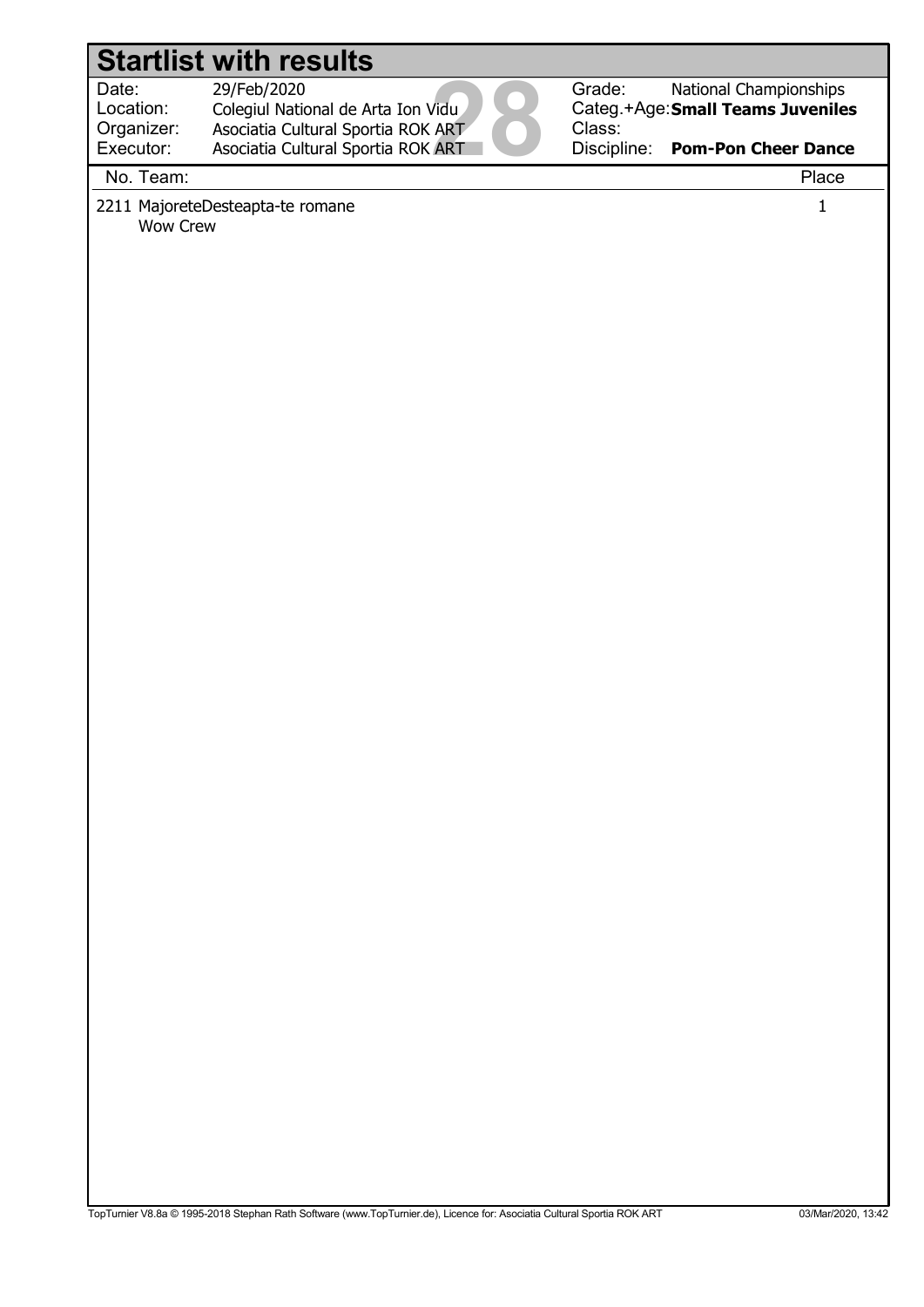# Startlist with results

| | | | |
|---|---|---|---|
| Date: | 29/Feb/2020 | Grade: | National Championships |
| Location: | Colegiul National de Arta Ion Vidu | Categ.+Age: | **Small Teams Juveniles** |
| Organizer: | Asociatia Cultural Sportia ROK ART | Class: | |
| Executor: | Asociatia Cultural Sportia ROK ART | Discipline: | **Pom-Pon Cheer Dance** |

| No. | Team: | Place |
|---|---|---|
| 2211 | MajoreteDesteapta-te romane<br>Wow Crew | 1 |

TopTurnier V8.8a © 1995-2018 Stephan Rath Software (www.TopTurnier.de), Licence for: Asociatia Cultural Sportia ROK ART 03/Mar/2020, 13:42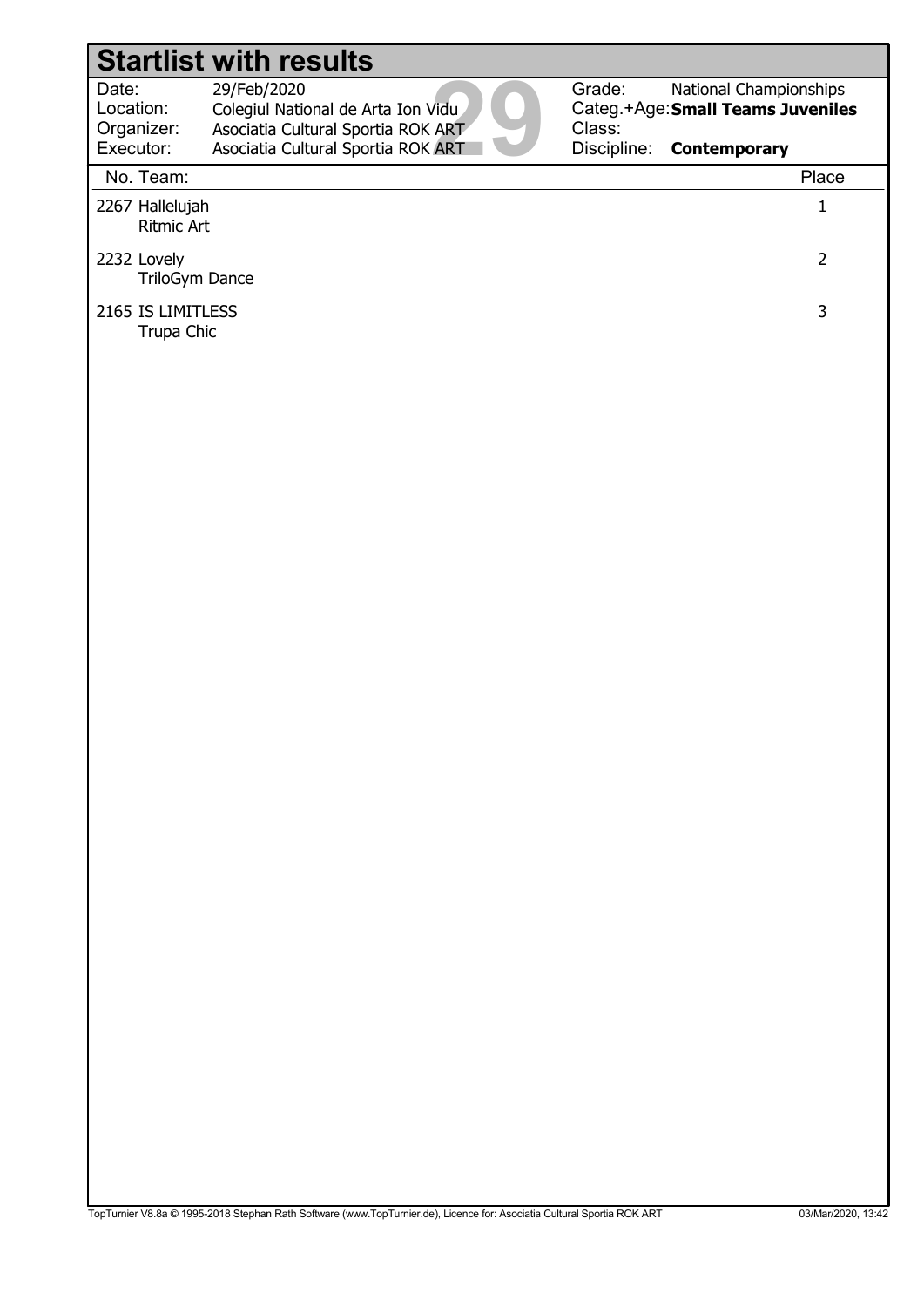# Startlist with results

| | | | |
|---|---|---|---|
| Date: | 29/Feb/2020 | Grade: | National Championships |
| Location: | Colegiul National de Arta Ion Vidu | Categ.+Age: | **Small Teams Juveniles** |
| Organizer: | Asociatia Cultural Sportia ROK ART | Class: | |
| Executor: | Asociatia Cultural Sportia ROK ART | Discipline: | **Contemporary** |

| No. | Team: | Place |
|---|---|---|
| 2267 | Hallelujah<br>Ritmic Art | 1 |
| 2232 | Lovely<br>TriloGym Dance | 2 |
| 2165 | IS LIMITLESS<br>Trupa Chic | 3 |

TopTurnier V8.8a © 1995-2018 Stephan Rath Software (www.TopTurnier.de), Licence for: Asociatia Cultural Sportia ROK ART 03/Mar/2020, 13:42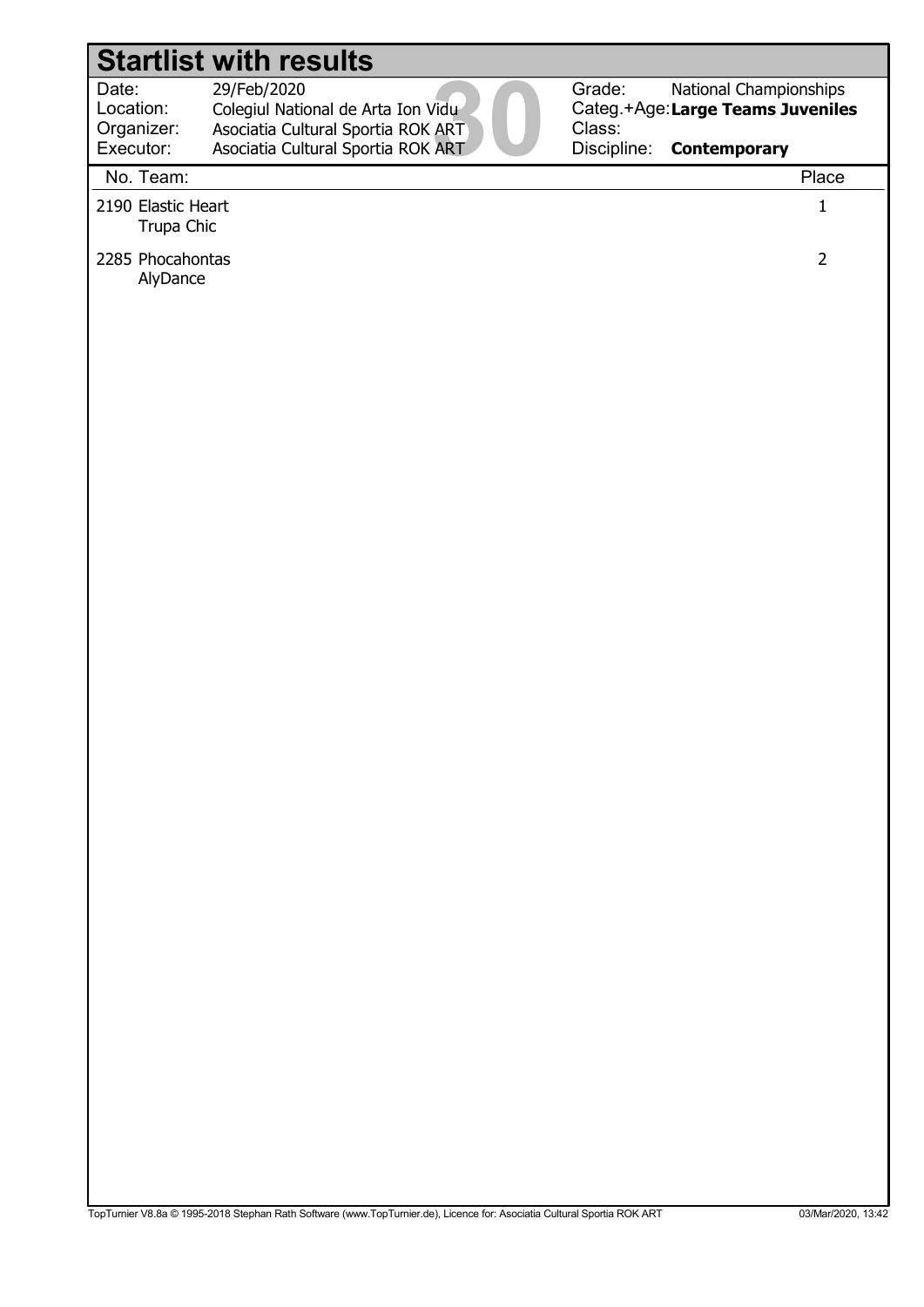# Startlist with results

| | | | |
|---|---|---|---|
| Date: | 29/Feb/2020 | Grade: | National Championships |
| Location: | Colegiul National de Arta Ion Vidu | Categ.+Age: | **Large Teams Juveniles** |
| Organizer: | Asociatia Cultural Sportia ROK ART | Class: | |
| Executor: | Asociatia Cultural Sportia ROK ART | Discipline: | **Contemporary** |

| No. | Team: | Place |
|---|---|---|
| 2190 | Elastic Heart<br>Trupa Chic | 1 |
| 2285 | Phocahontas<br>AlyDance | 2 |

TopTurnier V8.8a © 1995-2018 Stephan Rath Software (www.TopTurnier.de), Licence for: Asociatia Cultural Sportia ROK ART 03/Mar/2020, 13:42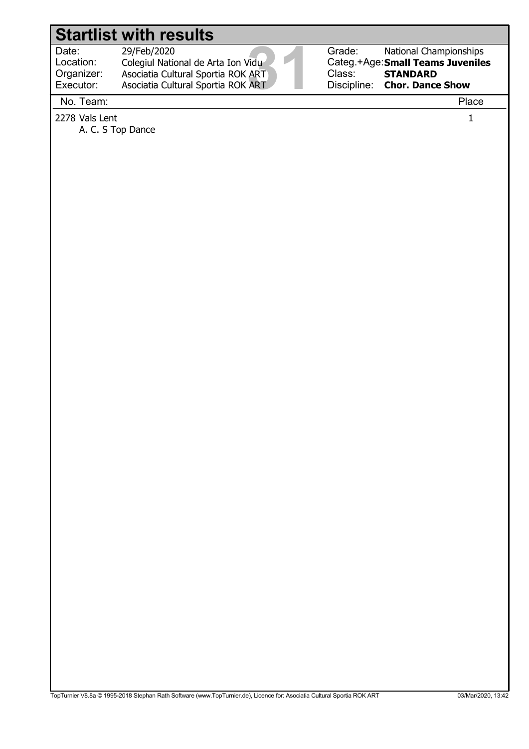# Startlist with results

| | | | |
|---|---|---|---|
| Date: | 29/Feb/2020 | Grade: | National Championships |
| Location: | Colegiul National de Arta Ion Vidu | Categ.+Age: | **Small Teams Juveniles** |
| Organizer: | Asociatia Cultural Sportia ROK ART | Class: | **STANDARD** |
| Executor: | Asociatia Cultural Sportia ROK ART | Discipline: | **Chor. Dance Show** |

| No. | Team: | Place |
|---|---|---|
| 2278 | Vals Lent<br>A. C. S Top Dance | 1 |

TopTurnier V8.8a © 1995-2018 Stephan Rath Software (www.TopTurnier.de), Licence for: Asociatia Cultural Sportia ROK ART 03/Mar/2020, 13:42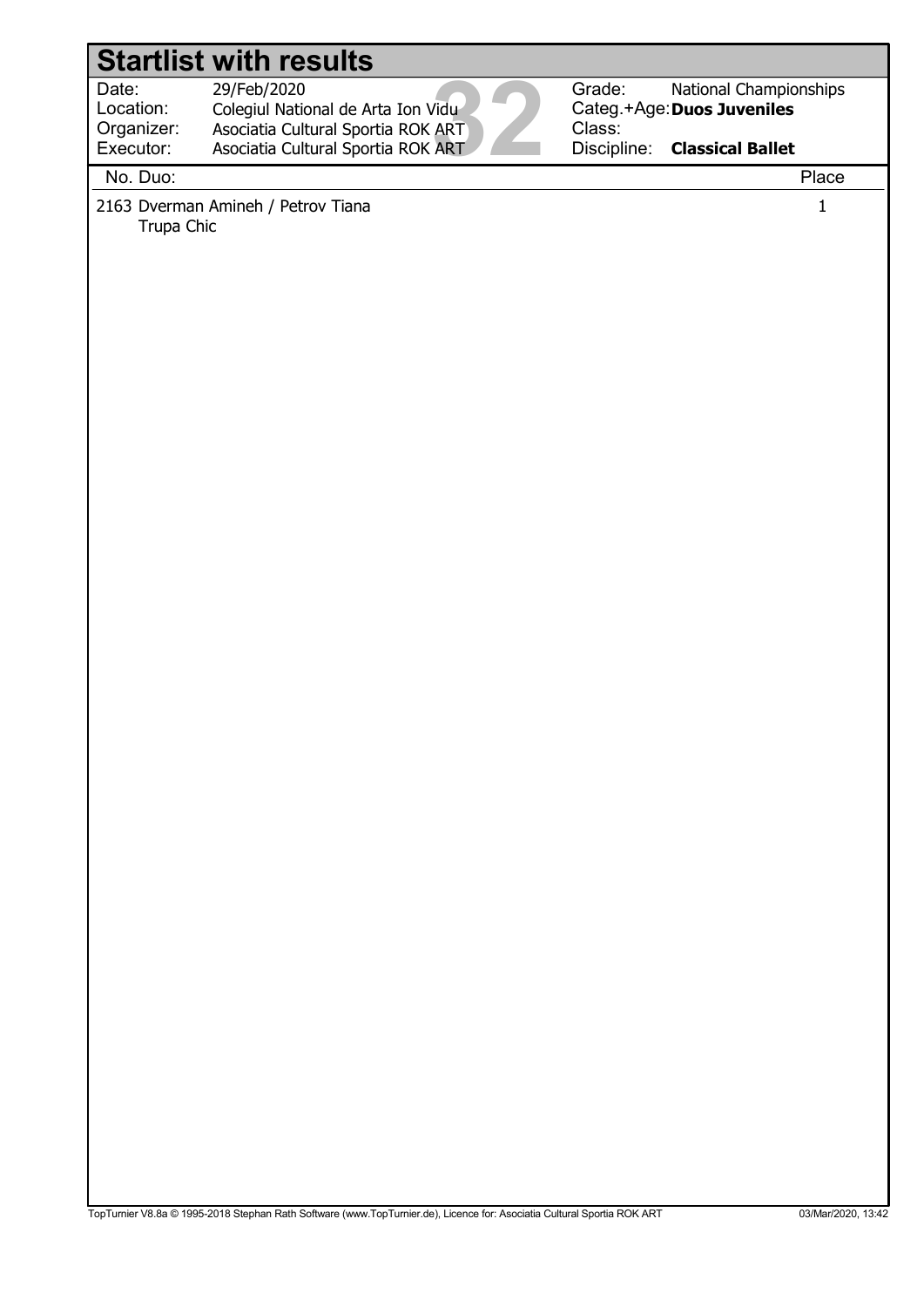# Startlist with results

| | | | |
|---|---|---|---|
| Date: | 29/Feb/2020 | Grade: | National Championships |
| Location: | Colegiul National de Arta Ion Vidu | Categ.+Age: | **Duos Juveniles** |
| Organizer: | Asociatia Cultural Sportia ROK ART | Class: | |
| Executor: | Asociatia Cultural Sportia ROK ART | Discipline: | **Classical Ballet** |

32

| No. Duo: | Place |
|---|---|
| 2163 Dverman Amineh / Petrov Tiana<br>Trupa Chic | 1 |

TopTurnier V8.8a © 1995-2018 Stephan Rath Software (www.TopTurnier.de), Licence for: Asociatia Cultural Sportia ROK ART 03/Mar/2020, 13:42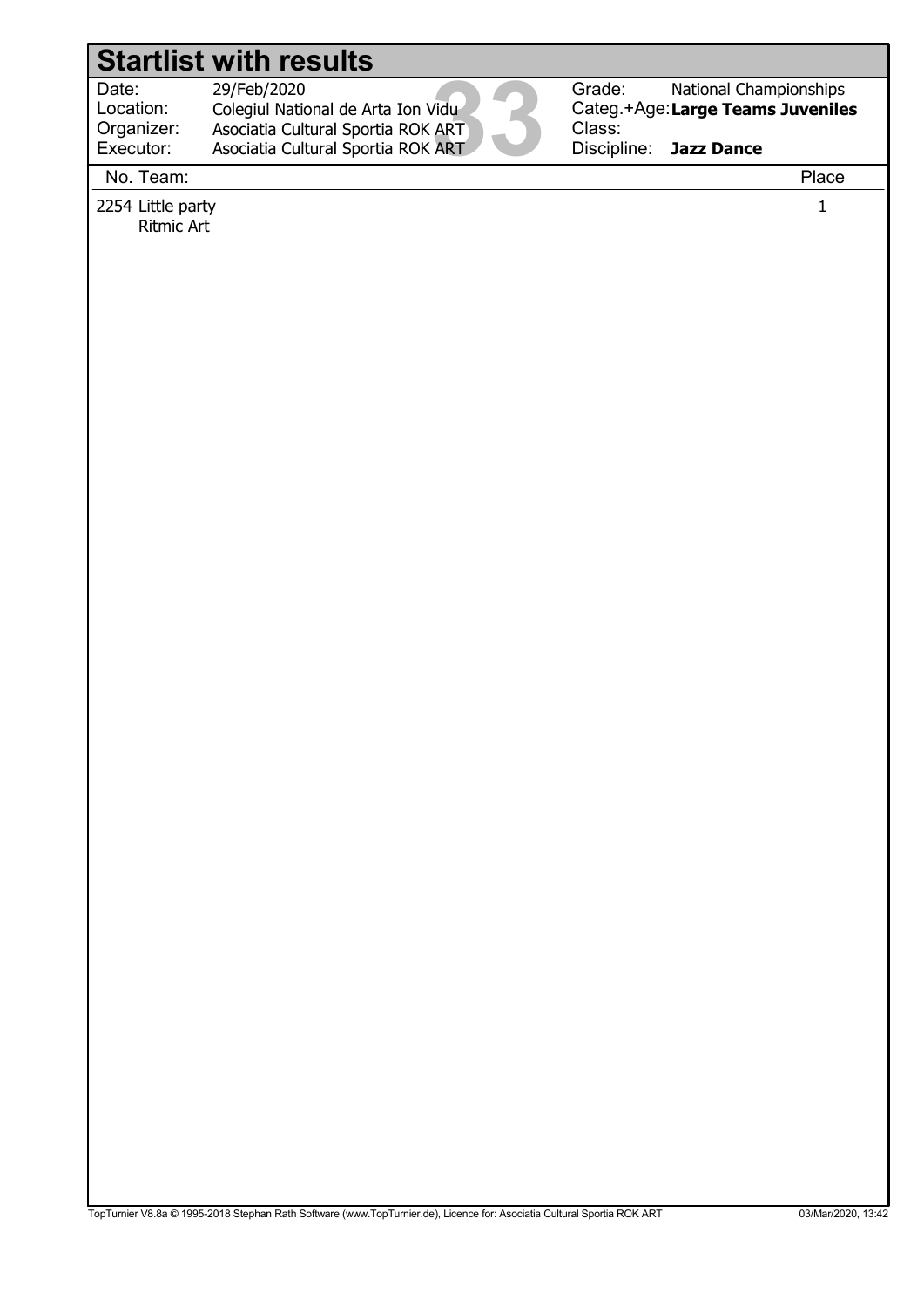# Startlist with results

| | | | |
|---|---|---|---|
| Date: | 29/Feb/2020 | Grade: | National Championships |
| Location: | Colegiul National de Arta Ion Vidu | Categ.+Age: | **Large Teams Juveniles** |
| Organizer: | Asociatia Cultural Sportia ROK ART | Class: | |
| Executor: | Asociatia Cultural Sportia ROK ART | Discipline: | **Jazz Dance** |

| No. | Team: | Place |
|---|---|---|
| 2254 | Little party<br>Ritmic Art | 1 |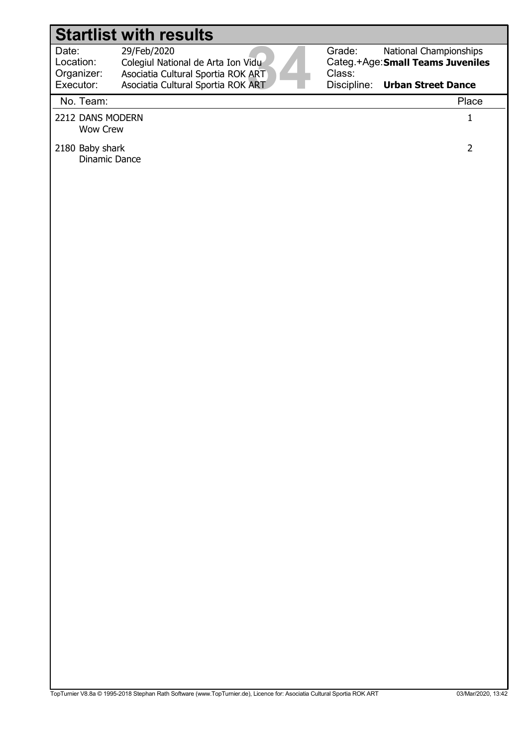# Startlist with results

| | | | |
|---|---|---|---|
| Date: | 29/Feb/2020 | Grade: | National Championships |
| Location: | Colegiul National de Arta Ion Vidu | Categ.+Age: | **Small Teams Juveniles** |
| Organizer: | Asociatia Cultural Sportia ROK ART | Class: | |
| Executor: | Asociatia Cultural Sportia ROK ART | Discipline: | **Urban Street Dance** |

| No. | Team: | Place |
|---|---|---|
| 2212 | DANS MODERN<br>Wow Crew | 1 |
| 2180 | Baby shark<br>Dinamic Dance | 2 |

TopTurnier V8.8a © 1995-2018 Stephan Rath Software (www.TopTurnier.de), Licence for: Asociatia Cultural Sportia ROK ART 03/Mar/2020, 13:42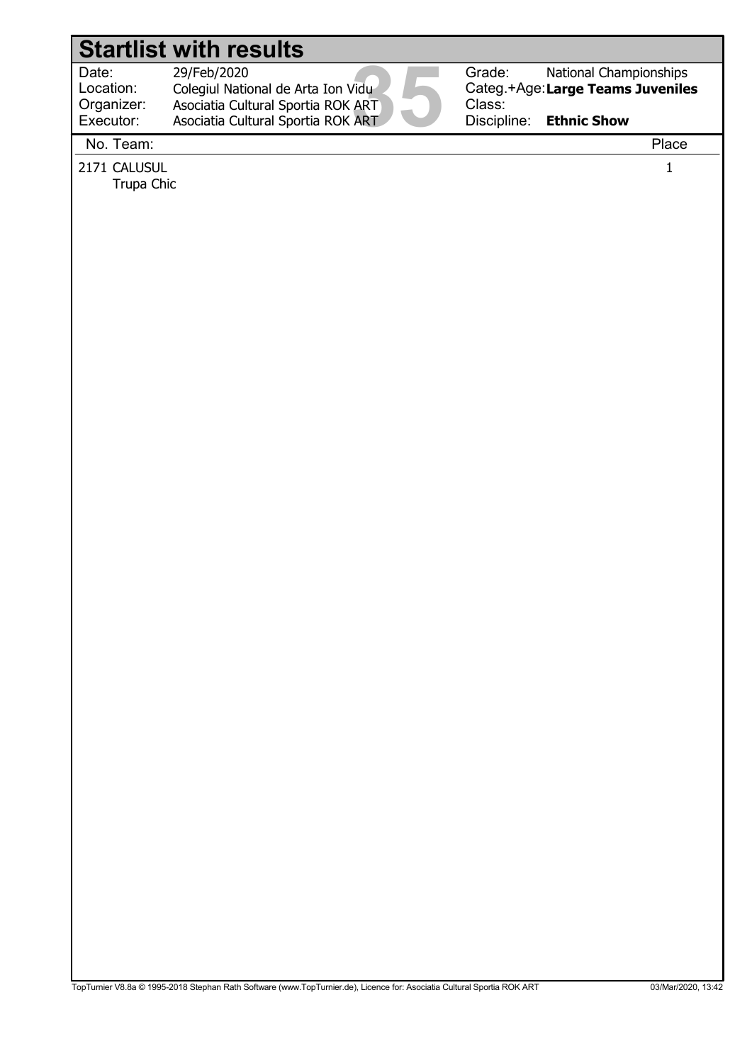# Startlist with results

| | | | |
|---|---|---|---|
| Date: | 29/Feb/2020 | Grade: | National Championships |
| Location: | Colegiul National de Arta Ion Vidu | Categ.+Age: | **Large Teams Juveniles** |
| Organizer: | Asociatia Cultural Sportia ROK ART | Class: | |
| Executor: | Asociatia Cultural Sportia ROK ART | Discipline: | **Ethnic Show** |

| No. | Team: | Place |
|---|---|---|
| 2171 | CALUSUL<br>Trupa Chic | 1 |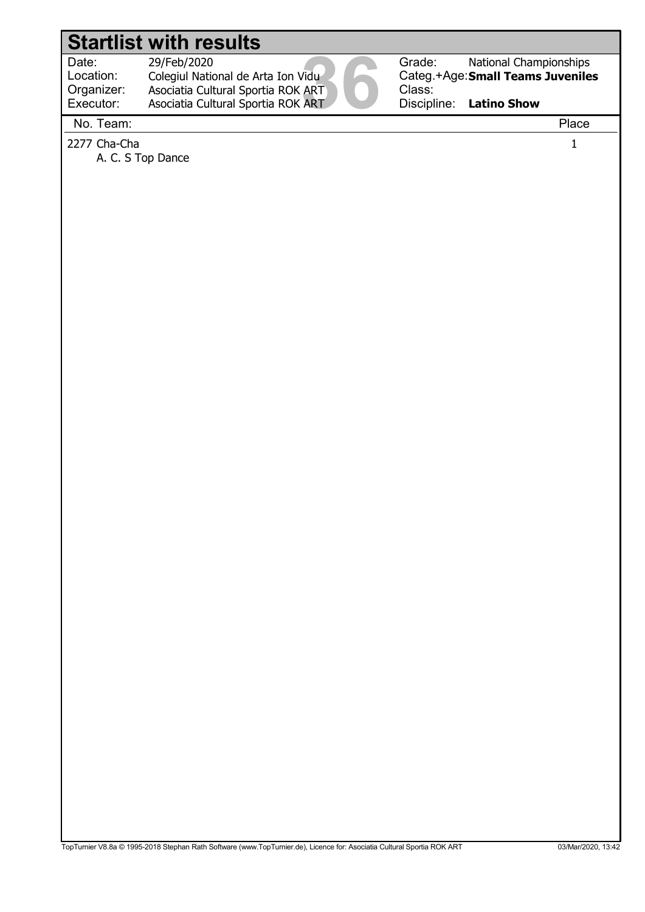# Startlist with results

| | | | |
|---|---|---|---|
| Date: | 29/Feb/2020 | Grade: | National Championships |
| Location: | Colegiul National de Arta Ion Vidu | Categ.+Age: | **Small Teams Juveniles** |
| Organizer: | Asociatia Cultural Sportia ROK ART | Class: | |
| Executor: | Asociatia Cultural Sportia ROK ART | Discipline: | **Latino Show** |

| No. Team: | Place |
|---|---|
| 2277 Cha-Cha<br>A. C. S Top Dance | 1 |

TopTurnier V8.8a © 1995-2018 Stephan Rath Software (www.TopTurnier.de), Licence for: Asociatia Cultural Sportia ROK ART — 03/Mar/2020, 13:42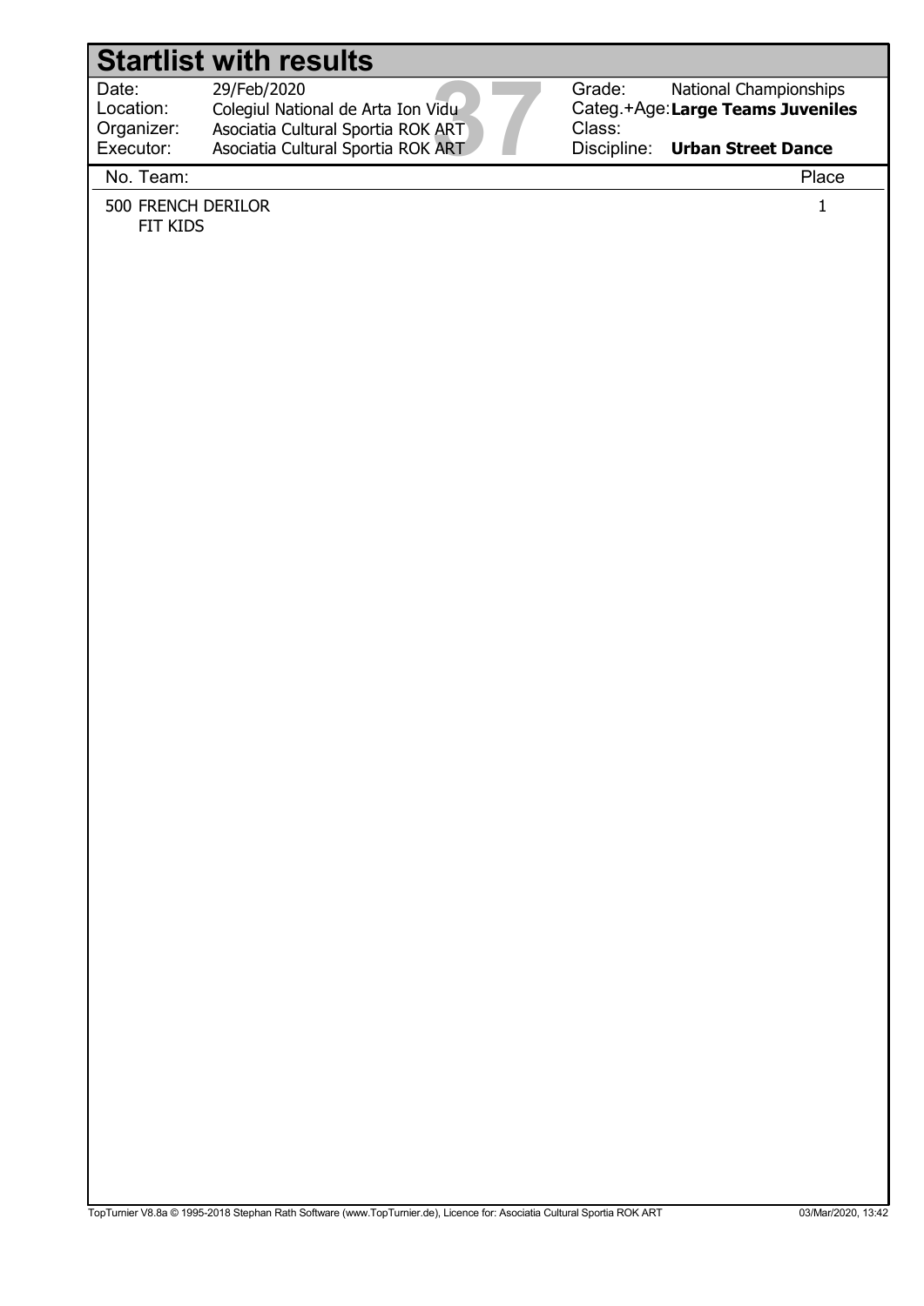# Startlist with results

| Date: | 29/Feb/2020 | Grade: | National Championships |
|---|---|---|---|
| Location: | Colegiul National de Arta Ion Vidu | Categ.+Age: | **Large Teams Juveniles** |
| Organizer: | Asociatia Cultural Sportia ROK ART | Class: | |
| Executor: | Asociatia Cultural Sportia ROK ART | Discipline: | **Urban Street Dance** |

| No. | Team: | Place |
|---|---|---|
| 500 | FRENCH DERILOR<br>FIT KIDS | 1 |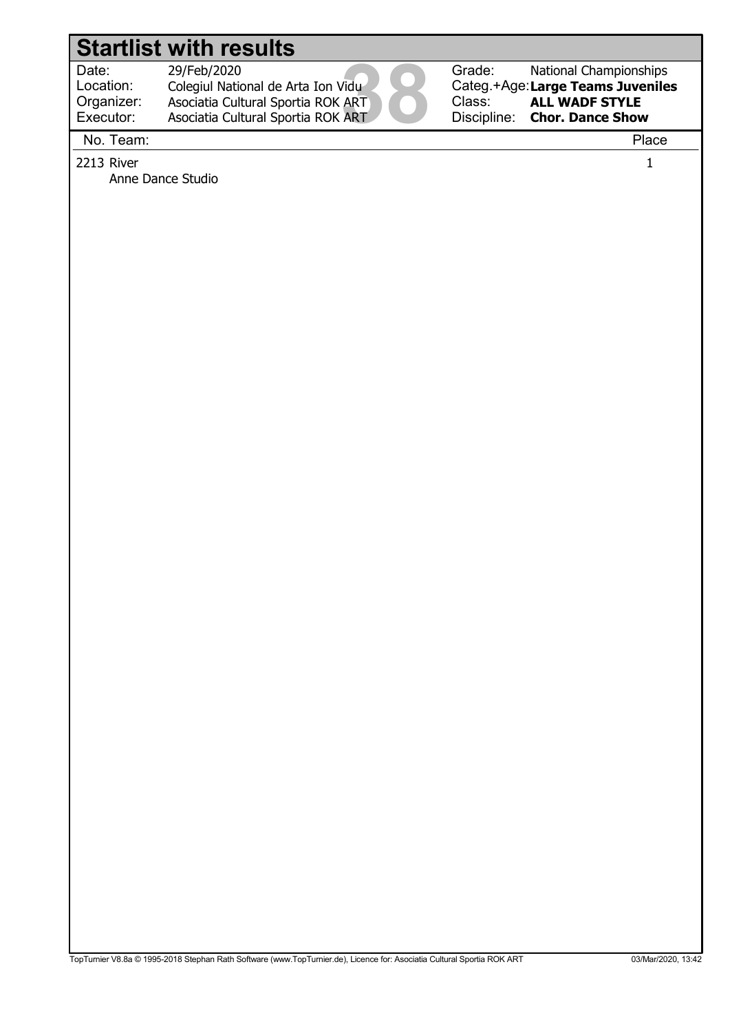# Startlist with results

| | | | |
|---|---|---|---|
| Date: | 29/Feb/2020 | Grade: | National Championships |
| Location: | Colegiul National de Arta Ion Vidu | Categ.+Age: | **Large Teams Juveniles** |
| Organizer: | Asociatia Cultural Sportia ROK ART | Class: | **ALL WADF STYLE** |
| Executor: | Asociatia Cultural Sportia ROK ART | Discipline: | **Chor. Dance Show** |

| No. Team: | Place |
|---|---|
| 2213 River<br>Anne Dance Studio | 1 |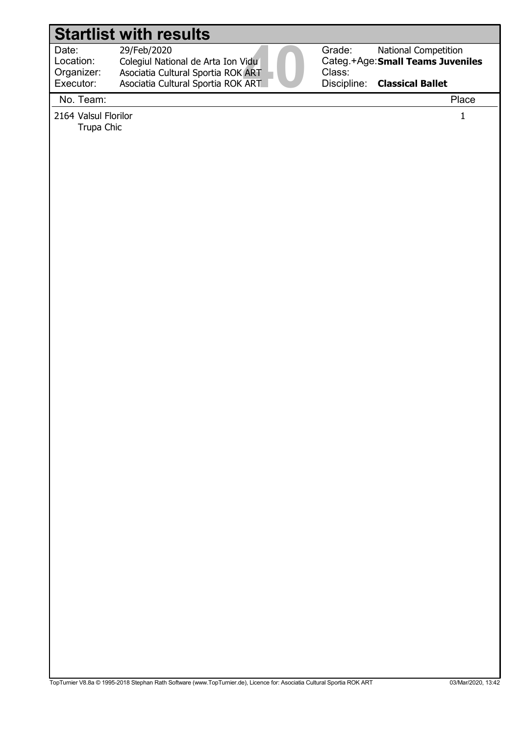# Startlist with results

| | | | |
|---|---|---|---|
| Date: | 29/Feb/2020 | Grade: | National Competition |
| Location: | Colegiul National de Arta Ion Vidu | Categ.+Age: | **Small Teams Juveniles** |
| Organizer: | Asociatia Cultural Sportia ROK ART | Class: | |
| Executor: | Asociatia Cultural Sportia ROK ART | Discipline: | **Classical Ballet** |

40

| No. | Team: | Place |
|---|---|---|
| 2164 | Valsul Florilor<br>Trupa Chic | 1 |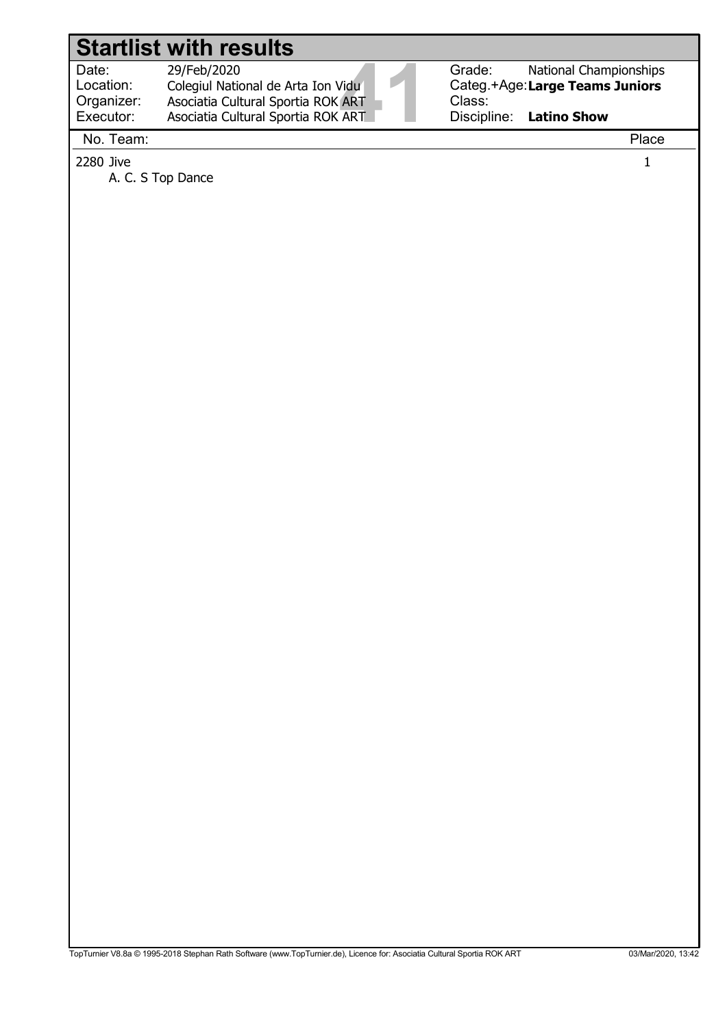# Startlist with results

| | | | |
|---|---|---|---|
| Date: | 29/Feb/2020 | Grade: | National Championships |
| Location: | Colegiul National de Arta Ion Vidu | Categ.+Age: | **Large Teams Juniors** |
| Organizer: | Asociatia Cultural Sportia ROK ART | Class: | |
| Executor: | Asociatia Cultural Sportia ROK ART | Discipline: | **Latino Show** |

41

| No. | Team: | Place |
|---|---|---|
| 2280 | Jive<br>A. C. S Top Dance | 1 |

TopTurnier V8.8a © 1995-2018 Stephan Rath Software (www.TopTurnier.de), Licence for: Asociatia Cultural Sportia ROK ART 03/Mar/2020, 13:42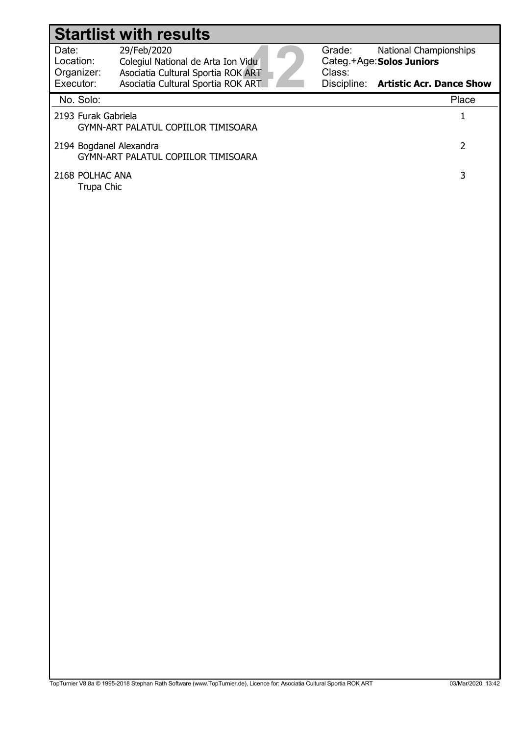# Startlist with results

| | | | |
|---|---|---|---|
| Date: | 29/Feb/2020 | Grade: | National Championships |
| Location: | Colegiul National de Arta Ion Vidu | Categ.+Age: | **Solos Juniors** |
| Organizer: | Asociatia Cultural Sportia ROK ART | Class: | |
| Executor: | Asociatia Cultural Sportia ROK ART | Discipline: | **Artistic Acr. Dance Show** |

42

| No. Solo: | Place |
|---|---|
| 2193 Furak Gabriela<br>GYMN-ART PALATUL COPIILOR TIMISOARA | 1 |
| 2194 Bogdanel Alexandra<br>GYMN-ART PALATUL COPIILOR TIMISOARA | 2 |
| 2168 POLHAC ANA<br>Trupa Chic | 3 |

TopTurnier V8.8a © 1995-2018 Stephan Rath Software (www.TopTurnier.de), Licence for: Asociatia Cultural Sportia ROK ART 03/Mar/2020, 13:42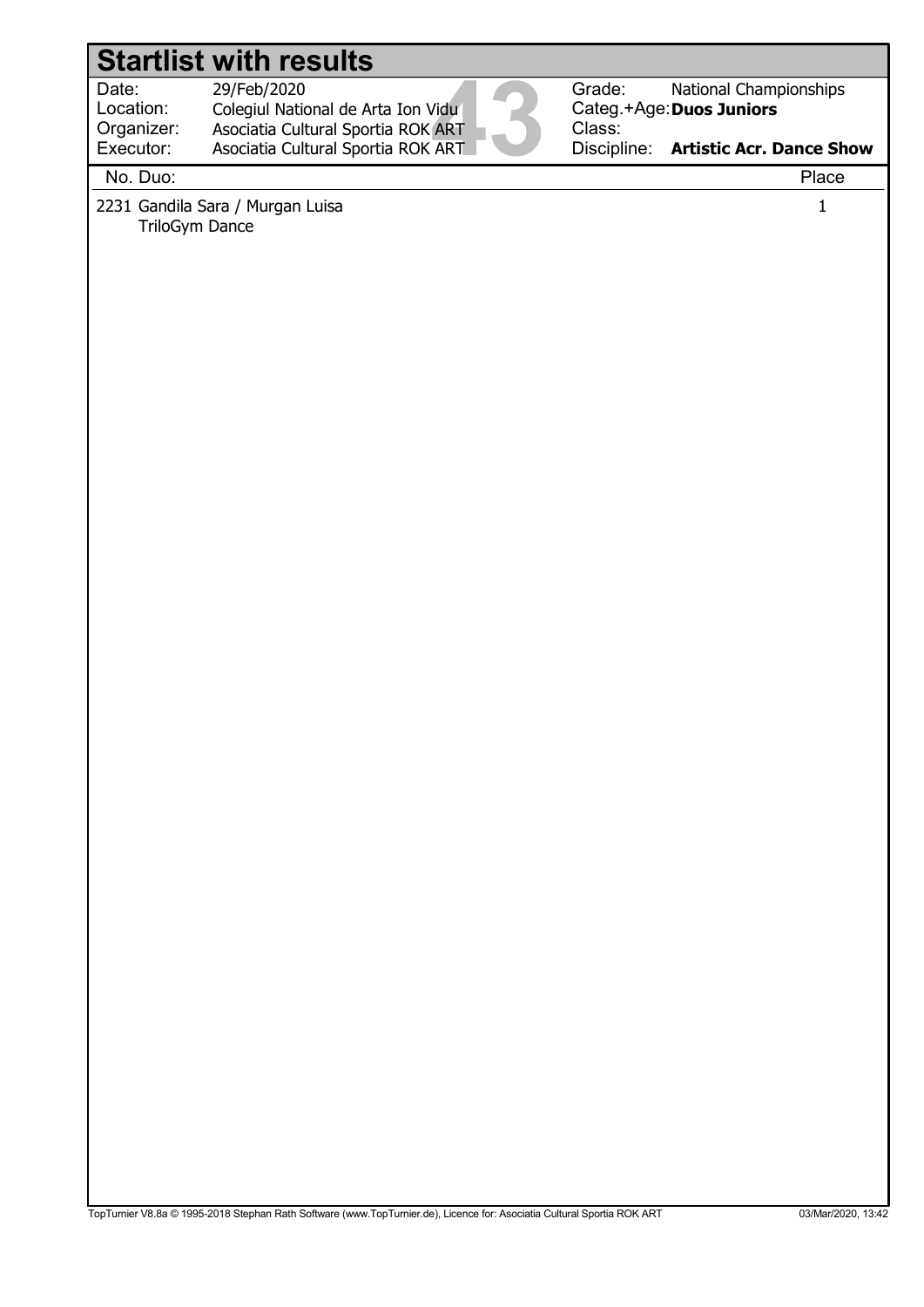# Startlist with results

| | | | |
|---|---|---|---|
| Date: | 29/Feb/2020 | Grade: | National Championships |
| Location: | Colegiul National de Arta Ion Vidu | Categ.+Age: | **Duos Juniors** |
| Organizer: | Asociatia Cultural Sportia ROK ART | Class: | |
| Executor: | Asociatia Cultural Sportia ROK ART | Discipline: | **Artistic Acr. Dance Show** |

43

| No. Duo: | Place |
|---|---|
| 2231 Gandila Sara / Murgan Luisa<br>TriloGym Dance | 1 |

TopTurnier V8.8a © 1995-2018 Stephan Rath Software (www.TopTurnier.de), Licence for: Asociatia Cultural Sportia ROK ART 03/Mar/2020, 13:42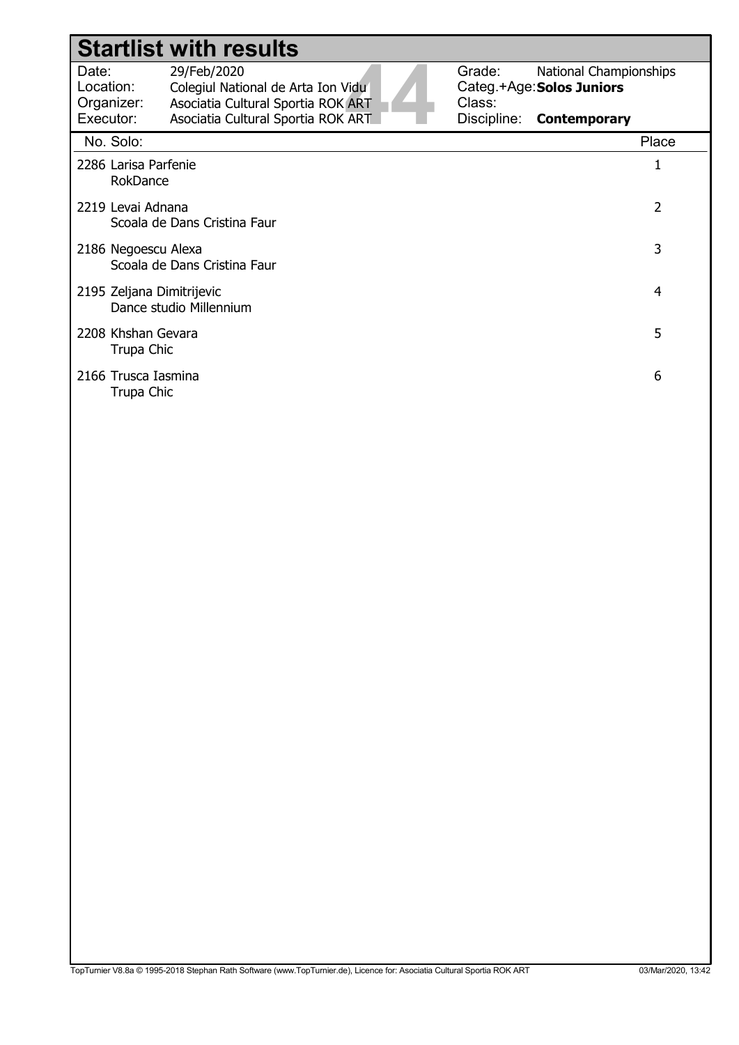# Startlist with results

| | | | |
|---|---|---|---|
| Date: | 29/Feb/2020 | Grade: | National Championships |
| Location: | Colegiul National de Arta Ion Vidu | Categ.+Age: | **Solos Juniors** |
| Organizer: | Asociatia Cultural Sportia ROK ART | Class: | |
| Executor: | Asociatia Cultural Sportia ROK ART | Discipline: | **Contemporary** |

44

| No. | Solo: | Place |
|---|---|---|
| 2286 | Larisa Parfenie<br>RokDance | 1 |
| 2219 | Levai Adnana<br>Scoala de Dans Cristina Faur | 2 |
| 2186 | Negoescu Alexa<br>Scoala de Dans Cristina Faur | 3 |
| 2195 | Zeljana Dimitrijevic<br>Dance studio Millennium | 4 |
| 2208 | Khshan Gevara<br>Trupa Chic | 5 |
| 2166 | Trusca Iasmina<br>Trupa Chic | 6 |

TopTurnier V8.8a © 1995-2018 Stephan Rath Software (www.TopTurnier.de), Licence for: Asociatia Cultural Sportia ROK ART 03/Mar/2020, 13:42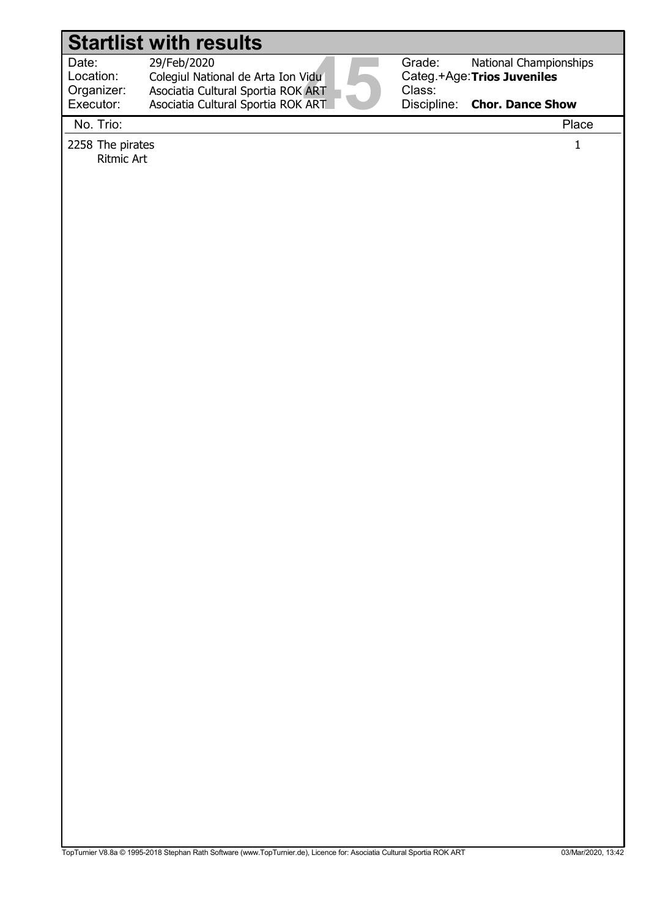# Startlist with results

| | | | |
|---|---|---|---|
| Date: | 29/Feb/2020 | Grade: | National Championships |
| Location: | Colegiul National de Arta Ion Vidu | Categ.+Age: | **Trios Juveniles** |
| Organizer: | Asociatia Cultural Sportia ROK ART | Class: | |
| Executor: | Asociatia Cultural Sportia ROK ART | Discipline: | **Chor. Dance Show** |

45

| No. Trio: | Place |
|---|---|
| 2258 The pirates<br>Ritmic Art | 1 |

TopTurnier V8.8a © 1995-2018 Stephan Rath Software (www.TopTurnier.de), Licence for: Asociatia Cultural Sportia ROK ART 03/Mar/2020, 13:42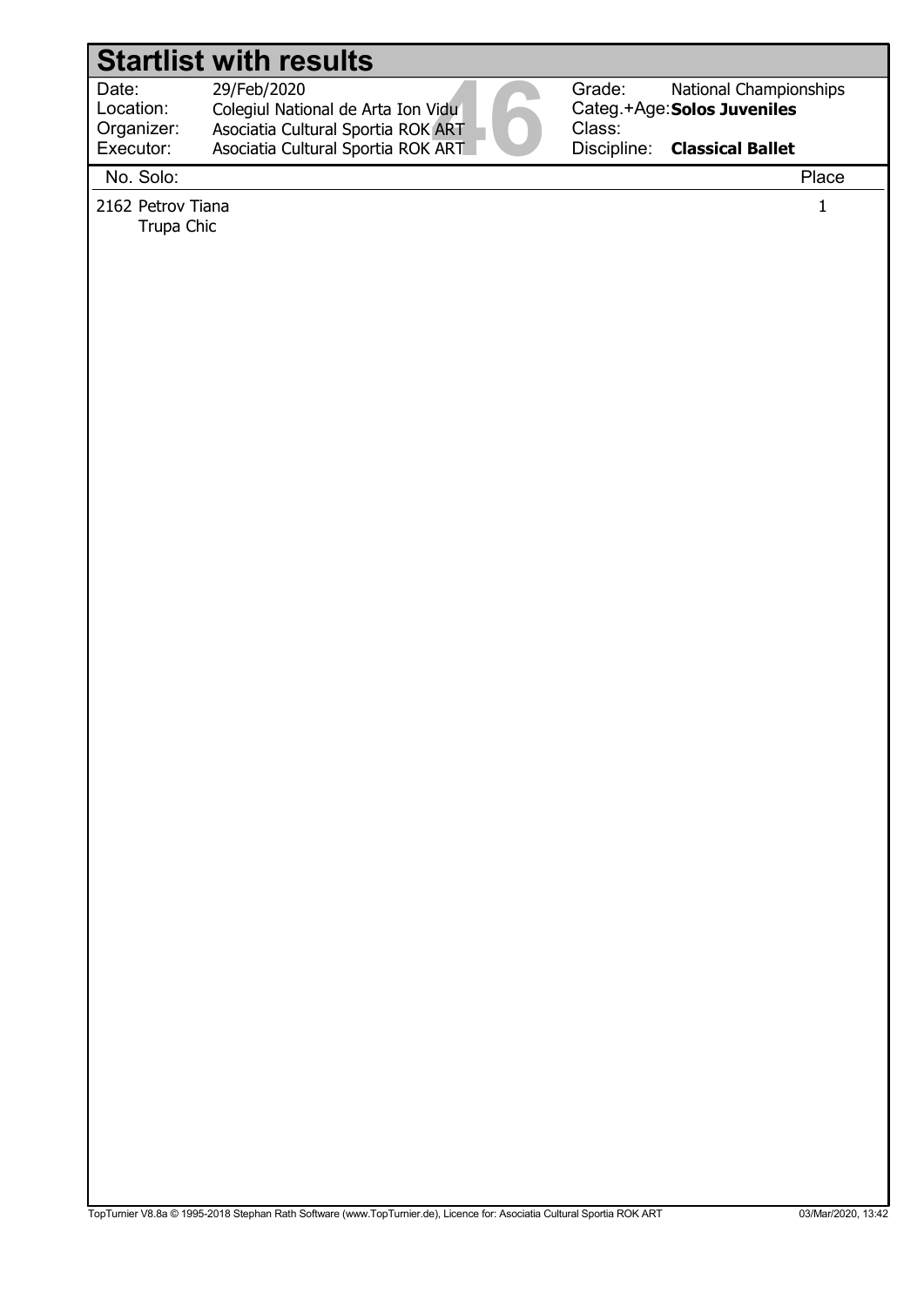# Startlist with results

| | | | |
|---|---|---|---|
| Date: | 29/Feb/2020 | Grade: | National Championships |
| Location: | Colegiul National de Arta Ion Vidu | Categ.+Age: | **Solos Juveniles** |
| Organizer: | Asociatia Cultural Sportia ROK ART | Class: | |
| Executor: | Asociatia Cultural Sportia ROK ART | Discipline: | **Classical Ballet** |

46

| No. Solo: | Place |
|---|---|
| 2162 Petrov Tiana<br>Trupa Chic | 1 |

TopTurnier V8.8a © 1995-2018 Stephan Rath Software (www.TopTurnier.de), Licence for: Asociatia Cultural Sportia ROK ART — 03/Mar/2020, 13:42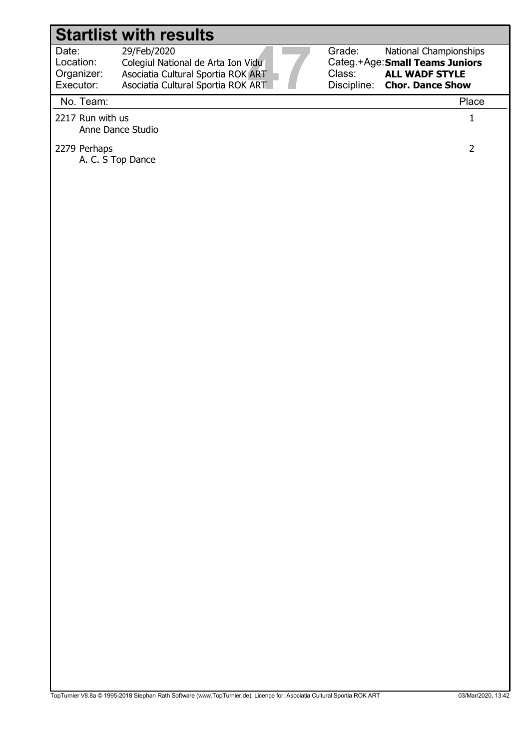# Startlist with results

| | | | |
|---|---|---|---|
| Date: | 29/Feb/2020 | Grade: | National Championships |
| Location: | Colegiul National de Arta Ion Vidu | Categ.+Age: | **Small Teams Juniors** |
| Organizer: | Asociatia Cultural Sportia ROK ART | Class: | **ALL WADF STYLE** |
| Executor: | Asociatia Cultural Sportia ROK ART | Discipline: | **Chor. Dance Show** |

47

| No. | Team: | Place |
|---|---|---|
| 2217 | Run with us<br>Anne Dance Studio | 1 |
| 2279 | Perhaps<br>A. C. S Top Dance | 2 |

TopTurnier V8.8a © 1995-2018 Stephan Rath Software (www.TopTurnier.de), Licence for: Asociatia Cultural Sportia ROK ART 03/Mar/2020, 13:42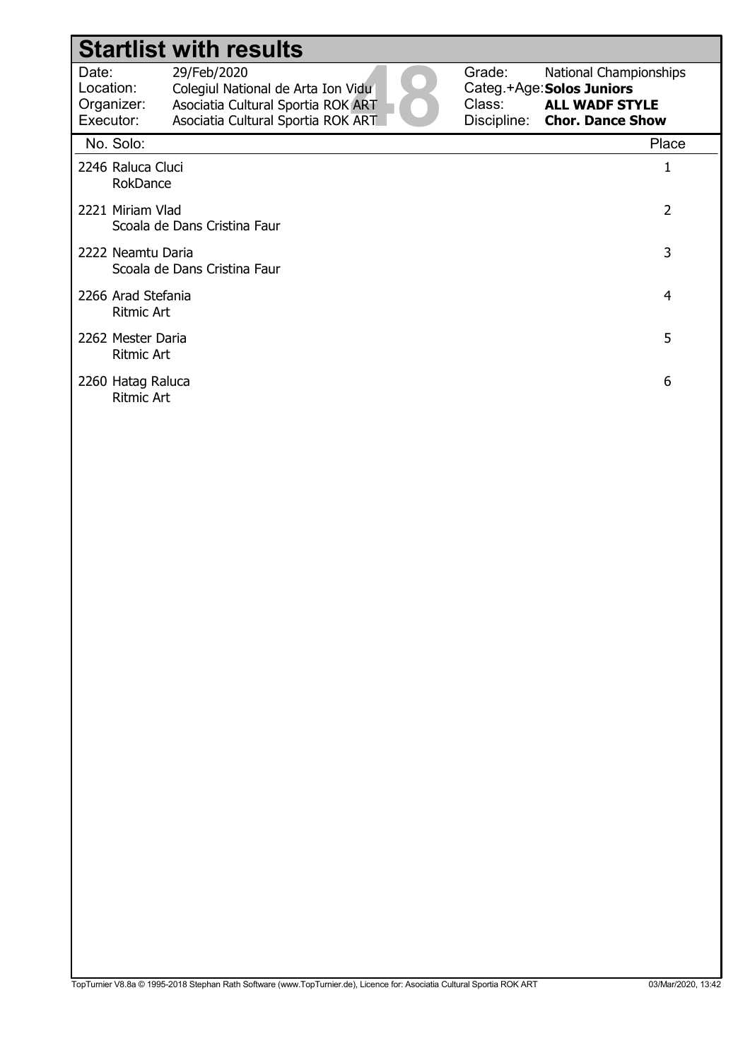# Startlist with results

| | | | |
|---|---|---|---|
| Date: | 29/Feb/2020 | Grade: | National Championships |
| Location: | Colegiul National de Arta Ion Vidu | Categ.+Age: | **Solos Juniors** |
| Organizer: | Asociatia Cultural Sportia ROK ART | Class: | **ALL WADF STYLE** |
| Executor: | Asociatia Cultural Sportia ROK ART | Discipline: | **Chor. Dance Show** |

48

| No. | Solo | Place |
|---|---|---|
| 2246 | Raluca Cluci<br>RokDance | 1 |
| 2221 | Miriam Vlad<br>Scoala de Dans Cristina Faur | 2 |
| 2222 | Neamtu Daria<br>Scoala de Dans Cristina Faur | 3 |
| 2266 | Arad Stefania<br>Ritmic Art | 4 |
| 2262 | Mester Daria<br>Ritmic Art | 5 |
| 2260 | Hatag Raluca<br>Ritmic Art | 6 |

TopTurnier V8.8a © 1995-2018 Stephan Rath Software (www.TopTurnier.de), Licence for: Asociatia Cultural Sportia ROK ART 03/Mar/2020, 13:42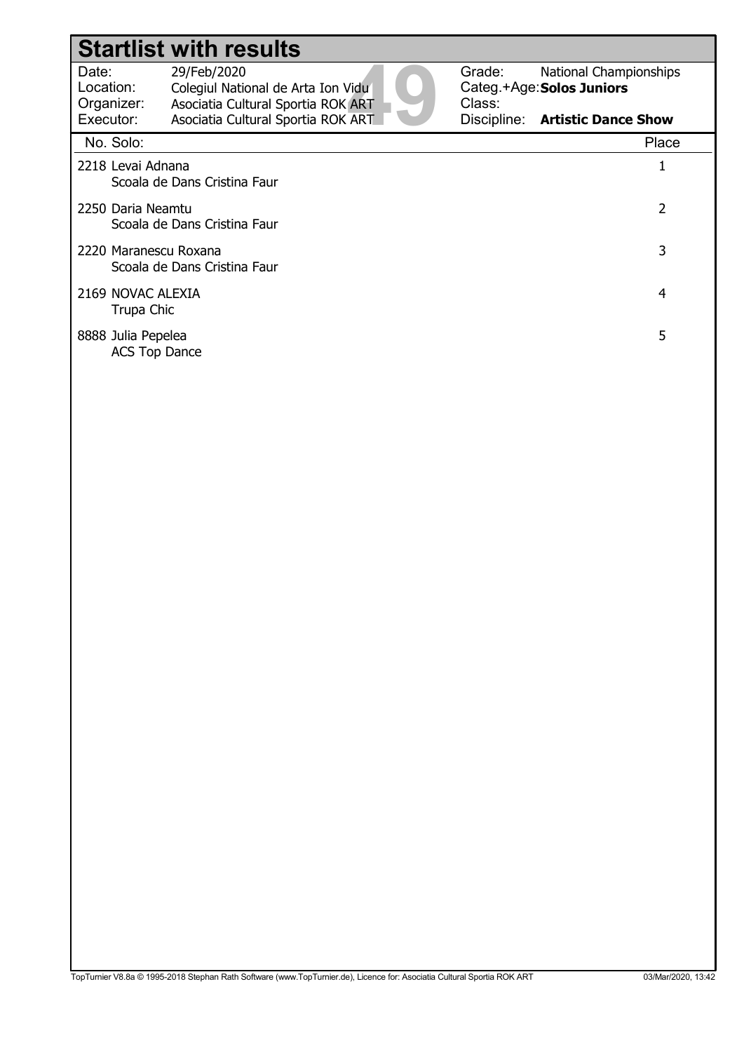# Startlist with results

| | | | |
|---|---|---|---|
| Date: | 29/Feb/2020 | Grade: | National Championships |
| Location: | Colegiul National de Arta Ion Vidu | Categ.+Age: | **Solos Juniors** |
| Organizer: | Asociatia Cultural Sportia ROK ART | Class: | |
| Executor: | Asociatia Cultural Sportia ROK ART | Discipline: | **Artistic Dance Show** |

49

| No. | Solo: | Place |
|---|---|---|
| 2218 | Levai Adnana<br>Scoala de Dans Cristina Faur | 1 |
| 2250 | Daria Neamtu<br>Scoala de Dans Cristina Faur | 2 |
| 2220 | Maranescu Roxana<br>Scoala de Dans Cristina Faur | 3 |
| 2169 | NOVAC ALEXIA<br>Trupa Chic | 4 |
| 8888 | Julia Pepelea<br>ACS Top Dance | 5 |

TopTurnier V8.8a © 1995-2018 Stephan Rath Software (www.TopTurnier.de), Licence for: Asociatia Cultural Sportia ROK ART 03/Mar/2020, 13:42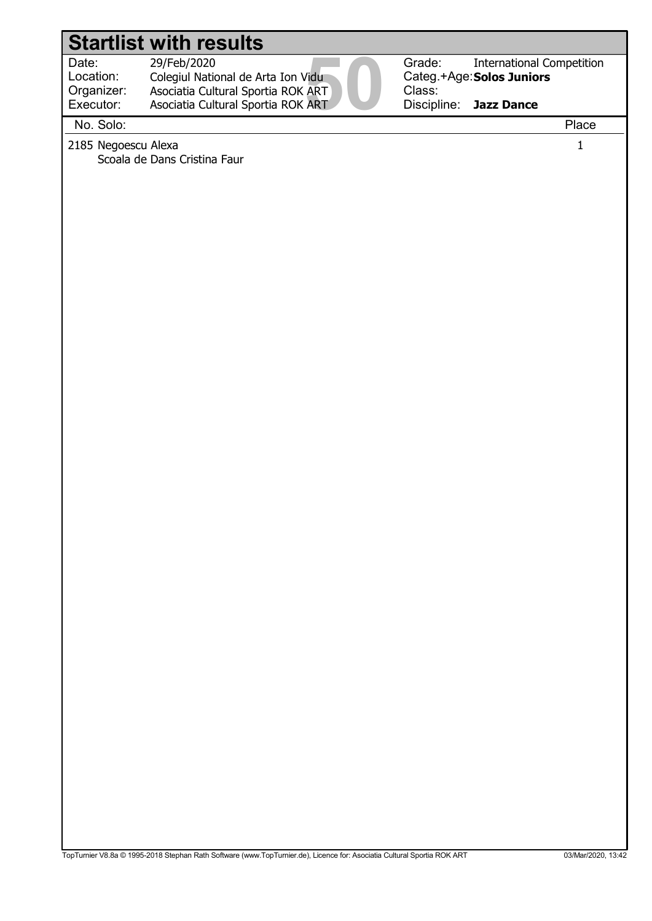# Startlist with results

| | | | |
|---|---|---|---|
| Date: | 29/Feb/2020 | Grade: | International Competition |
| Location: | Colegiul National de Arta Ion Vidu | Categ.+Age: | **Solos Juniors** |
| Organizer: | Asociatia Cultural Sportia ROK ART | Class: | |
| Executor: | Asociatia Cultural Sportia ROK ART | Discipline: | **Jazz Dance** |

50

| No. Solo: | Place |
|---|---|
| 2185 Negoescu Alexa<br>Scoala de Dans Cristina Faur | 1 |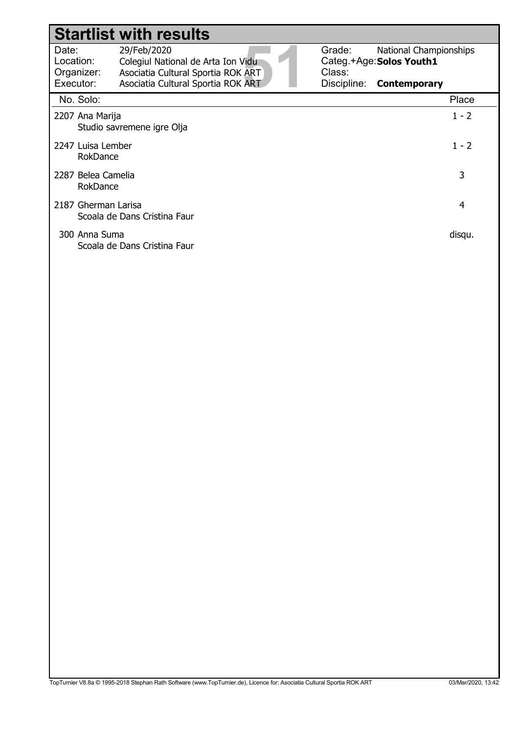# Startlist with results

| | | | |
|---|---|---|---|
| Date: | 29/Feb/2020 | Grade: | National Championships |
| Location: | Colegiul National de Arta Ion Vidu | Categ.+Age: | **Solos Youth1** |
| Organizer: | Asociatia Cultural Sportia ROK ART | Class: | |
| Executor: | Asociatia Cultural Sportia ROK ART | Discipline: | **Contemporary** |

51

| No. | Solo: | Place |
|---|---|---|
| 2207 | Ana Marija<br>Studio savremene igre Olja | 1 - 2 |
| 2247 | Luisa Lember<br>RokDance | 1 - 2 |
| 2287 | Belea Camelia<br>RokDance | 3 |
| 2187 | Gherman Larisa<br>Scoala de Dans Cristina Faur | 4 |
| 300 | Anna Suma<br>Scoala de Dans Cristina Faur | disqu. |

TopTurnier V8.8a © 1995-2018 Stephan Rath Software (www.TopTurnier.de), Licence for: Asociatia Cultural Sportia ROK ART 03/Mar/2020, 13:42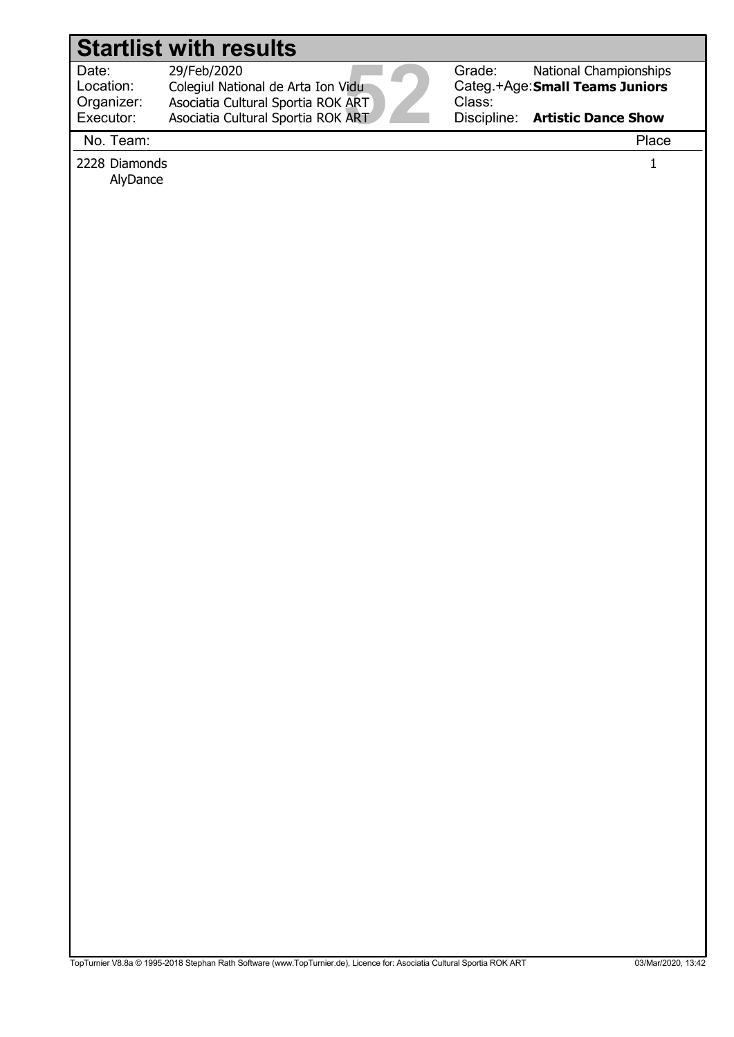# Startlist with results

| | | | |
|---|---|---|---|
| Date: | 29/Feb/2020 | Grade: | National Championships |
| Location: | Colegiul National de Arta Ion Vidu | Categ.+Age: | **Small Teams Juniors** |
| Organizer: | Asociatia Cultural Sportia ROK ART | Class: | |
| Executor: | Asociatia Cultural Sportia ROK ART | Discipline: | **Artistic Dance Show** |

52

| No. | Team: | Place |
|---|---|---|
| 2228 | Diamonds<br>AlyDance | 1 |

TopTurnier V8.8a © 1995-2018 Stephan Rath Software (www.TopTurnier.de), Licence for: Asociatia Cultural Sportia ROK ART 03/Mar/2020, 13:42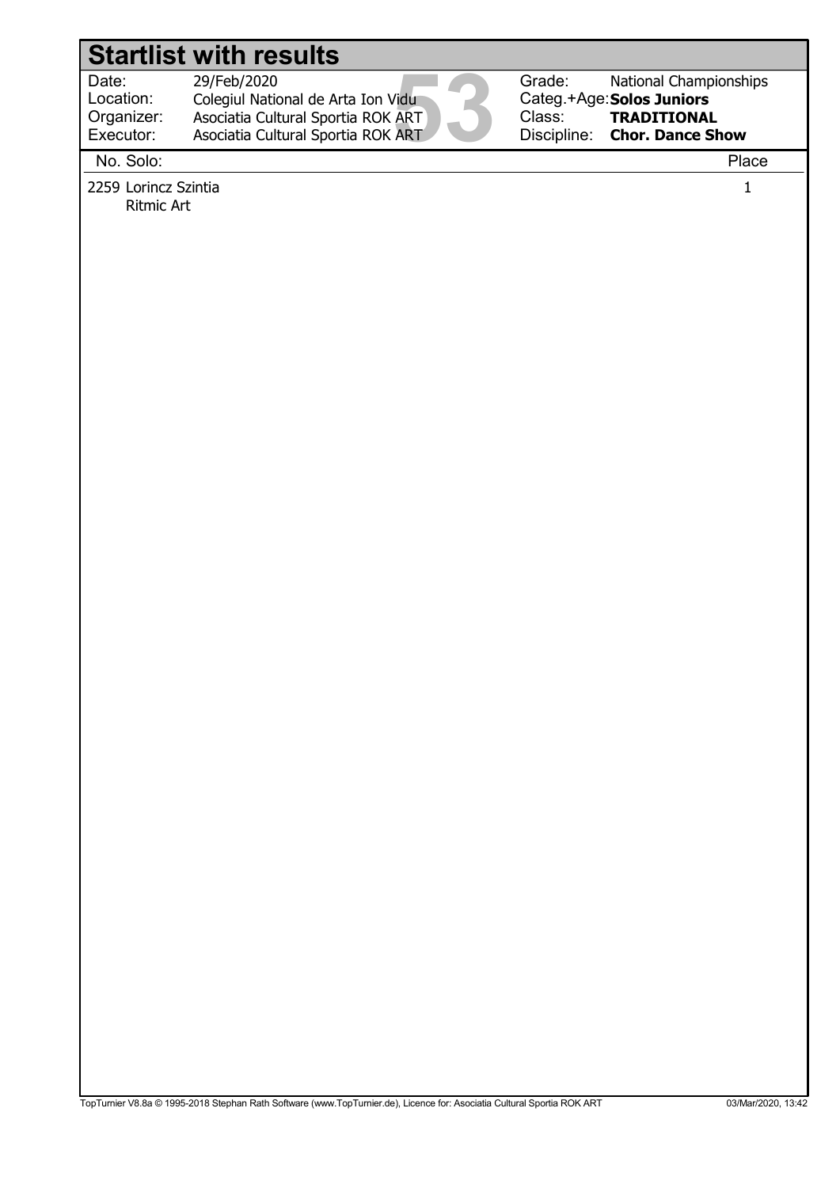# Startlist with results

| | | | |
|---|---|---|---|
| Date: | 29/Feb/2020 | Grade: | National Championships |
| Location: | Colegiul National de Arta Ion Vidu | Categ.+Age: | **Solos Juniors** |
| Organizer: | Asociatia Cultural Sportia ROK ART | Class: | **TRADITIONAL** |
| Executor: | Asociatia Cultural Sportia ROK ART | Discipline: | **Chor. Dance Show** |

53

| No. Solo: | Place |
|---|---|
| 2259 Lorincz Szintia<br>Ritmic Art | 1 |

TopTurnier V8.8a © 1995-2018 Stephan Rath Software (www.TopTurnier.de), Licence for: Asociatia Cultural Sportia ROK ART 03/Mar/2020, 13:42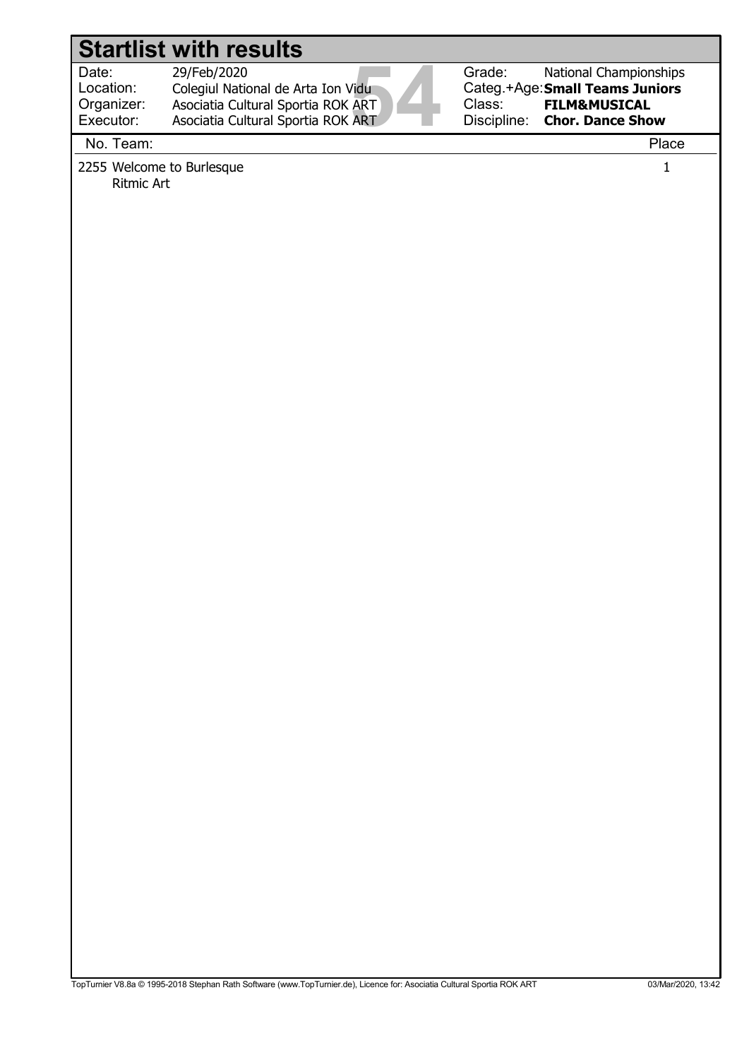# Startlist with results

| | | | |
|---|---|---|---|
| Date: | 29/Feb/2020 | Grade: | National Championships |
| Location: | Colegiul National de Arta Ion Vidu | Categ.+Age: | **Small Teams Juniors** |
| Organizer: | Asociatia Cultural Sportia ROK ART | Class: | **FILM&MUSICAL** |
| Executor: | Asociatia Cultural Sportia ROK ART | Discipline: | **Chor. Dance Show** |

54

| No. | Team: | Place |
|---|---|---|
| 2255 | Welcome to Burlesque<br>Ritmic Art | 1 |

TopTurnier V8.8a © 1995-2018 Stephan Rath Software (www.TopTurnier.de), Licence for: Asociatia Cultural Sportia ROK ART 03/Mar/2020, 13:42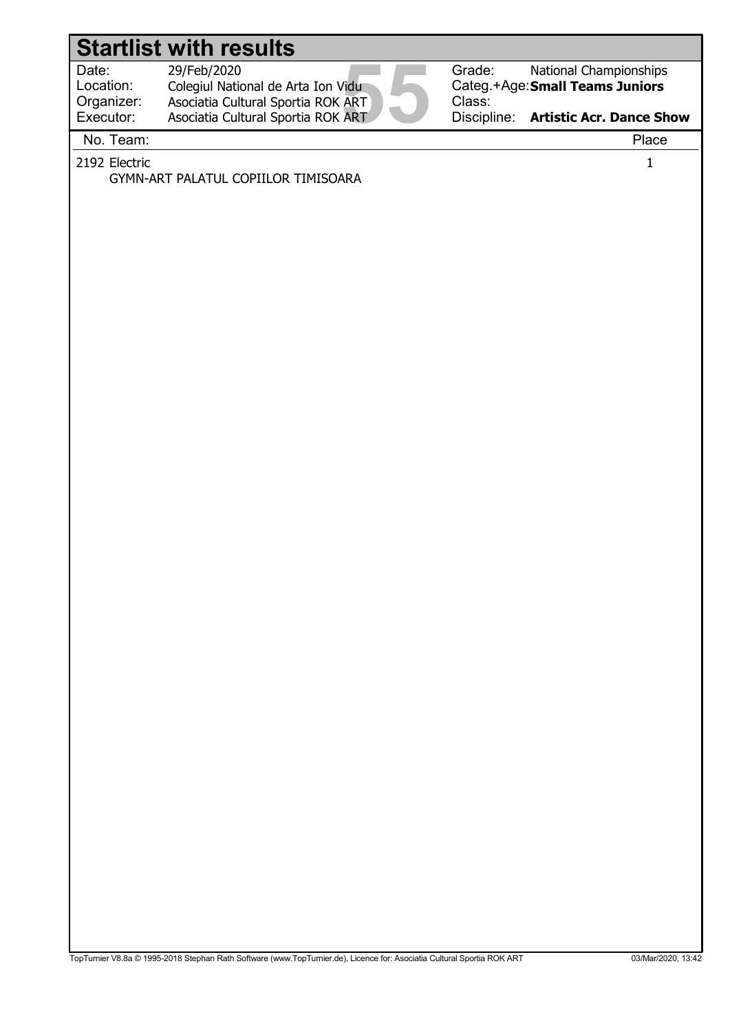# Startlist with results

| | | | |
|---|---|---|---|
| Date: | 29/Feb/2020 | Grade: | National Championships |
| Location: | Colegiul National de Arta Ion Vidu | Categ.+Age: | **Small Teams Juniors** |
| Organizer: | Asociatia Cultural Sportia ROK ART | Class: | |
| Executor: | Asociatia Cultural Sportia ROK ART | Discipline: | **Artistic Acr. Dance Show** |

55

| No. | Team: | Place |
|---|---|---|
| 2192 | Electric<br>GYMN-ART PALATUL COPIILOR TIMISOARA | 1 |

TopTurnier V8.8a © 1995-2018 Stephan Rath Software (www.TopTurnier.de), Licence for: Asociatia Cultural Sportia ROK ART 03/Mar/2020, 13:42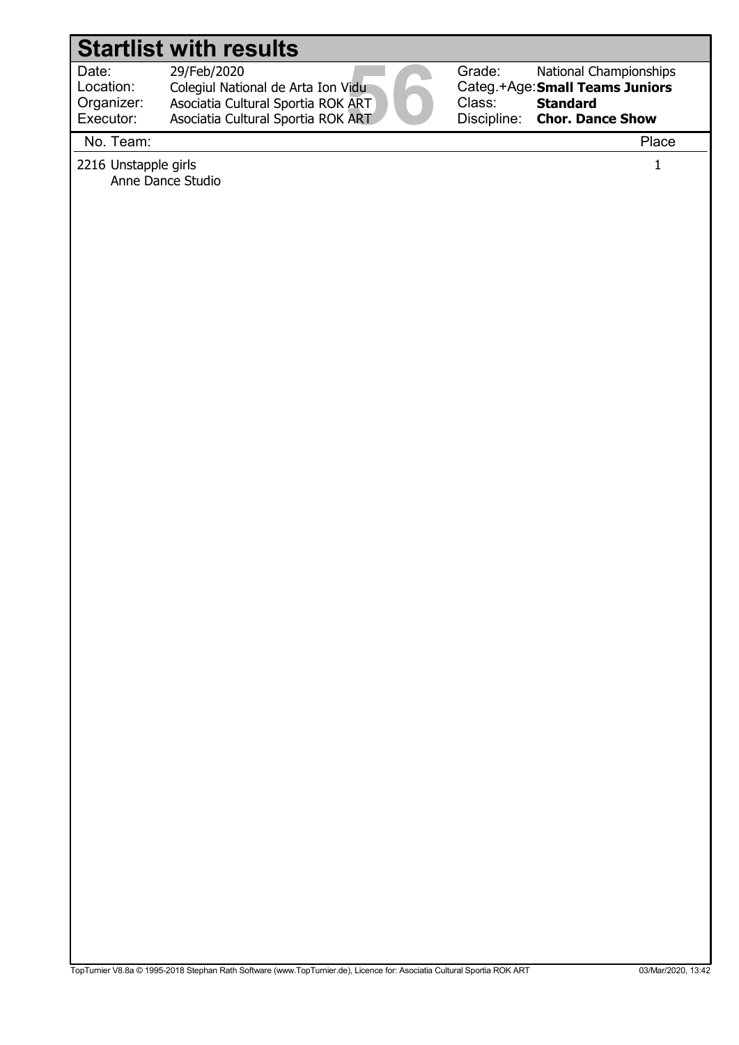# Startlist with results

| | | | |
|---|---|---|---|
| Date: | 29/Feb/2020 | Grade: | National Championships |
| Location: | Colegiul National de Arta Ion Vidu | Categ.+Age: | **Small Teams Juniors** |
| Organizer: | Asociatia Cultural Sportia ROK ART | Class: | **Standard** |
| Executor: | Asociatia Cultural Sportia ROK ART | Discipline: | **Chor. Dance Show** |

56

| No. | Team: | Place |
|---|---|---|
| 2216 | Unstapple girls<br>Anne Dance Studio | 1 |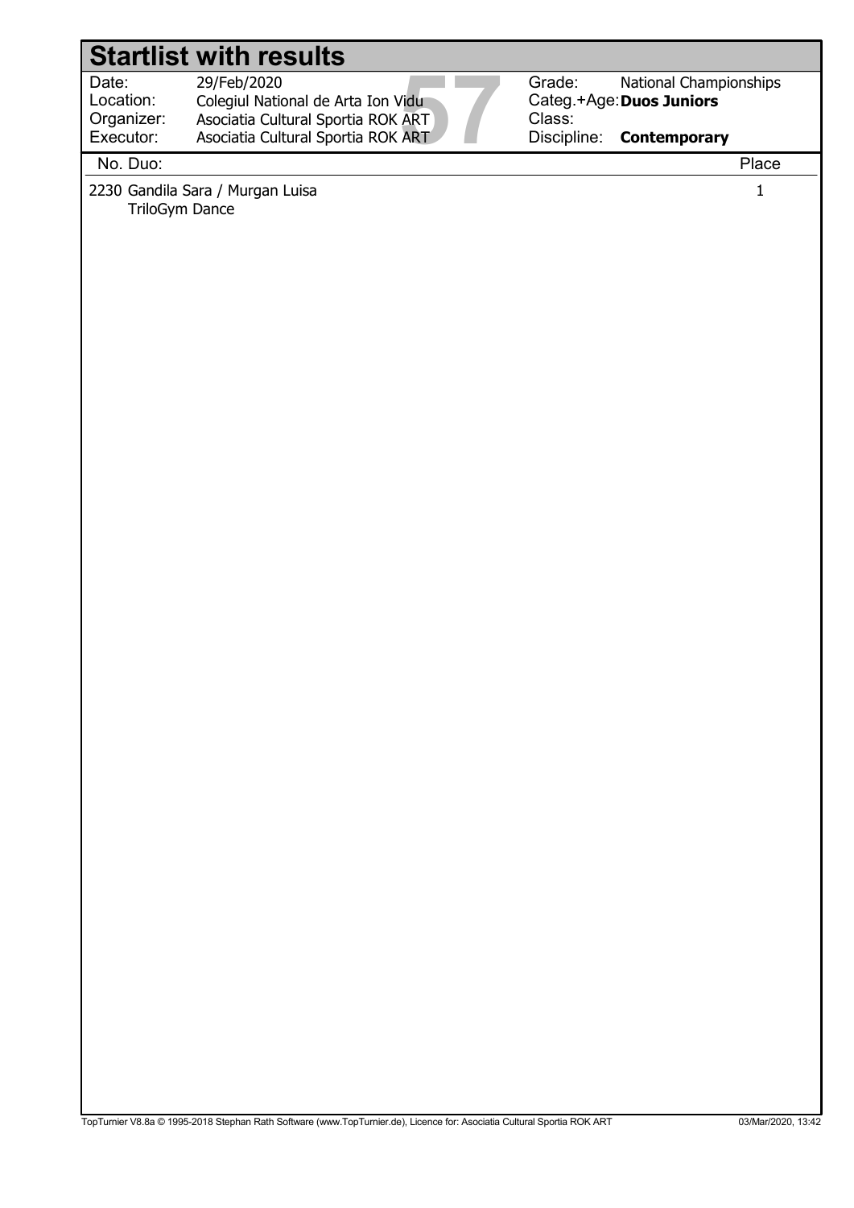# Startlist with results

| | | | |
|---|---|---|---|
| Date: | 29/Feb/2020 | Grade: | National Championships |
| Location: | Colegiul National de Arta Ion Vidu | Categ.+Age: | **Duos Juniors** |
| Organizer: | Asociatia Cultural Sportia ROK ART | Class: | |
| Executor: | Asociatia Cultural Sportia ROK ART | Discipline: | **Contemporary** |

57

| No. Duo: | Place |
|---|---|
| 2230 Gandila Sara / Murgan Luisa<br>TriloGym Dance | 1 |

TopTurnier V8.8a © 1995-2018 Stephan Rath Software (www.TopTurnier.de), Licence for: Asociatia Cultural Sportia ROK ART 03/Mar/2020, 13:42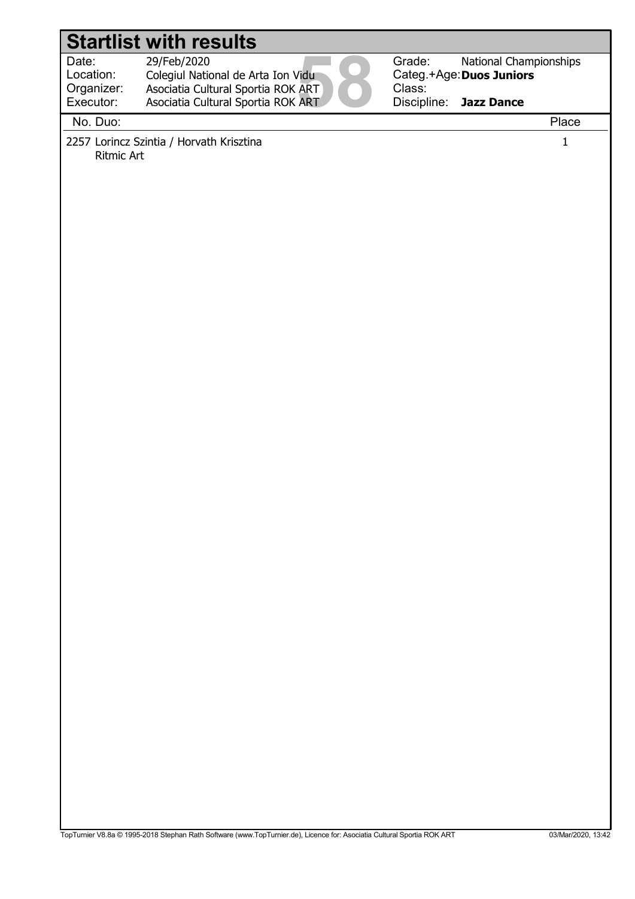# Startlist with results

| | | | |
|---|---|---|---|
| Date: | 29/Feb/2020 | Grade: | National Championships |
| Location: | Colegiul National de Arta Ion Vidu | Categ.+Age: | **Duos Juniors** |
| Organizer: | Asociatia Cultural Sportia ROK ART | Class: | |
| Executor: | Asociatia Cultural Sportia ROK ART | Discipline: | **Jazz Dance** |

58

| No. Duo: | Place |
|---|---|
| 2257 Lorincz Szintia / Horvath Krisztina<br>Ritmic Art | 1 |

TopTurnier V8.8a © 1995-2018 Stephan Rath Software (www.TopTurnier.de), Licence for: Asociatia Cultural Sportia ROK ART 03/Mar/2020, 13:42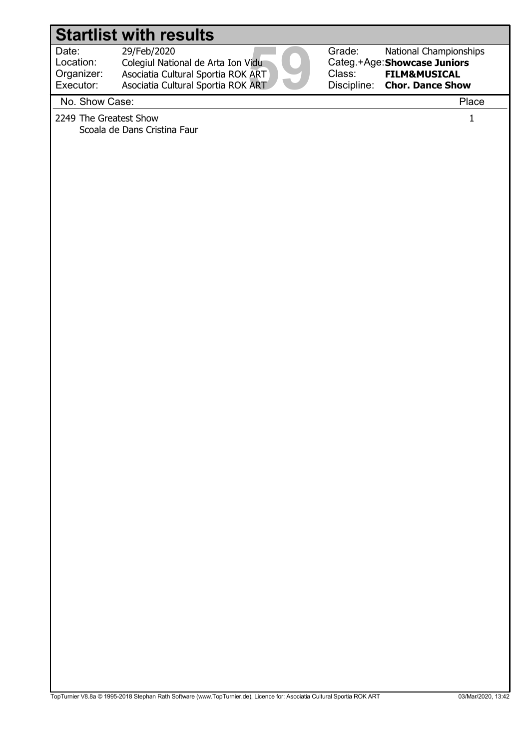# Startlist with results

| | | | |
|---|---|---|---|
| Date: | 29/Feb/2020 | Grade: | National Championships |
| Location: | Colegiul National de Arta Ion Vidu | Categ.+Age: | **Showcase Juniors** |
| Organizer: | Asociatia Cultural Sportia ROK ART | Class: | **FILM&MUSICAL** |
| Executor: | Asociatia Cultural Sportia ROK ART | Discipline: | **Chor. Dance Show** |

59

| No. Show Case: | Place |
|---|---|
| 2249 The Greatest Show<br>Scoala de Dans Cristina Faur | 1 |

TopTurnier V8.8a © 1995-2018 Stephan Rath Software (www.TopTurnier.de), Licence for: Asociatia Cultural Sportia ROK ART

03/Mar/2020, 13:42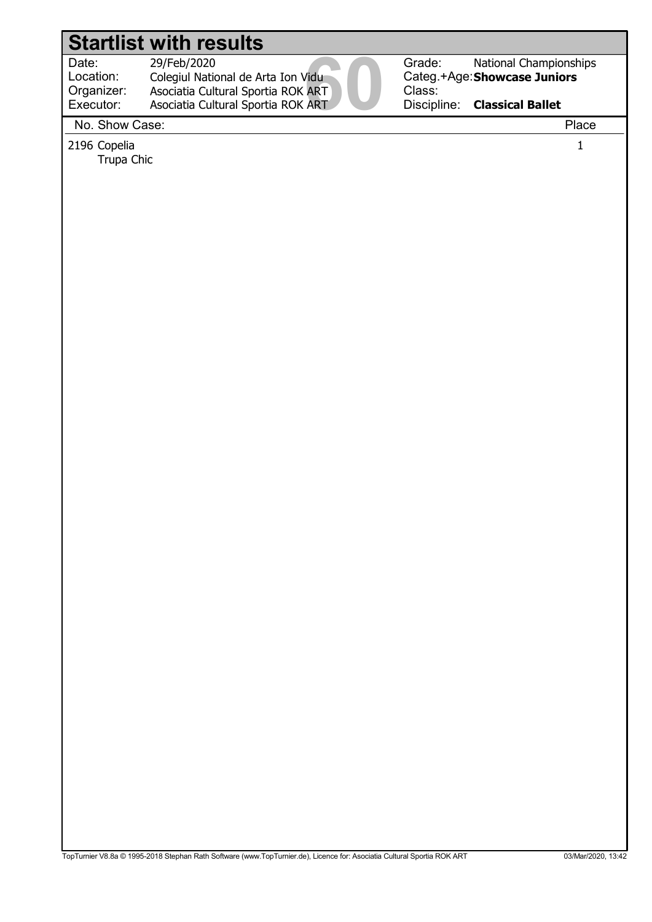# Startlist with results

| | | | |
|---|---|---|---|
| Date: | 29/Feb/2020 | Grade: | National Championships |
| Location: | Colegiul National de Arta Ion Vidu | Categ.+Age: | **Showcase Juniors** |
| Organizer: | Asociatia Cultural Sportia ROK ART | Class: | |
| Executor: | Asociatia Cultural Sportia ROK ART | Discipline: | **Classical Ballet** |

60

| No. Show Case: | Place |
|---|---|
| 2196 Copelia<br>Trupa Chic | 1 |

TopTurnier V8.8a © 1995-2018 Stephan Rath Software (www.TopTurnier.de), Licence for: Asociatia Cultural Sportia ROK ART 03/Mar/2020, 13:42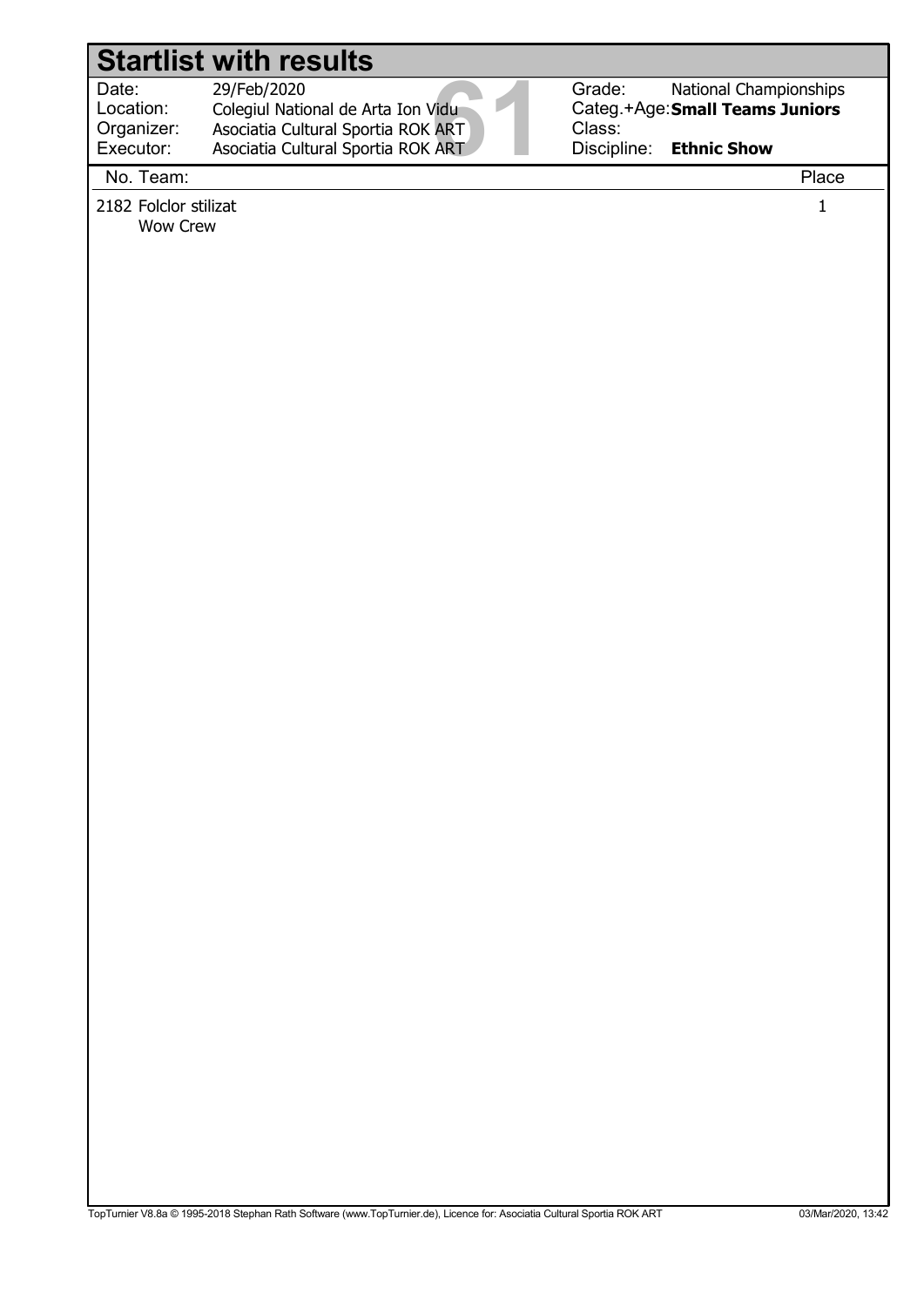# Startlist with results

| | | | |
|---|---|---|---|
| Date: | 29/Feb/2020 | Grade: | National Championships |
| Location: | Colegiul National de Arta Ion Vidu | Categ.+Age: | **Small Teams Juniors** |
| Organizer: | Asociatia Cultural Sportia ROK ART | Class: | |
| Executor: | Asociatia Cultural Sportia ROK ART | Discipline: | **Ethnic Show** |

61

| No. | Team: | Place |
|---|---|---|
| 2182 | Folclor stilizat<br>Wow Crew | 1 |

TopTurnier V8.8a © 1995-2018 Stephan Rath Software (www.TopTurnier.de), Licence for: Asociatia Cultural Sportia ROK ART 03/Mar/2020, 13:42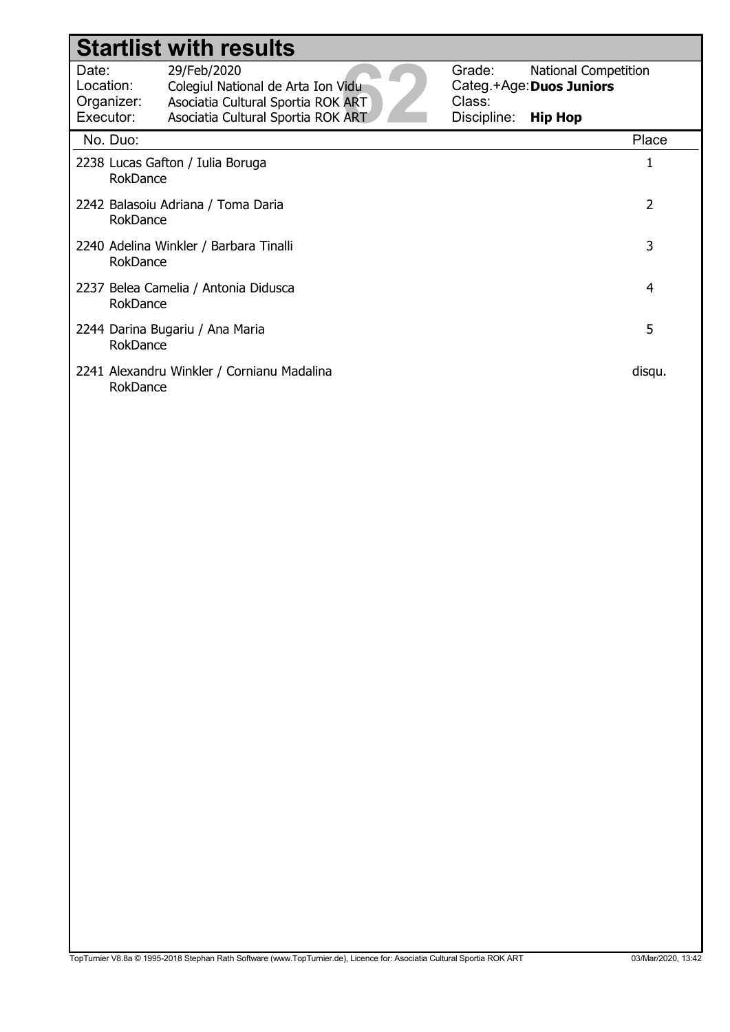# Startlist with results

| | | | |
|---|---|---|---|
| Date: | 29/Feb/2020 | Grade: | National Competition |
| Location: | Colegiul National de Arta Ion Vidu | Categ.+Age: | **Duos Juniors** |
| Organizer: | Asociatia Cultural Sportia ROK ART | Class: | |
| Executor: | Asociatia Cultural Sportia ROK ART | Discipline: | **Hip Hop** |

62

| No. | Duo: | Place |
|---|---|---|
| 2238 | Lucas Gafton / Iulia Boruga<br>RokDance | 1 |
| 2242 | Balasoiu Adriana / Toma Daria<br>RokDance | 2 |
| 2240 | Adelina Winkler / Barbara Tinalli<br>RokDance | 3 |
| 2237 | Belea Camelia / Antonia Didusca<br>RokDance | 4 |
| 2244 | Darina Bugariu / Ana Maria<br>RokDance | 5 |
| 2241 | Alexandru Winkler / Cornianu Madalina<br>RokDance | disqu. |

TopTurnier V8.8a © 1995-2018 Stephan Rath Software (www.TopTurnier.de), Licence for: Asociatia Cultural Sportia ROK ART 03/Mar/2020, 13:42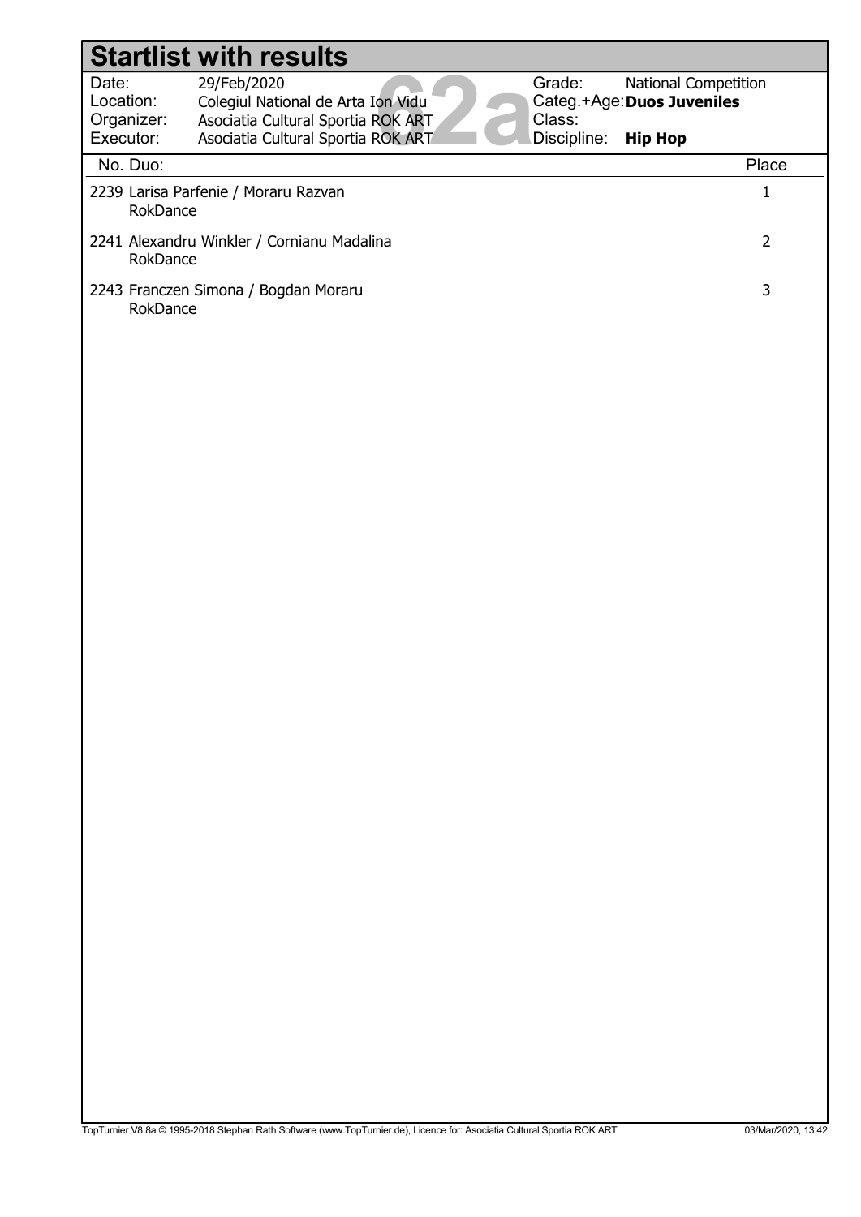# Startlist with results

| | | | |
|---|---|---|---|
| Date: | 29/Feb/2020 | Grade: | National Competition |
| Location: | Colegiul National de Arta Ion Vidu | Categ.+Age: | **Duos Juveniles** |
| Organizer: | Asociatia Cultural Sportia ROK ART | Class: | |
| Executor: | Asociatia Cultural Sportia ROK ART | Discipline: | **Hip Hop** |

62a

| No. Duo: | Place |
|---|---|
| 2239 Larisa Parfenie / Moraru Razvan<br>RokDance | 1 |
| 2241 Alexandru Winkler / Cornianu Madalina<br>RokDance | 2 |
| 2243 Franczen Simona / Bogdan Moraru<br>RokDance | 3 |

TopTurnier V8.8a © 1995-2018 Stephan Rath Software (www.TopTurnier.de), Licence for: Asociatia Cultural Sportia ROK ART 03/Mar/2020, 13:42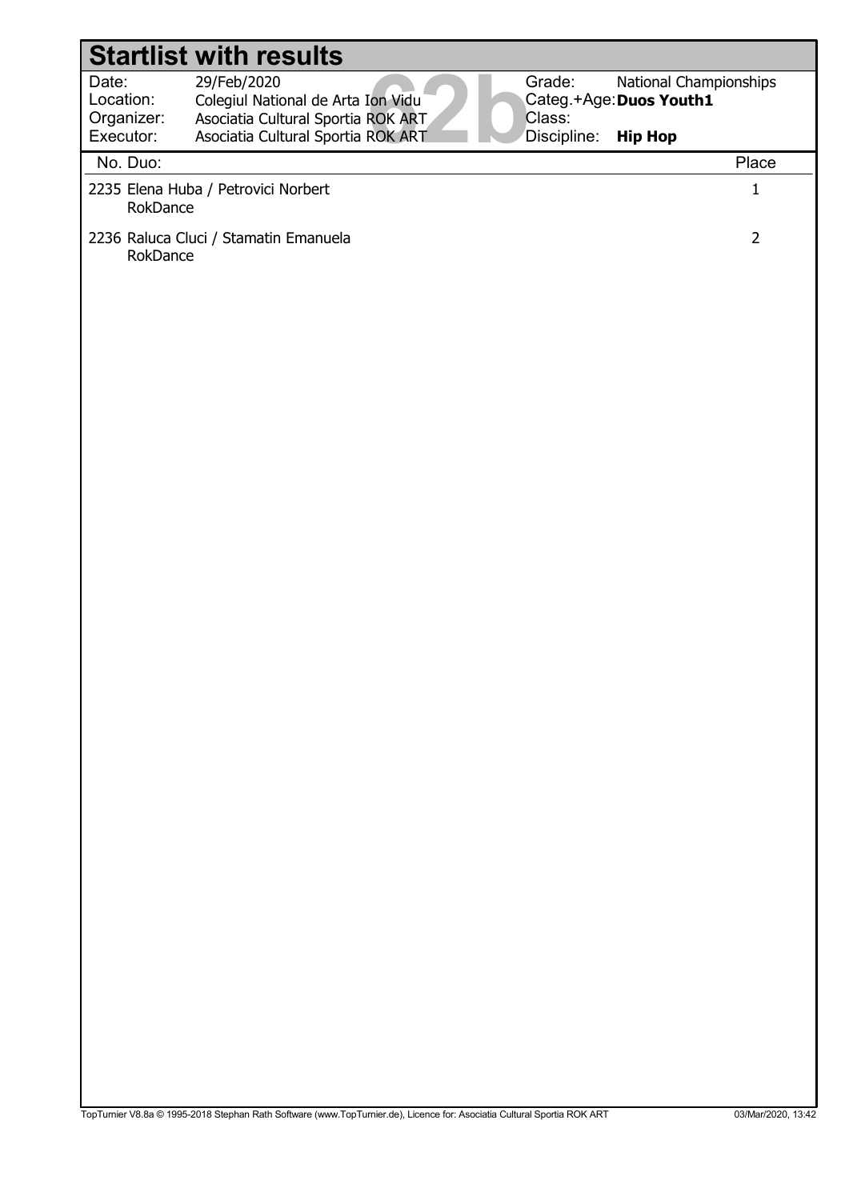# Startlist with results

| | | | |
|---|---|---|---|
| Date: | 29/Feb/2020 | Grade: | National Championships |
| Location: | Colegiul National de Arta Ion Vidu | Categ.+Age: | **Duos Youth1** |
| Organizer: | Asociatia Cultural Sportia ROK ART | Class: | |
| Executor: | Asociatia Cultural Sportia ROK ART | Discipline: | **Hip Hop** |

62b

| No. Duo: | Place |
|---|---|
| 2235 Elena Huba / Petrovici Norbert<br>RokDance | 1 |
| 2236 Raluca Cluci / Stamatin Emanuela<br>RokDance | 2 |

TopTurnier V8.8a © 1995-2018 Stephan Rath Software (www.TopTurnier.de), Licence for: Asociatia Cultural Sportia ROK ART 03/Mar/2020, 13:42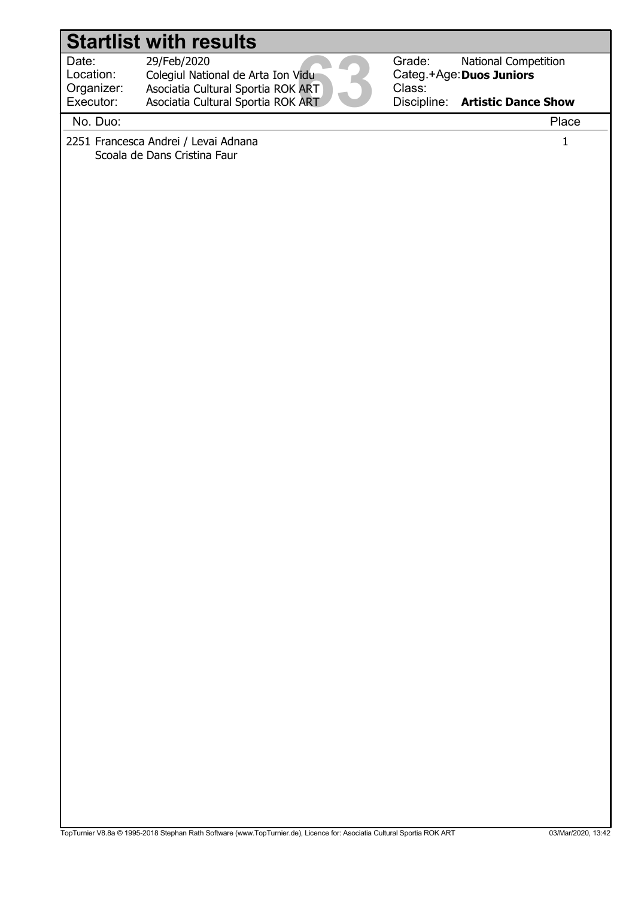# Startlist with results

| | | | |
|---|---|---|---|
| Date: | 29/Feb/2020 | Grade: | National Competition |
| Location: | Colegiul National de Arta Ion Vidu | Categ.+Age: | **Duos Juniors** |
| Organizer: | Asociatia Cultural Sportia ROK ART | Class: | |
| Executor: | Asociatia Cultural Sportia ROK ART | Discipline: | **Artistic Dance Show** |

63

| No. | Duo: | Place |
|---|---|---|
| 2251 | Francesca Andrei / Levai Adnana<br>Scoala de Dans Cristina Faur | 1 |

TopTurnier V8.8a © 1995-2018 Stephan Rath Software (www.TopTurnier.de), Licence for: Asociatia Cultural Sportia ROK ART — 03/Mar/2020, 13:42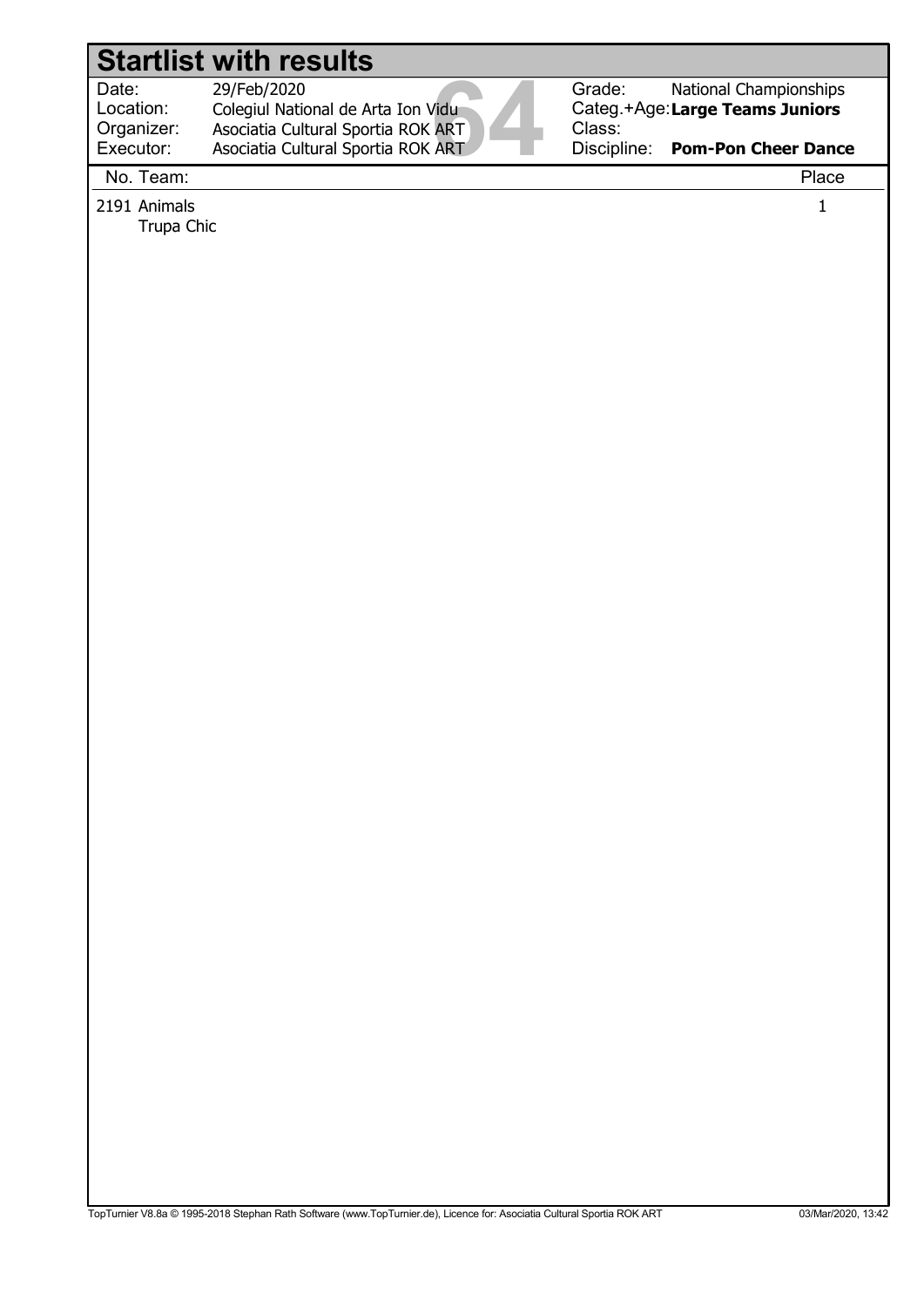# Startlist with results

| | | | |
|---|---|---|---|
| Date: | 29/Feb/2020 | Grade: | National Championships |
| Location: | Colegiul National de Arta Ion Vidu | Categ.+Age: | **Large Teams Juniors** |
| Organizer: | Asociatia Cultural Sportia ROK ART | Class: | |
| Executor: | Asociatia Cultural Sportia ROK ART | Discipline: | **Pom-Pon Cheer Dance** |

64

| No. | Team: | Place |
|---|---|---|
| 2191 | Animals<br>Trupa Chic | 1 |

TopTurnier V8.8a © 1995-2018 Stephan Rath Software (www.TopTurnier.de), Licence for: Asociatia Cultural Sportia ROK ART 03/Mar/2020, 13:42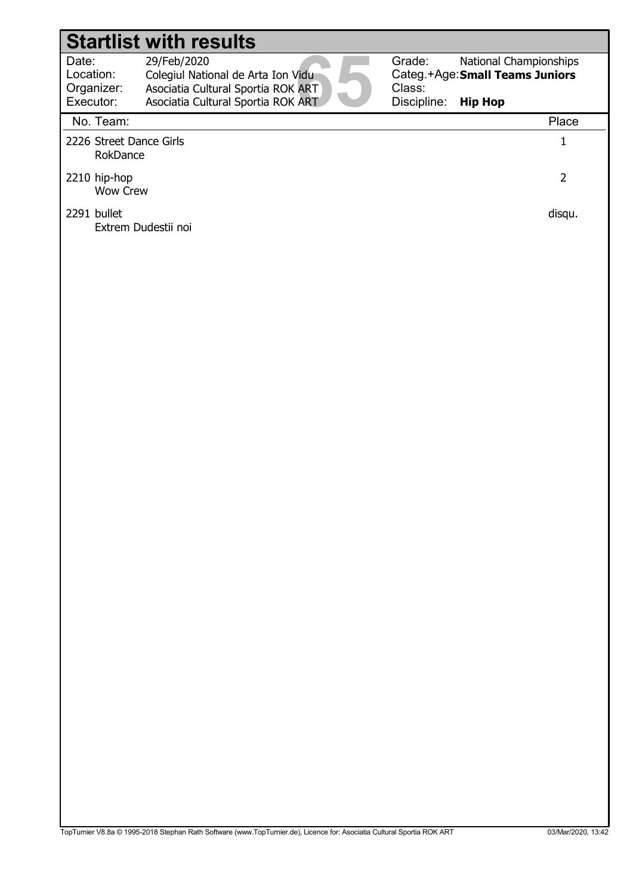# Startlist with results

| | | | |
|---|---|---|---|
| Date: | 29/Feb/2020 | Grade: | National Championships |
| Location: | Colegiul National de Arta Ion Vidu | Categ.+Age: | **Small Teams Juniors** |
| Organizer: | Asociatia Cultural Sportia ROK ART | Class: | |
| Executor: | Asociatia Cultural Sportia ROK ART | Discipline: | **Hip Hop** |

65

| No. | Team: | Place |
|---|---|---|
| 2226 | Street Dance Girls<br>RokDance | 1 |
| 2210 | hip-hop<br>Wow Crew | 2 |
| 2291 | bullet<br>Extrem Dudestii noi | disqu. |

TopTurnier V8.8a © 1995-2018 Stephan Rath Software (www.TopTurnier.de), Licence for: Asociatia Cultural Sportia ROK ART — 03/Mar/2020, 13:42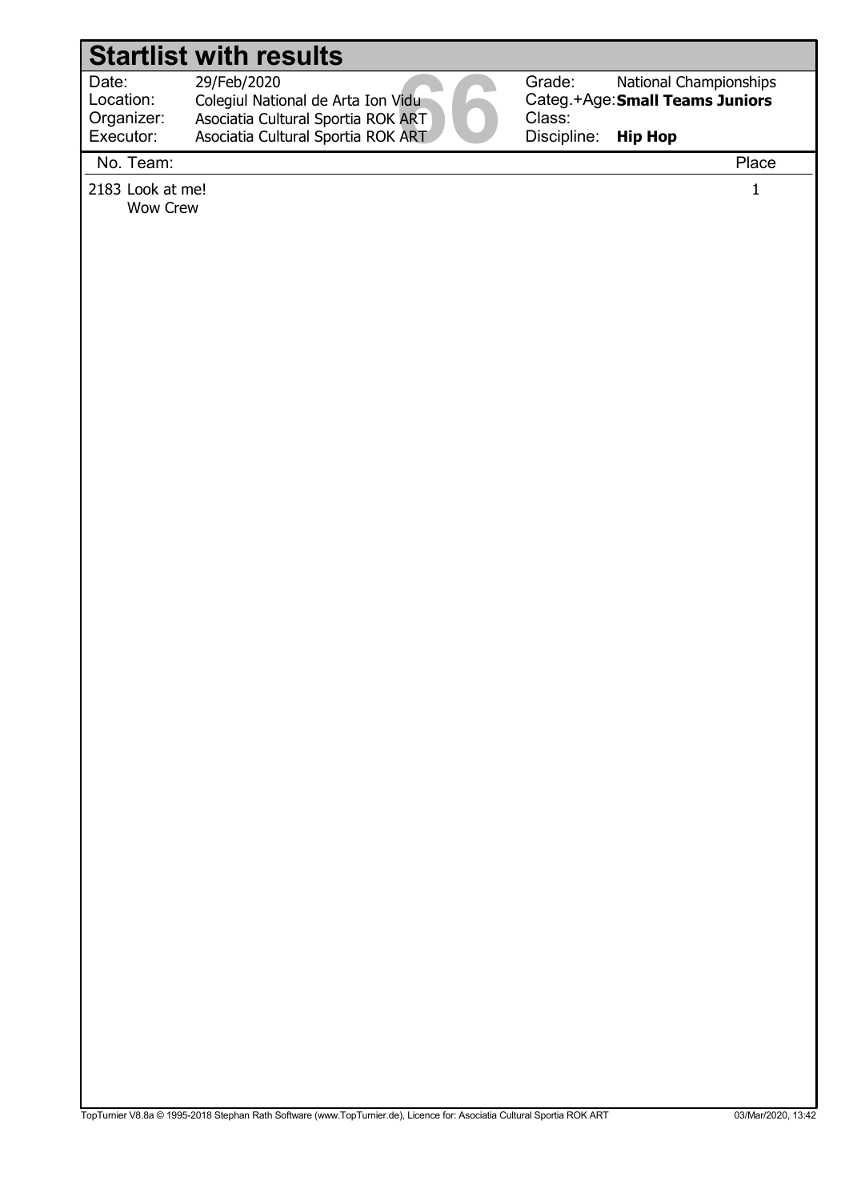# Startlist with results

| | | | |
|---|---|---|---|
| Date: | 29/Feb/2020 | Grade: | National Championships |
| Location: | Colegiul National de Arta Ion Vidu | Categ.+Age: | **Small Teams Juniors** |
| Organizer: | Asociatia Cultural Sportia ROK ART | Class: | |
| Executor: | Asociatia Cultural Sportia ROK ART | Discipline: | **Hip Hop** |

66

| No. | Team: | Place |
|---|---|---|
| 2183 | Look at me!<br>Wow Crew | 1 |

TopTurnier V8.8a © 1995-2018 Stephan Rath Software (www.TopTurnier.de), Licence for: Asociatia Cultural Sportia ROK ART 03/Mar/2020, 13:42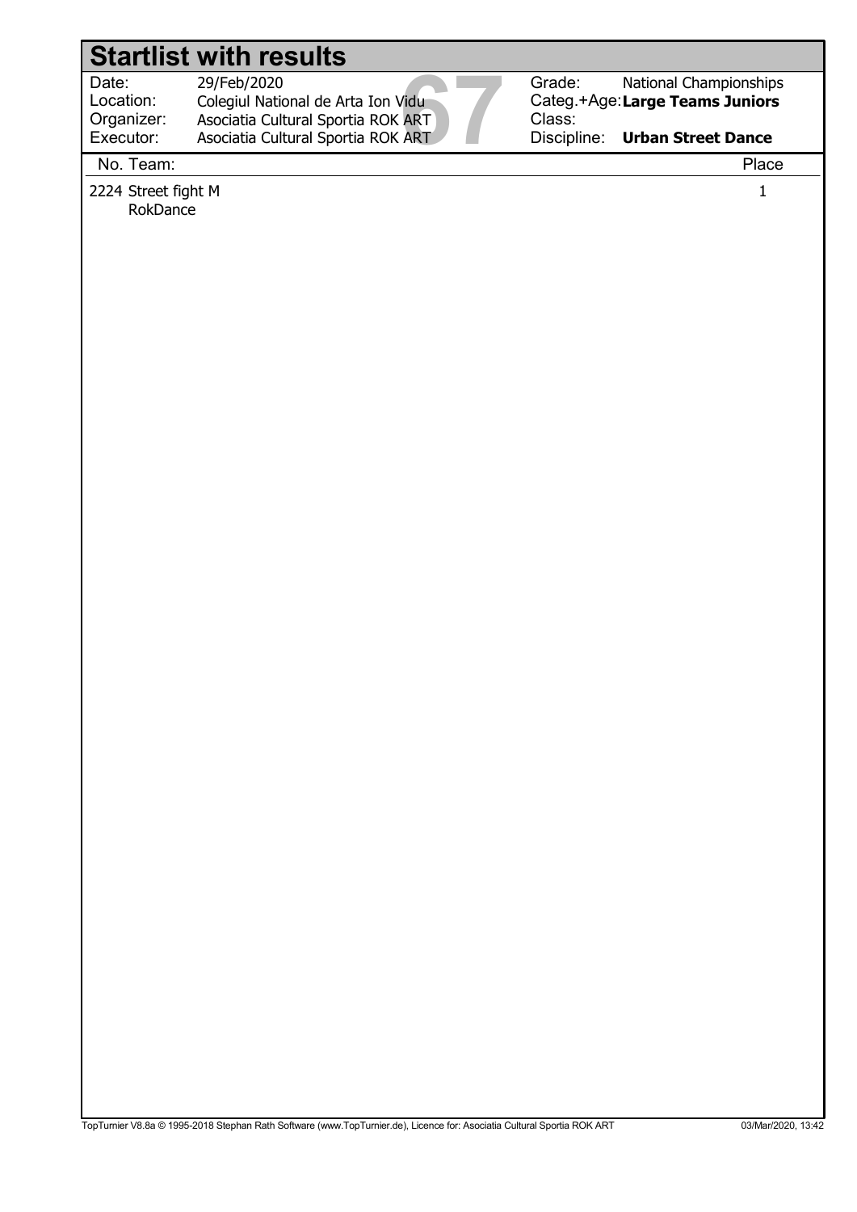# Startlist with results

| | | | |
|---|---|---|---|
| Date: | 29/Feb/2020 | Grade: | National Championships |
| Location: | Colegiul National de Arta Ion Vidu | Categ.+Age: | **Large Teams Juniors** |
| Organizer: | Asociatia Cultural Sportia ROK ART | Class: | |
| Executor: | Asociatia Cultural Sportia ROK ART | Discipline: | **Urban Street Dance** |

67

| No. | Team: | Place |
|---|---|---|
| 2224 | Street fight M<br>RokDance | 1 |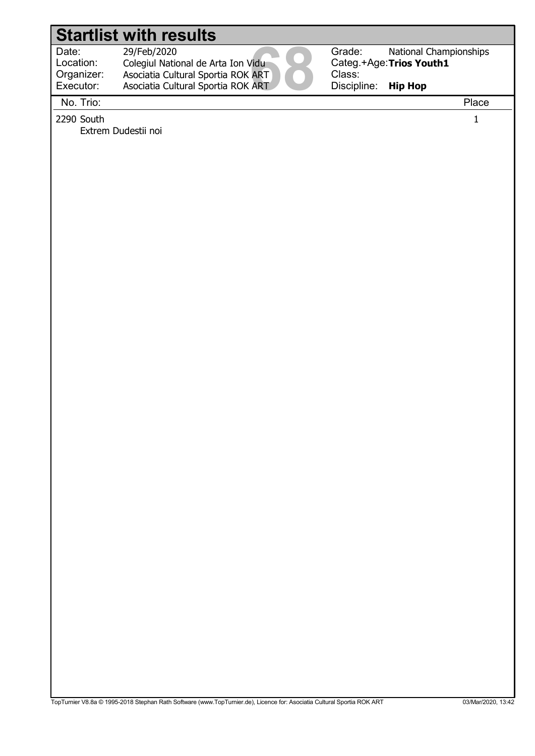# Startlist with results

| | | | |
|---|---|---|---|
| Date: | 29/Feb/2020 | Grade: | National Championships |
| Location: | Colegiul National de Arta Ion Vidu | Categ.+Age: | **Trios Youth1** |
| Organizer: | Asociatia Cultural Sportia ROK ART | Class: | |
| Executor: | Asociatia Cultural Sportia ROK ART | Discipline: | **Hip Hop** |

68

| No. Trio: | Place |
|---|---|
| 2290 South<br>Extrem Dudestii noi | 1 |

TopTurnier V8.8a © 1995-2018 Stephan Rath Software (www.TopTurnier.de), Licence for: Asociatia Cultural Sportia ROK ART 03/Mar/2020, 13:42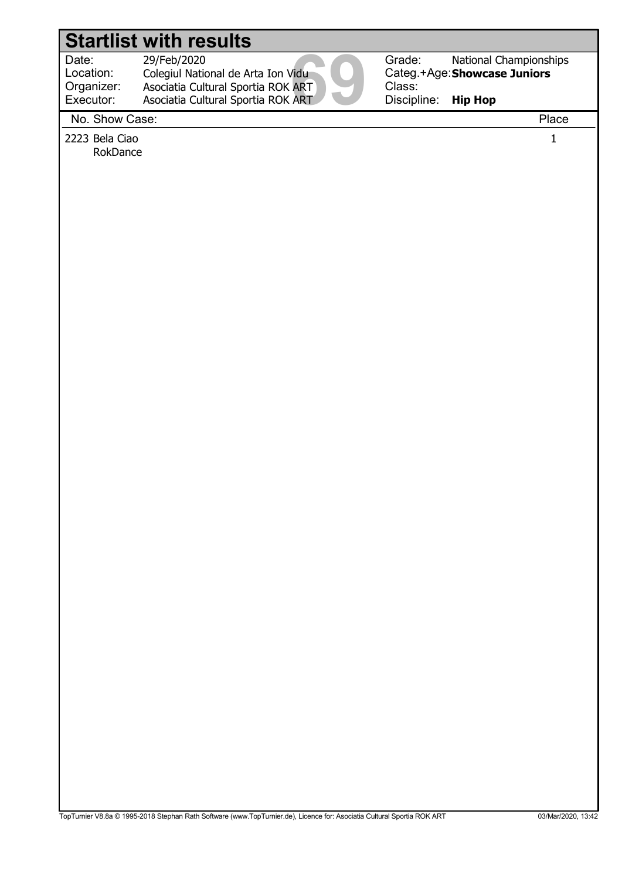# Startlist with results

| | | | |
|---|---|---|---|
| Date: | 29/Feb/2020 | Grade: | National Championships |
| Location: | Colegiul National de Arta Ion Vidu | Categ.+Age: | **Showcase Juniors** |
| Organizer: | Asociatia Cultural Sportia ROK ART | Class: | |
| Executor: | Asociatia Cultural Sportia ROK ART | Discipline: | **Hip Hop** |

69

| No. | Show Case: | Place |
|---|---|---|
| 2223 | Bela Ciao<br>RokDance | 1 |

TopTurnier V8.8a © 1995-2018 Stephan Rath Software (www.TopTurnier.de), Licence for: Asociatia Cultural Sportia ROK ART 03/Mar/2020, 13:42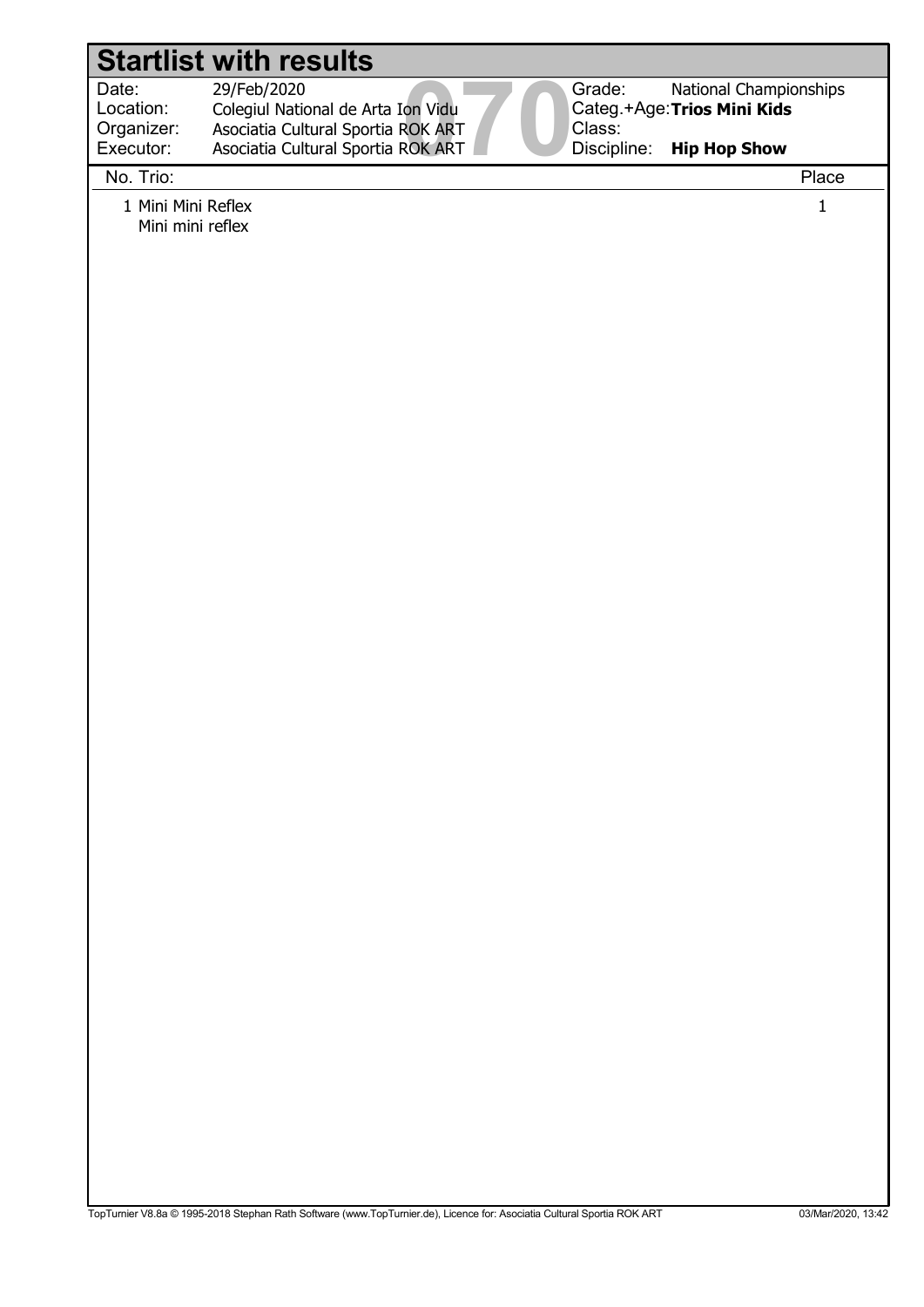# Startlist with results

| | | | |
|---|---|---|---|
| Date: | 29/Feb/2020 | Grade: | National Championships |
| Location: | Colegiul National de Arta Ion Vidu | Categ.+Age: | **Trios Mini Kids** |
| Organizer: | Asociatia Cultural Sportia ROK ART | Class: | |
| Executor: | Asociatia Cultural Sportia ROK ART | Discipline: | **Hip Hop Show** |

070

| No. | Trio: | Place |
|---|---|---|
| 1 | Mini Mini Reflex<br>Mini mini reflex | 1 |

TopTurnier V8.8a © 1995-2018 Stephan Rath Software (www.TopTurnier.de), Licence for: Asociatia Cultural Sportia ROK ART 03/Mar/2020, 13:42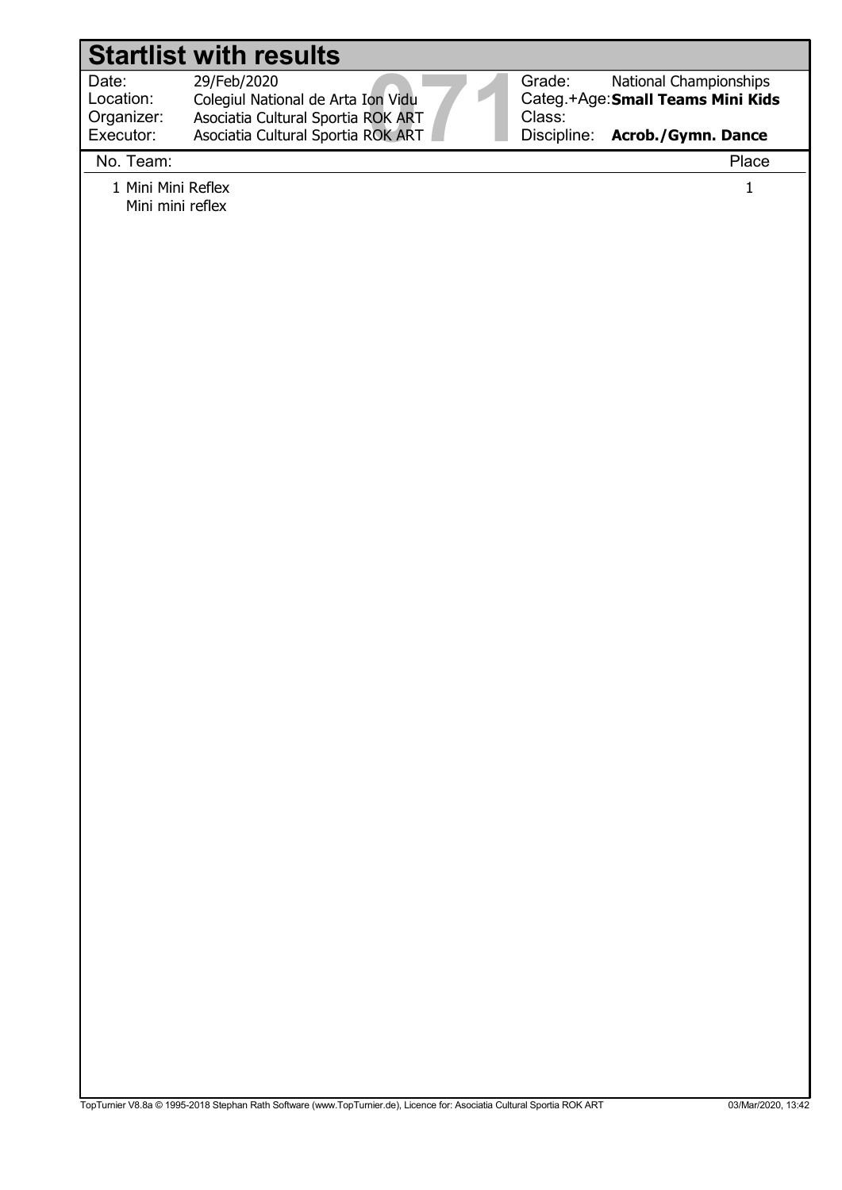# Startlist with results

| | | | |
|---|---|---|---|
| Date: | 29/Feb/2020 | Grade: | National Championships |
| Location: | Colegiul National de Arta Ion Vidu | Categ.+Age: | **Small Teams Mini Kids** |
| Organizer: | Asociatia Cultural Sportia ROK ART | Class: | |
| Executor: | Asociatia Cultural Sportia ROK ART | Discipline: | **Acrob./Gymn. Dance** |

071

| No. | Team: | Place |
|---|---|---|
| 1 | Mini Mini Reflex<br>Mini mini reflex | 1 |

TopTurnier V8.8a © 1995-2018 Stephan Rath Software (www.TopTurnier.de), Licence for: Asociatia Cultural Sportia ROK ART 03/Mar/2020, 13:42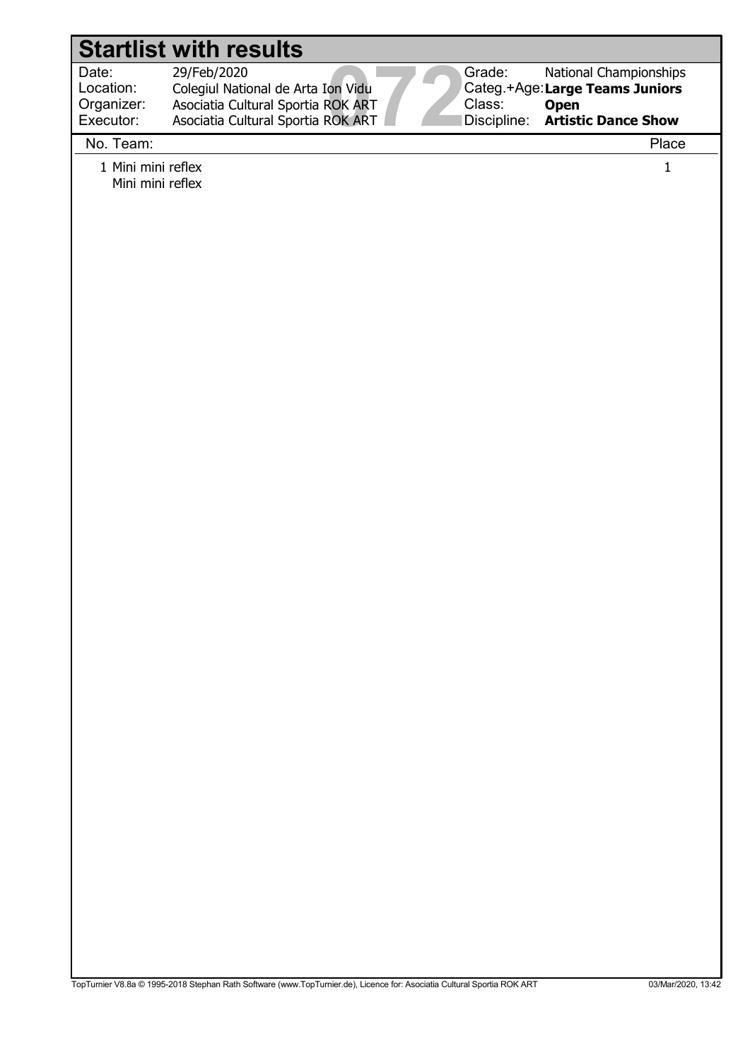# Startlist with results

| | | | |
|---|---|---|---|
| Date: | 29/Feb/2020 | Grade: | National Championships |
| Location: | Colegiul National de Arta Ion Vidu | Categ.+Age: | **Large Teams Juniors** |
| Organizer: | Asociatia Cultural Sportia ROK ART | Class: | **Open** |
| Executor: | Asociatia Cultural Sportia ROK ART | Discipline: | **Artistic Dance Show** |

072

| No. | Team: | Place |
|---|---|---|
| 1 | Mini mini reflex<br>Mini mini reflex | 1 |

TopTurnier V8.8a © 1995-2018 Stephan Rath Software (www.TopTurnier.de), Licence for: Asociatia Cultural Sportia ROK ART 03/Mar/2020, 13:42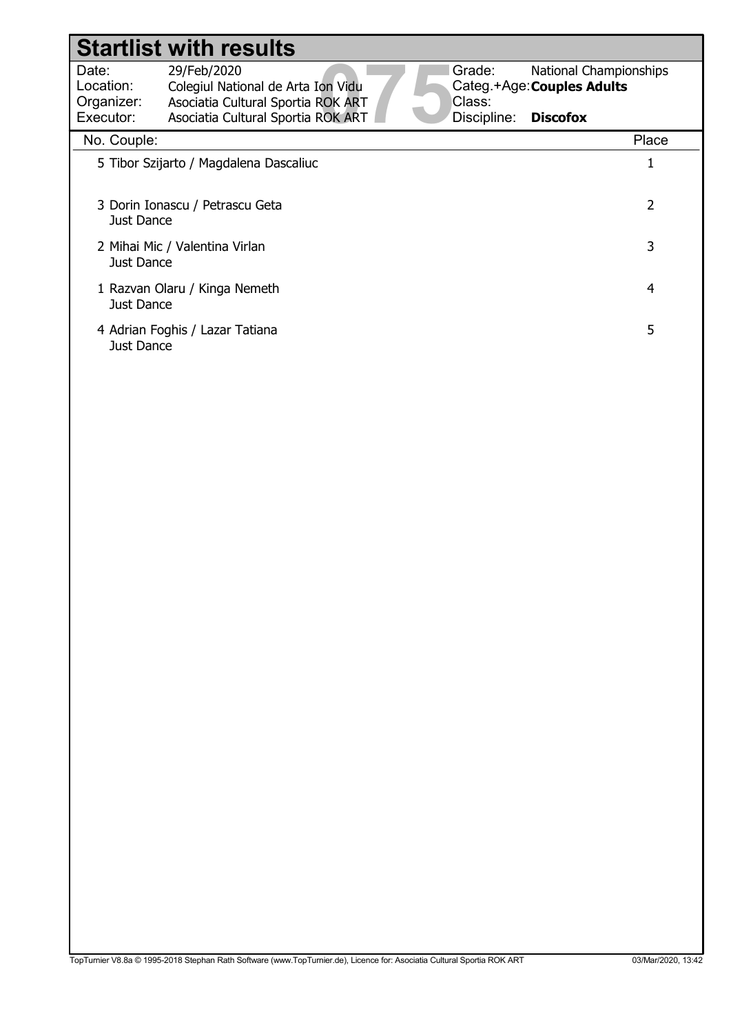# Startlist with results

| | | | |
|---|---|---|---|
| Date: | 29/Feb/2020 | Grade: | National Championships |
| Location: | Colegiul National de Arta Ion Vidu | Categ.+Age: | **Couples Adults** |
| Organizer: | Asociatia Cultural Sportia ROK ART | Class: | |
| Executor: | Asociatia Cultural Sportia ROK ART | Discipline: | **Discofox** |

075

| No. | Couple | Place |
|---|---|---|
| 5 | Tibor Szijarto / Magdalena Dascaliuc | 1 |
| 3 | Dorin Ionascu / Petrascu Geta<br>Just Dance | 2 |
| 2 | Mihai Mic / Valentina Virlan<br>Just Dance | 3 |
| 1 | Razvan Olaru / Kinga Nemeth<br>Just Dance | 4 |
| 4 | Adrian Foghis / Lazar Tatiana<br>Just Dance | 5 |

TopTurnier V8.8a © 1995-2018 Stephan Rath Software (www.TopTurnier.de), Licence for: Asociatia Cultural Sportia ROK ART 03/Mar/2020, 13:42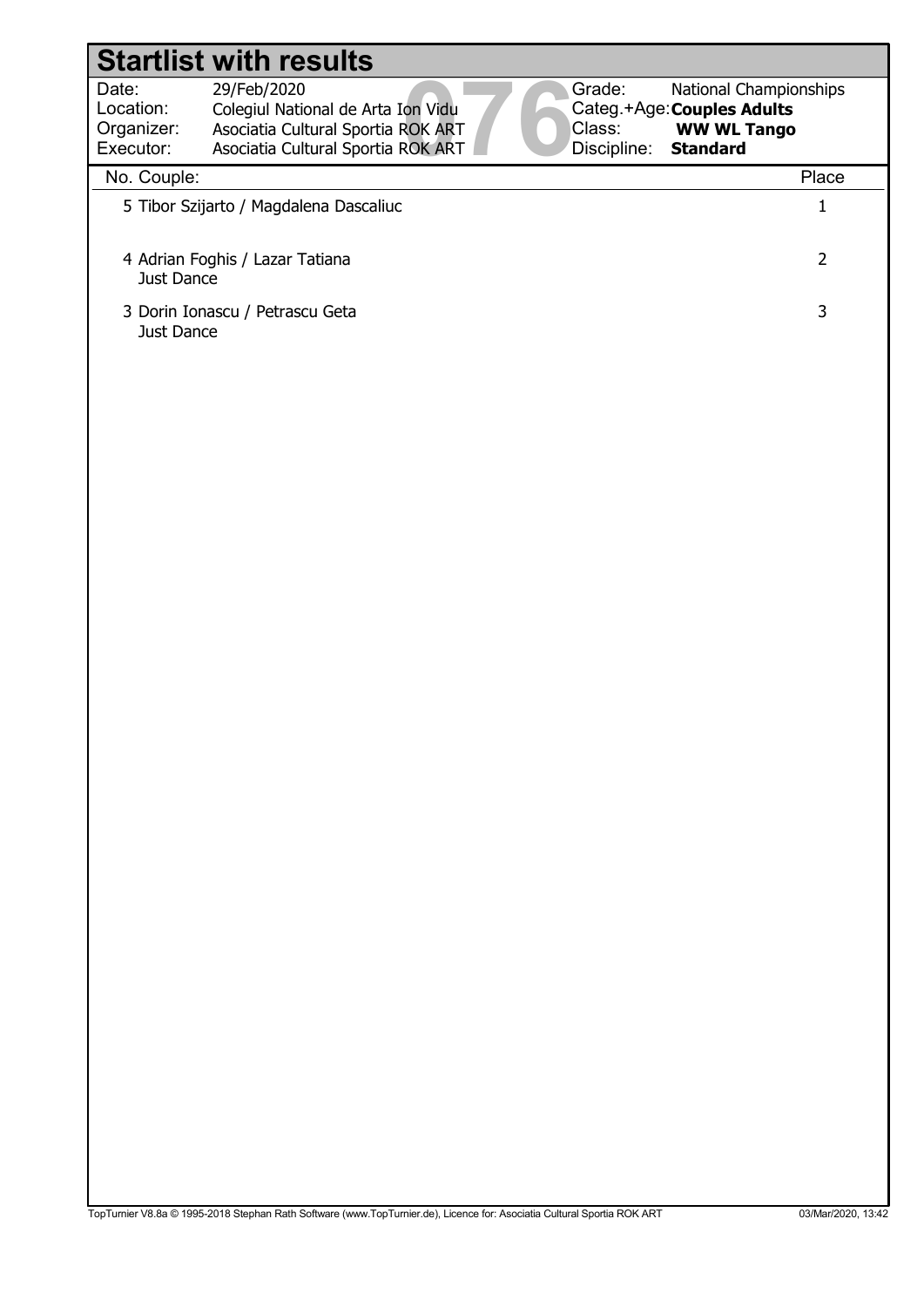# Startlist with results

| | | | |
|---|---|---|---|
| Date: | 29/Feb/2020 | Grade: | National Championships |
| Location: | Colegiul National de Arta Ion Vidu | Categ.+Age: | **Couples Adults** |
| Organizer: | Asociatia Cultural Sportia ROK ART | Class: | **WW WL Tango** |
| Executor: | Asociatia Cultural Sportia ROK ART | Discipline: | **Standard** |

076

| No. Couple: | Place |
|---|---|
| 5 Tibor Szijarto / Magdalena Dascaliuc | 1 |
| 4 Adrian Foghis / Lazar Tatiana<br>Just Dance | 2 |
| 3 Dorin Ionascu / Petrascu Geta<br>Just Dance | 3 |

TopTurnier V8.8a © 1995-2018 Stephan Rath Software (www.TopTurnier.de), Licence for: Asociatia Cultural Sportia ROK ART 03/Mar/2020, 13:42